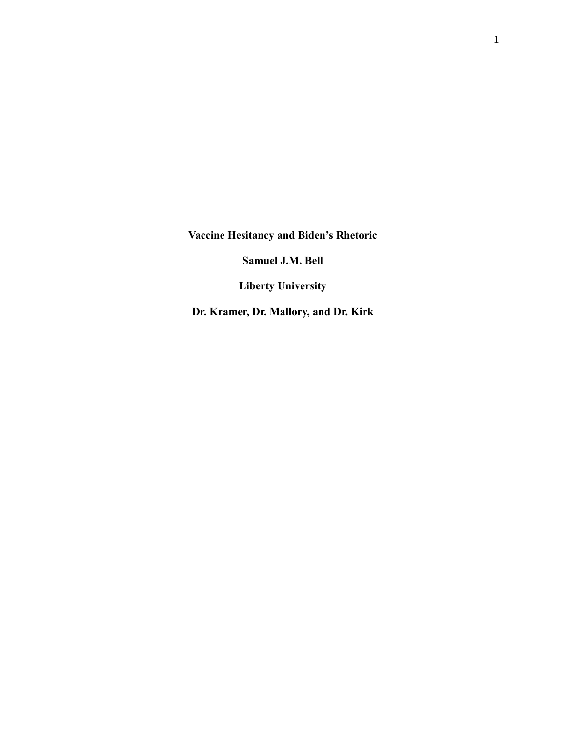**Vaccine Hesitancy and Biden's Rhetoric**

**Samuel J.M. Bell**

**Liberty University**

**Dr. Kramer, Dr. Mallory, and Dr. Kirk**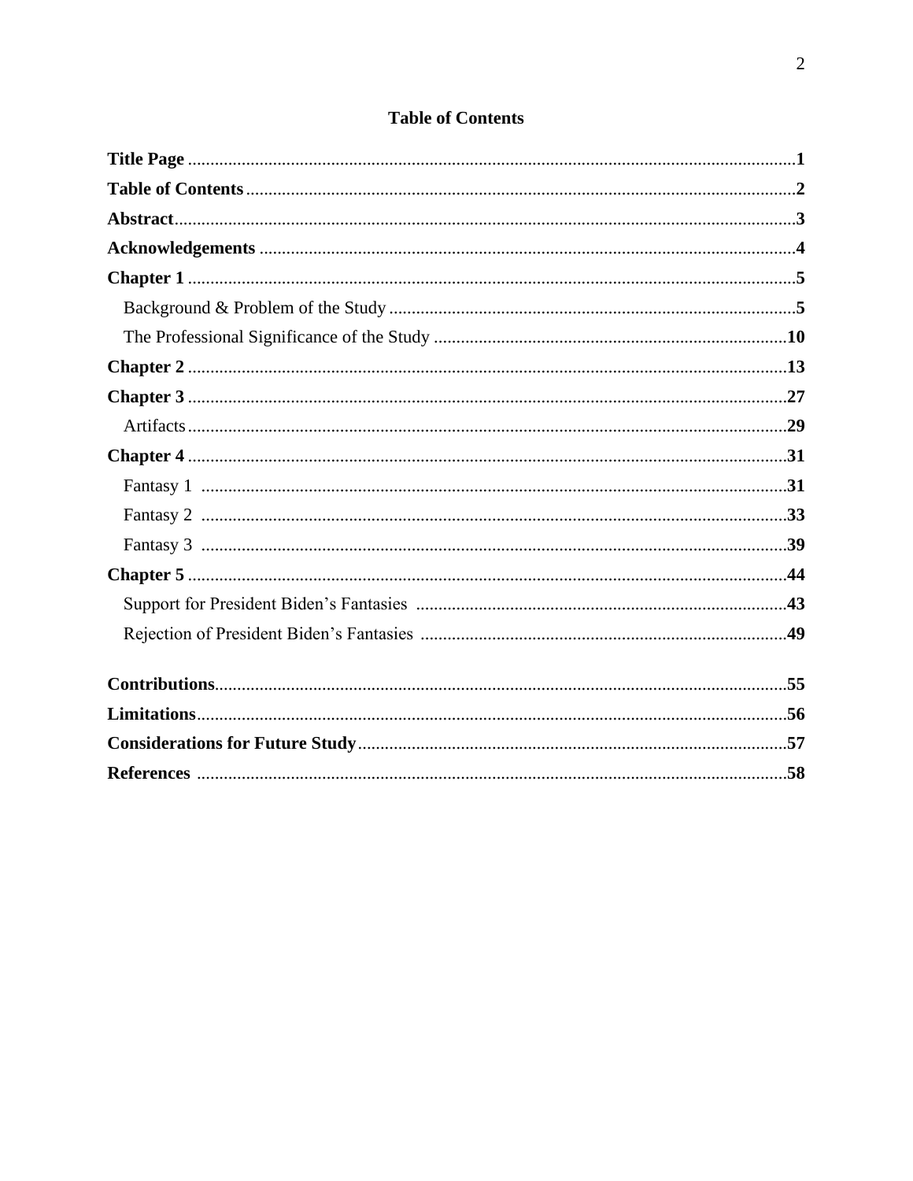# Table of Contents

**Title Page** ........................................................................................................................ **1**

**Table of Contents** ............................................................................................................. **2**

**Abstract** ............................................................................................................................ **3**

**Acknowledgements** .......................................................................................................... **4**

**Chapter 1** .......................................................................................................................... **5**

Background & Problem of the Study ........................................................................... **5**

The Professional Significance of the Study ............................................................... **10**

**Chapter 2** ........................................................................................................................ **13**

**Chapter 3** ........................................................................................................................ **27**

Artifacts ...................................................................................................................... **29**

**Chapter 4** ........................................................................................................................ **31**

Fantasy 1 .................................................................................................................... **31**

Fantasy 2 .................................................................................................................... **33**

Fantasy 3 .................................................................................................................... **39**

**Chapter 5** ........................................................................................................................ **44**

Support for President Biden's Fantasies .................................................................... **43**

Rejection of President Biden's Fantasies ................................................................... **49**

**Contributions** .................................................................................................................. **55**

**Limitations** ..................................................................................................................... **56**

**Considerations for Future Study** .................................................................................. **57**

**References** ..................................................................................................................... **58**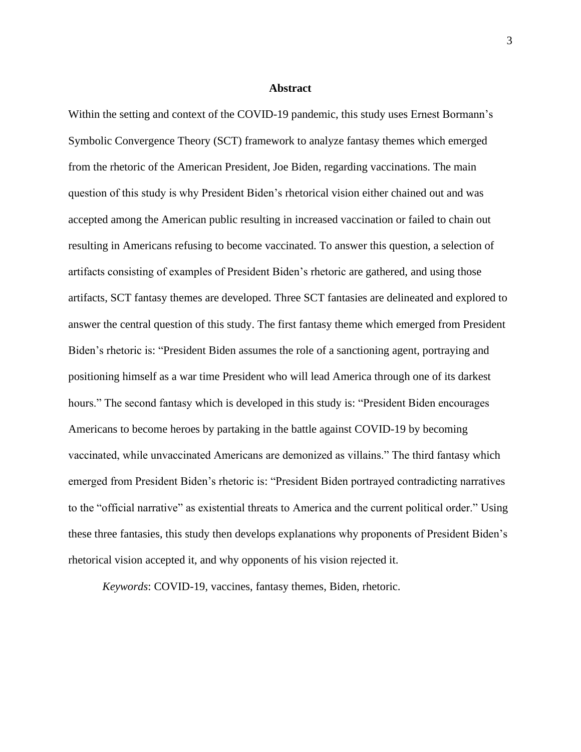# Abstract

Within the setting and context of the COVID-19 pandemic, this study uses Ernest Bormann's Symbolic Convergence Theory (SCT) framework to analyze fantasy themes which emerged from the rhetoric of the American President, Joe Biden, regarding vaccinations. The main question of this study is why President Biden's rhetorical vision either chained out and was accepted among the American public resulting in increased vaccination or failed to chain out resulting in Americans refusing to become vaccinated. To answer this question, a selection of artifacts consisting of examples of President Biden's rhetoric are gathered, and using those artifacts, SCT fantasy themes are developed. Three SCT fantasies are delineated and explored to answer the central question of this study. The first fantasy theme which emerged from President Biden's rhetoric is: "President Biden assumes the role of a sanctioning agent, portraying and positioning himself as a war time President who will lead America through one of its darkest hours." The second fantasy which is developed in this study is: "President Biden encourages Americans to become heroes by partaking in the battle against COVID-19 by becoming vaccinated, while unvaccinated Americans are demonized as villains." The third fantasy which emerged from President Biden's rhetoric is: "President Biden portrayed contradicting narratives to the "official narrative" as existential threats to America and the current political order." Using these three fantasies, this study then develops explanations why proponents of President Biden's rhetorical vision accepted it, and why opponents of his vision rejected it.

*Keywords*: COVID-19, vaccines, fantasy themes, Biden, rhetoric.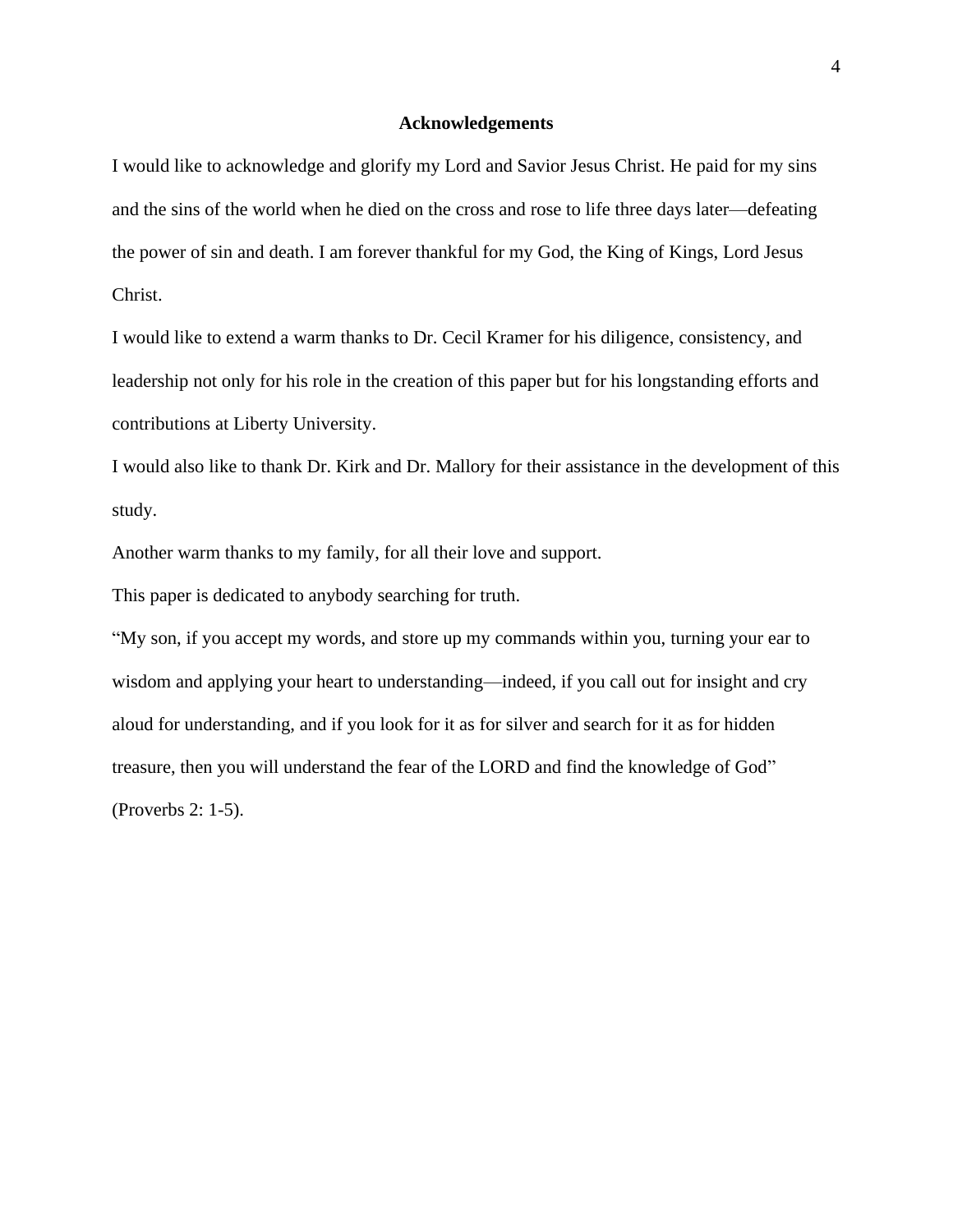## Acknowledgements

I would like to acknowledge and glorify my Lord and Savior Jesus Christ. He paid for my sins and the sins of the world when he died on the cross and rose to life three days later—defeating the power of sin and death. I am forever thankful for my God, the King of Kings, Lord Jesus Christ.

I would like to extend a warm thanks to Dr. Cecil Kramer for his diligence, consistency, and leadership not only for his role in the creation of this paper but for his longstanding efforts and contributions at Liberty University.

I would also like to thank Dr. Kirk and Dr. Mallory for their assistance in the development of this study.

Another warm thanks to my family, for all their love and support.

This paper is dedicated to anybody searching for truth.

"My son, if you accept my words, and store up my commands within you, turning your ear to wisdom and applying your heart to understanding—indeed, if you call out for insight and cry aloud for understanding, and if you look for it as for silver and search for it as for hidden treasure, then you will understand the fear of the LORD and find the knowledge of God" (Proverbs 2: 1-5).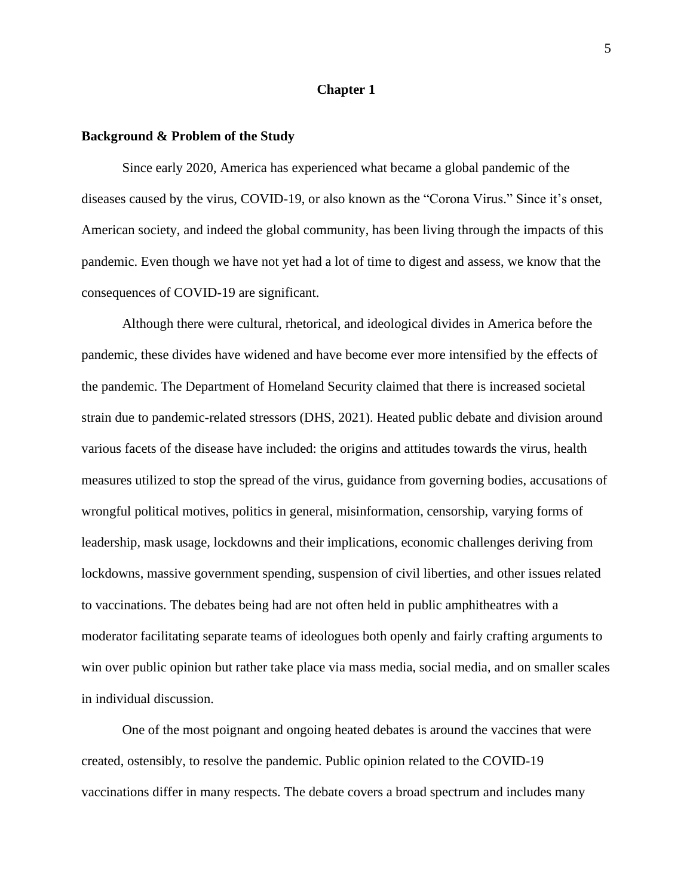# Chapter 1

## Background & Problem of the Study

Since early 2020, America has experienced what became a global pandemic of the diseases caused by the virus, COVID-19, or also known as the "Corona Virus." Since it's onset, American society, and indeed the global community, has been living through the impacts of this pandemic. Even though we have not yet had a lot of time to digest and assess, we know that the consequences of COVID-19 are significant.

Although there were cultural, rhetorical, and ideological divides in America before the pandemic, these divides have widened and have become ever more intensified by the effects of the pandemic. The Department of Homeland Security claimed that there is increased societal strain due to pandemic-related stressors (DHS, 2021). Heated public debate and division around various facets of the disease have included: the origins and attitudes towards the virus, health measures utilized to stop the spread of the virus, guidance from governing bodies, accusations of wrongful political motives, politics in general, misinformation, censorship, varying forms of leadership, mask usage, lockdowns and their implications, economic challenges deriving from lockdowns, massive government spending, suspension of civil liberties, and other issues related to vaccinations. The debates being had are not often held in public amphitheatres with a moderator facilitating separate teams of ideologues both openly and fairly crafting arguments to win over public opinion but rather take place via mass media, social media, and on smaller scales in individual discussion.

One of the most poignant and ongoing heated debates is around the vaccines that were created, ostensibly, to resolve the pandemic. Public opinion related to the COVID-19 vaccinations differ in many respects. The debate covers a broad spectrum and includes many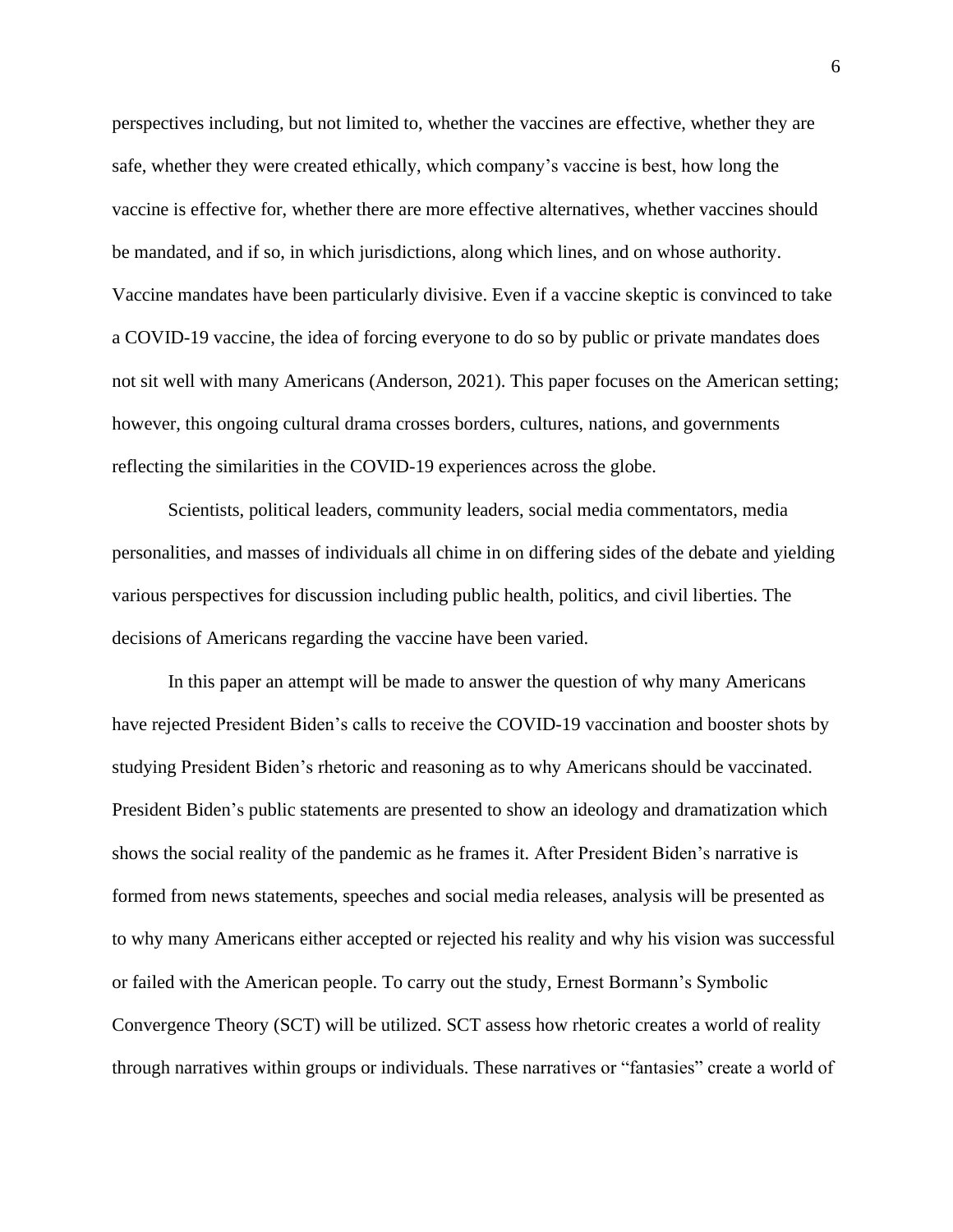perspectives including, but not limited to, whether the vaccines are effective, whether they are safe, whether they were created ethically, which company's vaccine is best, how long the vaccine is effective for, whether there are more effective alternatives, whether vaccines should be mandated, and if so, in which jurisdictions, along which lines, and on whose authority. Vaccine mandates have been particularly divisive. Even if a vaccine skeptic is convinced to take a COVID-19 vaccine, the idea of forcing everyone to do so by public or private mandates does not sit well with many Americans (Anderson, 2021). This paper focuses on the American setting; however, this ongoing cultural drama crosses borders, cultures, nations, and governments reflecting the similarities in the COVID-19 experiences across the globe.

Scientists, political leaders, community leaders, social media commentators, media personalities, and masses of individuals all chime in on differing sides of the debate and yielding various perspectives for discussion including public health, politics, and civil liberties. The decisions of Americans regarding the vaccine have been varied.

In this paper an attempt will be made to answer the question of why many Americans have rejected President Biden's calls to receive the COVID-19 vaccination and booster shots by studying President Biden's rhetoric and reasoning as to why Americans should be vaccinated. President Biden's public statements are presented to show an ideology and dramatization which shows the social reality of the pandemic as he frames it. After President Biden's narrative is formed from news statements, speeches and social media releases, analysis will be presented as to why many Americans either accepted or rejected his reality and why his vision was successful or failed with the American people. To carry out the study, Ernest Bormann's Symbolic Convergence Theory (SCT) will be utilized. SCT assess how rhetoric creates a world of reality through narratives within groups or individuals. These narratives or "fantasies" create a world of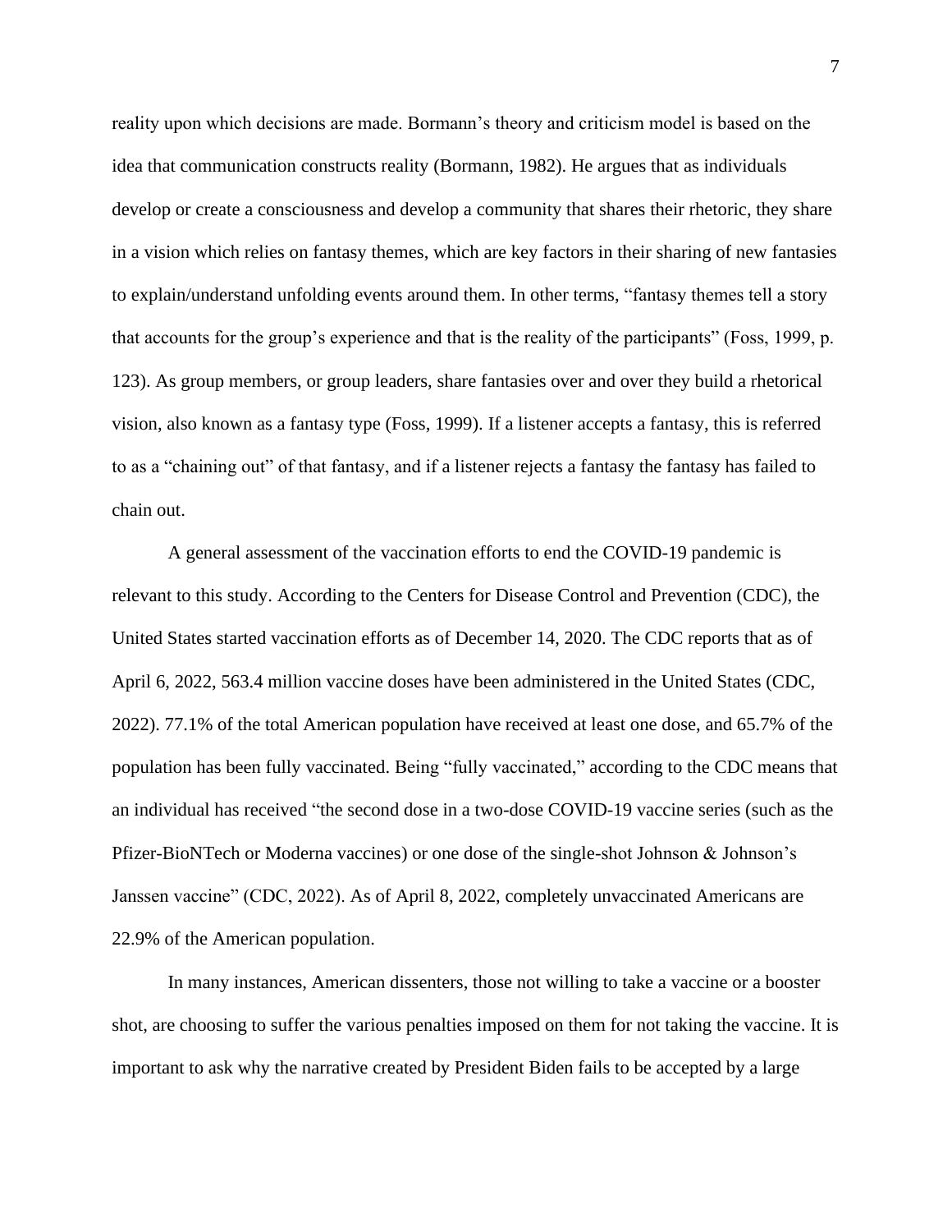reality upon which decisions are made. Bormann's theory and criticism model is based on the idea that communication constructs reality (Bormann, 1982). He argues that as individuals develop or create a consciousness and develop a community that shares their rhetoric, they share in a vision which relies on fantasy themes, which are key factors in their sharing of new fantasies to explain/understand unfolding events around them. In other terms, "fantasy themes tell a story that accounts for the group's experience and that is the reality of the participants" (Foss, 1999, p. 123). As group members, or group leaders, share fantasies over and over they build a rhetorical vision, also known as a fantasy type (Foss, 1999). If a listener accepts a fantasy, this is referred to as a "chaining out" of that fantasy, and if a listener rejects a fantasy the fantasy has failed to chain out.

A general assessment of the vaccination efforts to end the COVID-19 pandemic is relevant to this study. According to the Centers for Disease Control and Prevention (CDC), the United States started vaccination efforts as of December 14, 2020. The CDC reports that as of April 6, 2022, 563.4 million vaccine doses have been administered in the United States (CDC, 2022). 77.1% of the total American population have received at least one dose, and 65.7% of the population has been fully vaccinated. Being "fully vaccinated," according to the CDC means that an individual has received "the second dose in a two-dose COVID-19 vaccine series (such as the Pfizer-BioNTech or Moderna vaccines) or one dose of the single-shot Johnson & Johnson's Janssen vaccine" (CDC, 2022). As of April 8, 2022, completely unvaccinated Americans are 22.9% of the American population.

In many instances, American dissenters, those not willing to take a vaccine or a booster shot, are choosing to suffer the various penalties imposed on them for not taking the vaccine. It is important to ask why the narrative created by President Biden fails to be accepted by a large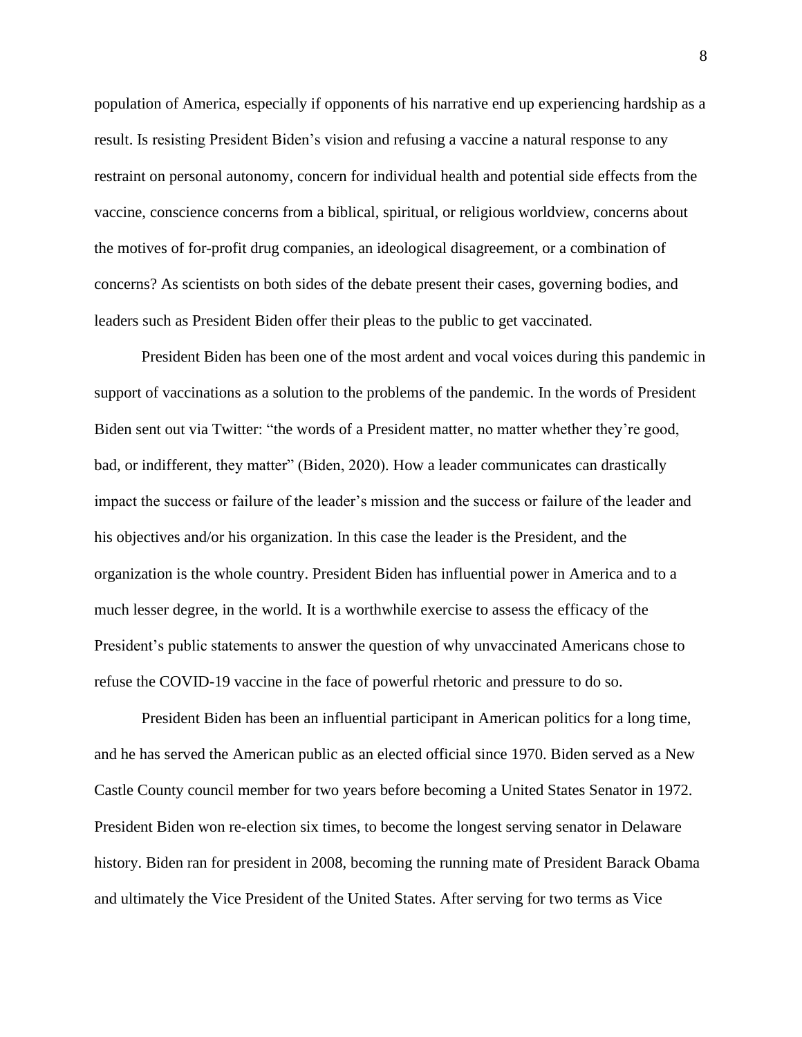population of America, especially if opponents of his narrative end up experiencing hardship as a result. Is resisting President Biden's vision and refusing a vaccine a natural response to any restraint on personal autonomy, concern for individual health and potential side effects from the vaccine, conscience concerns from a biblical, spiritual, or religious worldview, concerns about the motives of for-profit drug companies, an ideological disagreement, or a combination of concerns? As scientists on both sides of the debate present their cases, governing bodies, and leaders such as President Biden offer their pleas to the public to get vaccinated.

President Biden has been one of the most ardent and vocal voices during this pandemic in support of vaccinations as a solution to the problems of the pandemic. In the words of President Biden sent out via Twitter: "the words of a President matter, no matter whether they're good, bad, or indifferent, they matter" (Biden, 2020). How a leader communicates can drastically impact the success or failure of the leader's mission and the success or failure of the leader and his objectives and/or his organization. In this case the leader is the President, and the organization is the whole country. President Biden has influential power in America and to a much lesser degree, in the world. It is a worthwhile exercise to assess the efficacy of the President's public statements to answer the question of why unvaccinated Americans chose to refuse the COVID-19 vaccine in the face of powerful rhetoric and pressure to do so.

President Biden has been an influential participant in American politics for a long time, and he has served the American public as an elected official since 1970. Biden served as a New Castle County council member for two years before becoming a United States Senator in 1972. President Biden won re-election six times, to become the longest serving senator in Delaware history. Biden ran for president in 2008, becoming the running mate of President Barack Obama and ultimately the Vice President of the United States. After serving for two terms as Vice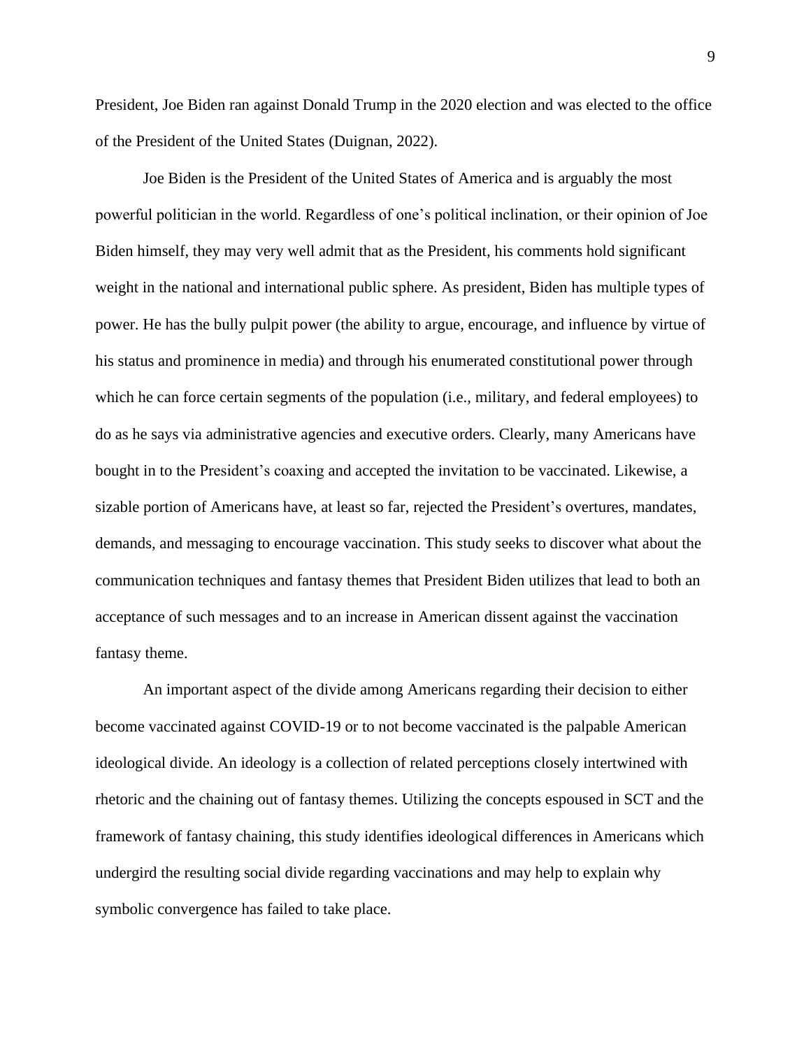President, Joe Biden ran against Donald Trump in the 2020 election and was elected to the office of the President of the United States (Duignan, 2022).

Joe Biden is the President of the United States of America and is arguably the most powerful politician in the world. Regardless of one's political inclination, or their opinion of Joe Biden himself, they may very well admit that as the President, his comments hold significant weight in the national and international public sphere. As president, Biden has multiple types of power. He has the bully pulpit power (the ability to argue, encourage, and influence by virtue of his status and prominence in media) and through his enumerated constitutional power through which he can force certain segments of the population (i.e., military, and federal employees) to do as he says via administrative agencies and executive orders. Clearly, many Americans have bought in to the President's coaxing and accepted the invitation to be vaccinated. Likewise, a sizable portion of Americans have, at least so far, rejected the President's overtures, mandates, demands, and messaging to encourage vaccination. This study seeks to discover what about the communication techniques and fantasy themes that President Biden utilizes that lead to both an acceptance of such messages and to an increase in American dissent against the vaccination fantasy theme.

An important aspect of the divide among Americans regarding their decision to either become vaccinated against COVID-19 or to not become vaccinated is the palpable American ideological divide. An ideology is a collection of related perceptions closely intertwined with rhetoric and the chaining out of fantasy themes. Utilizing the concepts espoused in SCT and the framework of fantasy chaining, this study identifies ideological differences in Americans which undergird the resulting social divide regarding vaccinations and may help to explain why symbolic convergence has failed to take place.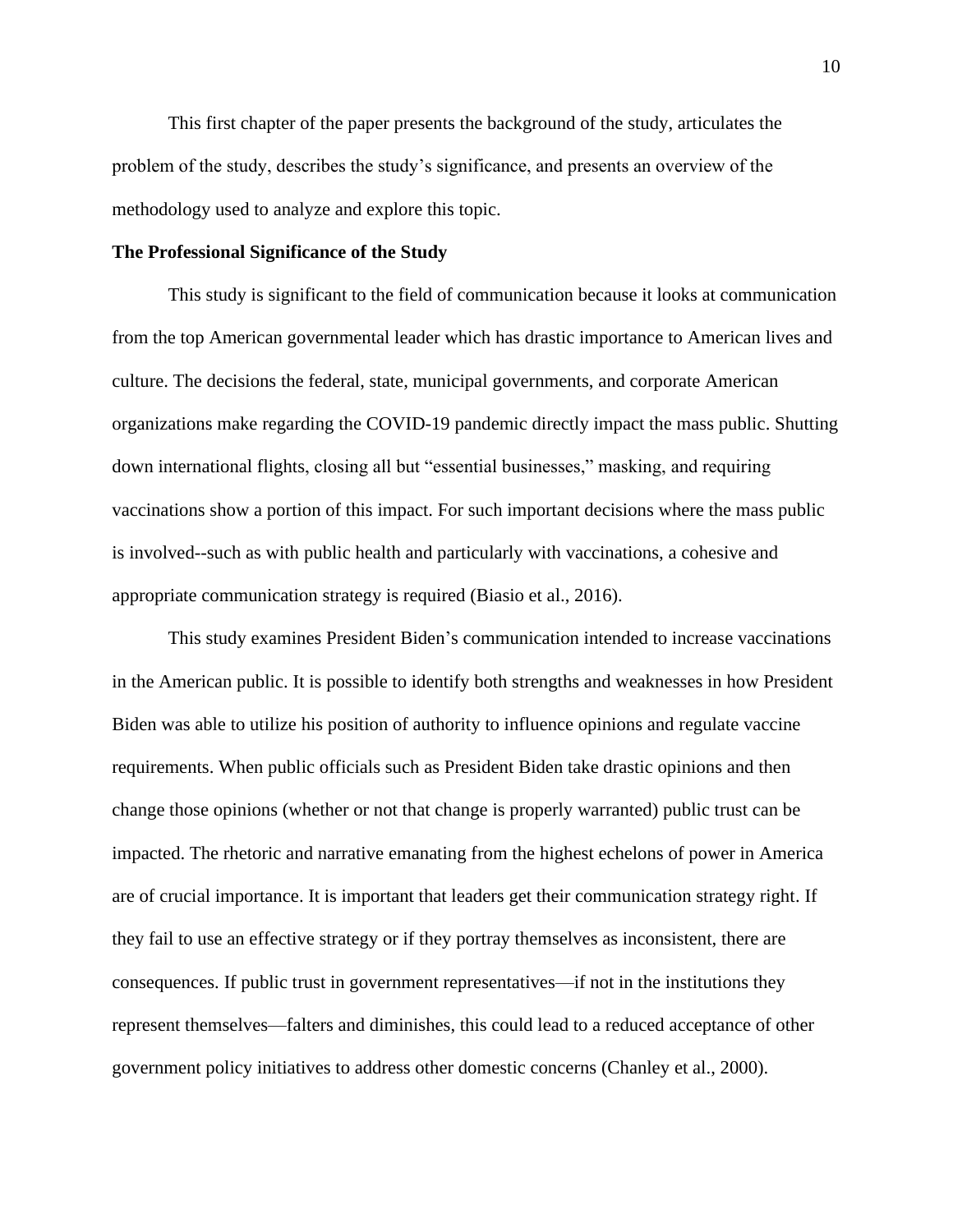This first chapter of the paper presents the background of the study, articulates the problem of the study, describes the study's significance, and presents an overview of the methodology used to analyze and explore this topic.

**The Professional Significance of the Study**

This study is significant to the field of communication because it looks at communication from the top American governmental leader which has drastic importance to American lives and culture. The decisions the federal, state, municipal governments, and corporate American organizations make regarding the COVID-19 pandemic directly impact the mass public. Shutting down international flights, closing all but "essential businesses," masking, and requiring vaccinations show a portion of this impact. For such important decisions where the mass public is involved--such as with public health and particularly with vaccinations, a cohesive and appropriate communication strategy is required (Biasio et al., 2016).

This study examines President Biden's communication intended to increase vaccinations in the American public. It is possible to identify both strengths and weaknesses in how President Biden was able to utilize his position of authority to influence opinions and regulate vaccine requirements. When public officials such as President Biden take drastic opinions and then change those opinions (whether or not that change is properly warranted) public trust can be impacted. The rhetoric and narrative emanating from the highest echelons of power in America are of crucial importance. It is important that leaders get their communication strategy right. If they fail to use an effective strategy or if they portray themselves as inconsistent, there are consequences. If public trust in government representatives—if not in the institutions they represent themselves—falters and diminishes, this could lead to a reduced acceptance of other government policy initiatives to address other domestic concerns (Chanley et al., 2000).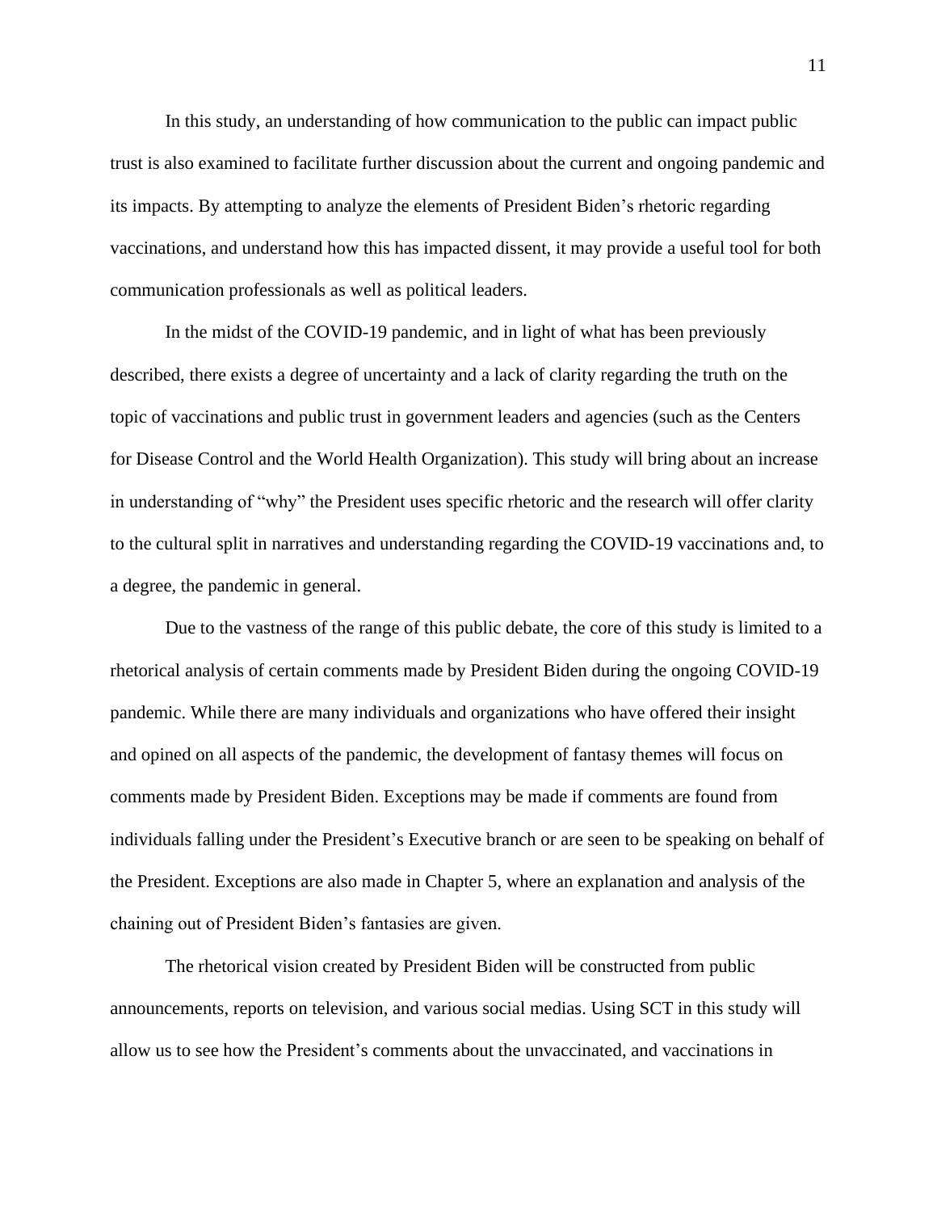In this study, an understanding of how communication to the public can impact public trust is also examined to facilitate further discussion about the current and ongoing pandemic and its impacts. By attempting to analyze the elements of President Biden's rhetoric regarding vaccinations, and understand how this has impacted dissent, it may provide a useful tool for both communication professionals as well as political leaders.

In the midst of the COVID-19 pandemic, and in light of what has been previously described, there exists a degree of uncertainty and a lack of clarity regarding the truth on the topic of vaccinations and public trust in government leaders and agencies (such as the Centers for Disease Control and the World Health Organization). This study will bring about an increase in understanding of "why" the President uses specific rhetoric and the research will offer clarity to the cultural split in narratives and understanding regarding the COVID-19 vaccinations and, to a degree, the pandemic in general.

Due to the vastness of the range of this public debate, the core of this study is limited to a rhetorical analysis of certain comments made by President Biden during the ongoing COVID-19 pandemic. While there are many individuals and organizations who have offered their insight and opined on all aspects of the pandemic, the development of fantasy themes will focus on comments made by President Biden. Exceptions may be made if comments are found from individuals falling under the President's Executive branch or are seen to be speaking on behalf of the President. Exceptions are also made in Chapter 5, where an explanation and analysis of the chaining out of President Biden's fantasies are given.

The rhetorical vision created by President Biden will be constructed from public announcements, reports on television, and various social medias. Using SCT in this study will allow us to see how the President's comments about the unvaccinated, and vaccinations in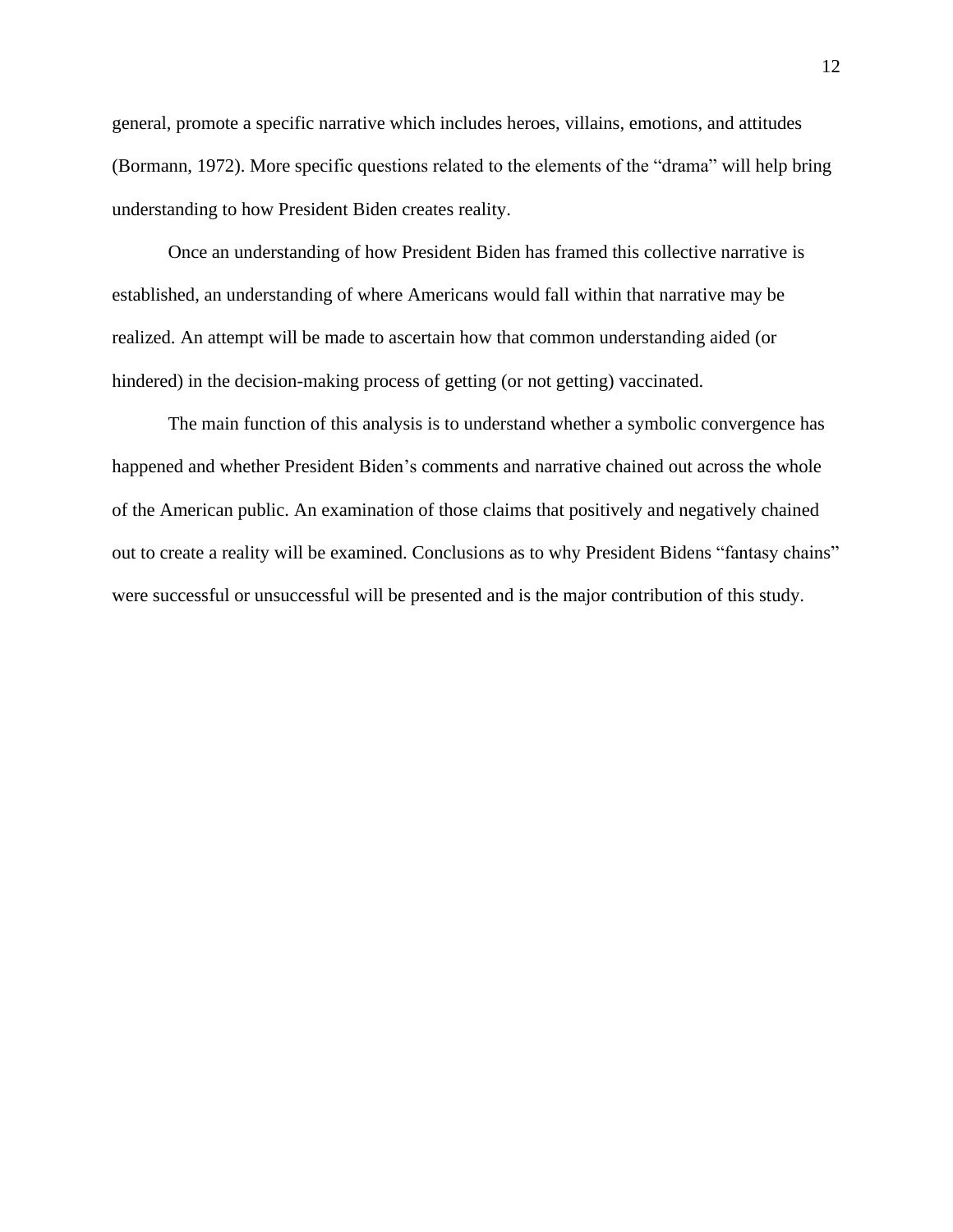general, promote a specific narrative which includes heroes, villains, emotions, and attitudes (Bormann, 1972). More specific questions related to the elements of the "drama" will help bring understanding to how President Biden creates reality.

Once an understanding of how President Biden has framed this collective narrative is established, an understanding of where Americans would fall within that narrative may be realized. An attempt will be made to ascertain how that common understanding aided (or hindered) in the decision-making process of getting (or not getting) vaccinated.

The main function of this analysis is to understand whether a symbolic convergence has happened and whether President Biden's comments and narrative chained out across the whole of the American public. An examination of those claims that positively and negatively chained out to create a reality will be examined. Conclusions as to why President Bidens "fantasy chains" were successful or unsuccessful will be presented and is the major contribution of this study.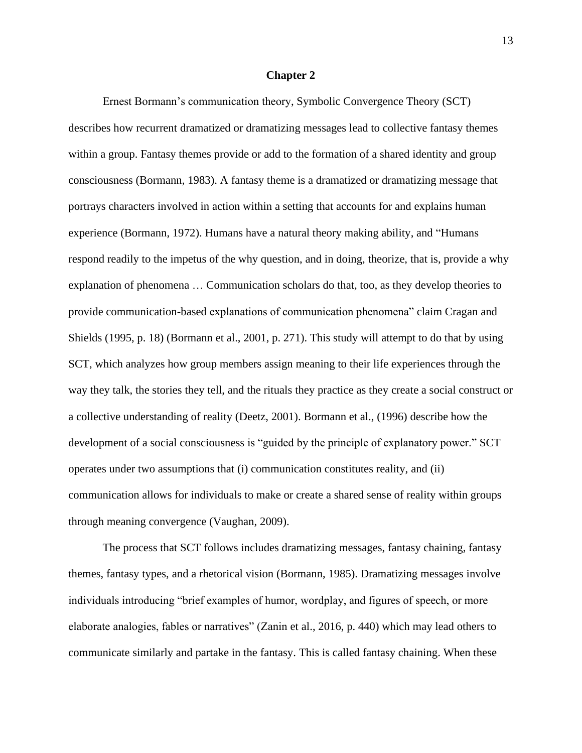# Chapter 2

Ernest Bormann's communication theory, Symbolic Convergence Theory (SCT) describes how recurrent dramatized or dramatizing messages lead to collective fantasy themes within a group. Fantasy themes provide or add to the formation of a shared identity and group consciousness (Bormann, 1983). A fantasy theme is a dramatized or dramatizing message that portrays characters involved in action within a setting that accounts for and explains human experience (Bormann, 1972). Humans have a natural theory making ability, and "Humans respond readily to the impetus of the why question, and in doing, theorize, that is, provide a why explanation of phenomena … Communication scholars do that, too, as they develop theories to provide communication-based explanations of communication phenomena" claim Cragan and Shields (1995, p. 18) (Bormann et al., 2001, p. 271). This study will attempt to do that by using SCT, which analyzes how group members assign meaning to their life experiences through the way they talk, the stories they tell, and the rituals they practice as they create a social construct or a collective understanding of reality (Deetz, 2001). Bormann et al., (1996) describe how the development of a social consciousness is "guided by the principle of explanatory power." SCT operates under two assumptions that (i) communication constitutes reality, and (ii) communication allows for individuals to make or create a shared sense of reality within groups through meaning convergence (Vaughan, 2009).

The process that SCT follows includes dramatizing messages, fantasy chaining, fantasy themes, fantasy types, and a rhetorical vision (Bormann, 1985). Dramatizing messages involve individuals introducing "brief examples of humor, wordplay, and figures of speech, or more elaborate analogies, fables or narratives" (Zanin et al., 2016, p. 440) which may lead others to communicate similarly and partake in the fantasy. This is called fantasy chaining. When these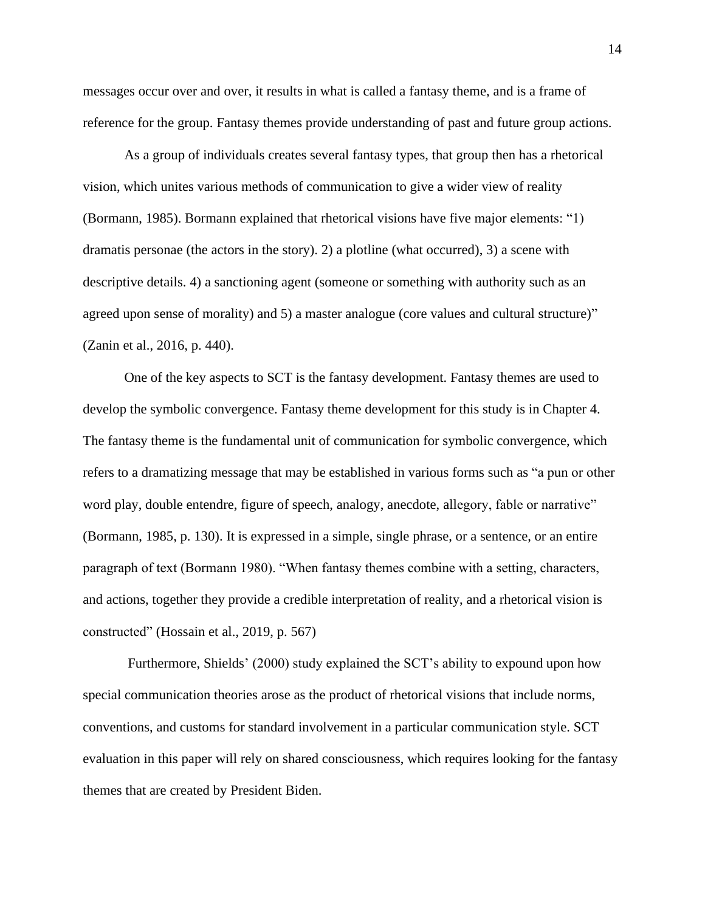messages occur over and over, it results in what is called a fantasy theme, and is a frame of reference for the group. Fantasy themes provide understanding of past and future group actions.

As a group of individuals creates several fantasy types, that group then has a rhetorical vision, which unites various methods of communication to give a wider view of reality (Bormann, 1985). Bormann explained that rhetorical visions have five major elements: "1) dramatis personae (the actors in the story). 2) a plotline (what occurred), 3) a scene with descriptive details. 4) a sanctioning agent (someone or something with authority such as an agreed upon sense of morality) and 5) a master analogue (core values and cultural structure)" (Zanin et al., 2016, p. 440).

One of the key aspects to SCT is the fantasy development. Fantasy themes are used to develop the symbolic convergence. Fantasy theme development for this study is in Chapter 4. The fantasy theme is the fundamental unit of communication for symbolic convergence, which refers to a dramatizing message that may be established in various forms such as "a pun or other word play, double entendre, figure of speech, analogy, anecdote, allegory, fable or narrative" (Bormann, 1985, p. 130). It is expressed in a simple, single phrase, or a sentence, or an entire paragraph of text (Bormann 1980). "When fantasy themes combine with a setting, characters, and actions, together they provide a credible interpretation of reality, and a rhetorical vision is constructed" (Hossain et al., 2019, p. 567)

Furthermore, Shields' (2000) study explained the SCT's ability to expound upon how special communication theories arose as the product of rhetorical visions that include norms, conventions, and customs for standard involvement in a particular communication style. SCT evaluation in this paper will rely on shared consciousness, which requires looking for the fantasy themes that are created by President Biden.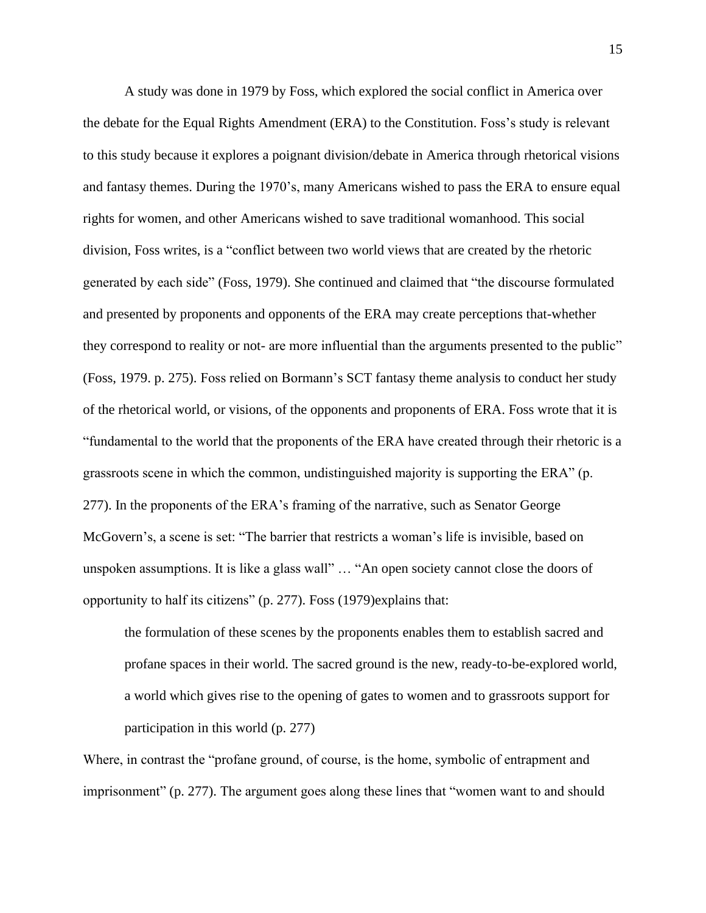A study was done in 1979 by Foss, which explored the social conflict in America over the debate for the Equal Rights Amendment (ERA) to the Constitution. Foss's study is relevant to this study because it explores a poignant division/debate in America through rhetorical visions and fantasy themes. During the 1970's, many Americans wished to pass the ERA to ensure equal rights for women, and other Americans wished to save traditional womanhood. This social division, Foss writes, is a "conflict between two world views that are created by the rhetoric generated by each side" (Foss, 1979). She continued and claimed that "the discourse formulated and presented by proponents and opponents of the ERA may create perceptions that-whether they correspond to reality or not- are more influential than the arguments presented to the public" (Foss, 1979. p. 275). Foss relied on Bormann's SCT fantasy theme analysis to conduct her study of the rhetorical world, or visions, of the opponents and proponents of ERA. Foss wrote that it is "fundamental to the world that the proponents of the ERA have created through their rhetoric is a grassroots scene in which the common, undistinguished majority is supporting the ERA" (p. 277). In the proponents of the ERA's framing of the narrative, such as Senator George McGovern's, a scene is set: "The barrier that restricts a woman's life is invisible, based on unspoken assumptions. It is like a glass wall" … "An open society cannot close the doors of opportunity to half its citizens" (p. 277). Foss (1979)explains that:

> the formulation of these scenes by the proponents enables them to establish sacred and profane spaces in their world. The sacred ground is the new, ready-to-be-explored world, a world which gives rise to the opening of gates to women and to grassroots support for participation in this world (p. 277)

Where, in contrast the "profane ground, of course, is the home, symbolic of entrapment and imprisonment" (p. 277). The argument goes along these lines that "women want to and should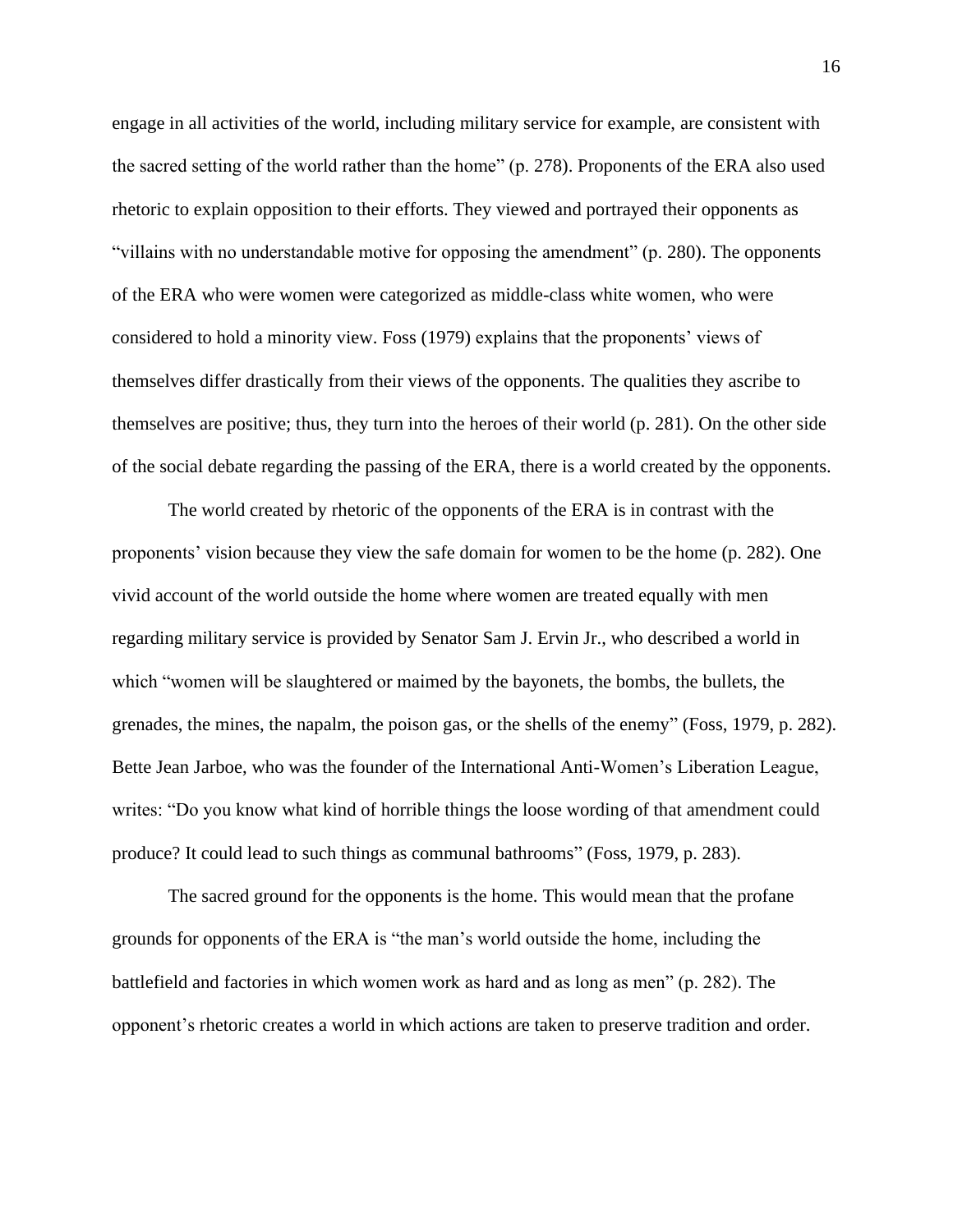engage in all activities of the world, including military service for example, are consistent with the sacred setting of the world rather than the home" (p. 278). Proponents of the ERA also used rhetoric to explain opposition to their efforts. They viewed and portrayed their opponents as "villains with no understandable motive for opposing the amendment" (p. 280). The opponents of the ERA who were women were categorized as middle-class white women, who were considered to hold a minority view. Foss (1979) explains that the proponents' views of themselves differ drastically from their views of the opponents. The qualities they ascribe to themselves are positive; thus, they turn into the heroes of their world (p. 281). On the other side of the social debate regarding the passing of the ERA, there is a world created by the opponents.

The world created by rhetoric of the opponents of the ERA is in contrast with the proponents' vision because they view the safe domain for women to be the home (p. 282). One vivid account of the world outside the home where women are treated equally with men regarding military service is provided by Senator Sam J. Ervin Jr., who described a world in which "women will be slaughtered or maimed by the bayonets, the bombs, the bullets, the grenades, the mines, the napalm, the poison gas, or the shells of the enemy" (Foss, 1979, p. 282). Bette Jean Jarboe, who was the founder of the International Anti-Women's Liberation League, writes: "Do you know what kind of horrible things the loose wording of that amendment could produce? It could lead to such things as communal bathrooms" (Foss, 1979, p. 283).

The sacred ground for the opponents is the home. This would mean that the profane grounds for opponents of the ERA is "the man's world outside the home, including the battlefield and factories in which women work as hard and as long as men" (p. 282). The opponent's rhetoric creates a world in which actions are taken to preserve tradition and order.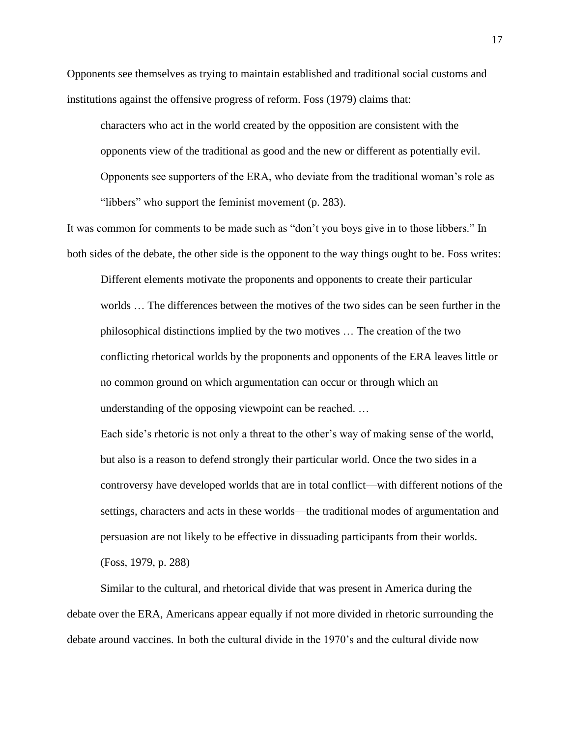Opponents see themselves as trying to maintain established and traditional social customs and institutions against the offensive progress of reform. Foss (1979) claims that:

> characters who act in the world created by the opposition are consistent with the opponents view of the traditional as good and the new or different as potentially evil. Opponents see supporters of the ERA, who deviate from the traditional woman's role as "libbers" who support the feminist movement (p. 283).

It was common for comments to be made such as "don't you boys give in to those libbers." In both sides of the debate, the other side is the opponent to the way things ought to be. Foss writes:

> Different elements motivate the proponents and opponents to create their particular worlds … The differences between the motives of the two sides can be seen further in the philosophical distinctions implied by the two motives … The creation of the two conflicting rhetorical worlds by the proponents and opponents of the ERA leaves little or no common ground on which argumentation can occur or through which an understanding of the opposing viewpoint can be reached. …
>
> Each side's rhetoric is not only a threat to the other's way of making sense of the world, but also is a reason to defend strongly their particular world. Once the two sides in a controversy have developed worlds that are in total conflict—with different notions of the settings, characters and acts in these worlds—the traditional modes of argumentation and persuasion are not likely to be effective in dissuading participants from their worlds. (Foss, 1979, p. 288)

Similar to the cultural, and rhetorical divide that was present in America during the debate over the ERA, Americans appear equally if not more divided in rhetoric surrounding the debate around vaccines. In both the cultural divide in the 1970's and the cultural divide now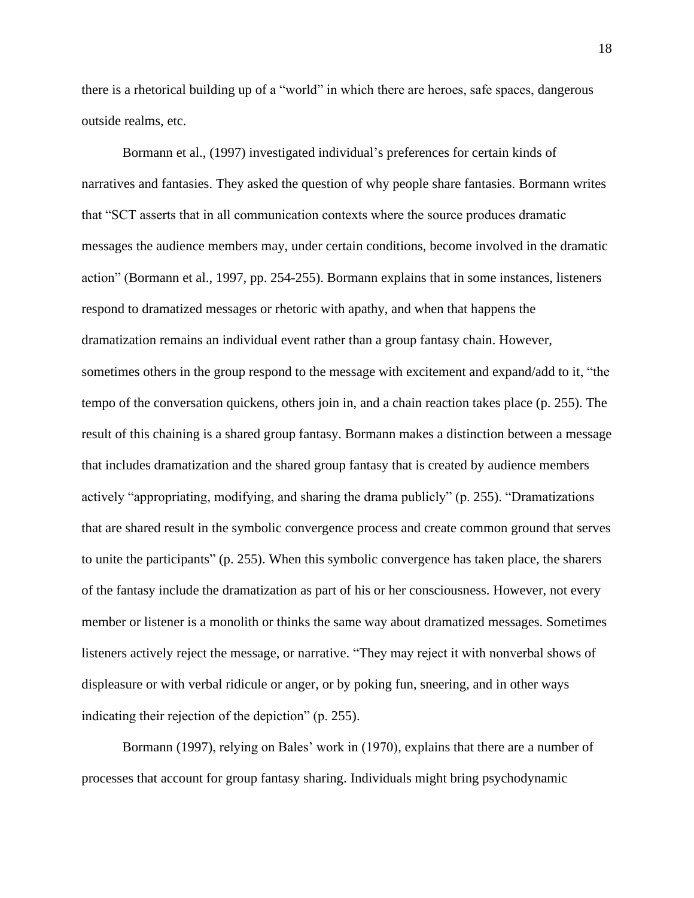there is a rhetorical building up of a "world" in which there are heroes, safe spaces, dangerous outside realms, etc.

Bormann et al., (1997) investigated individual's preferences for certain kinds of narratives and fantasies. They asked the question of why people share fantasies. Bormann writes that "SCT asserts that in all communication contexts where the source produces dramatic messages the audience members may, under certain conditions, become involved in the dramatic action" (Bormann et al., 1997, pp. 254-255). Bormann explains that in some instances, listeners respond to dramatized messages or rhetoric with apathy, and when that happens the dramatization remains an individual event rather than a group fantasy chain. However, sometimes others in the group respond to the message with excitement and expand/add to it, "the tempo of the conversation quickens, others join in, and a chain reaction takes place (p. 255). The result of this chaining is a shared group fantasy. Bormann makes a distinction between a message that includes dramatization and the shared group fantasy that is created by audience members actively "appropriating, modifying, and sharing the drama publicly" (p. 255). "Dramatizations that are shared result in the symbolic convergence process and create common ground that serves to unite the participants" (p. 255). When this symbolic convergence has taken place, the sharers of the fantasy include the dramatization as part of his or her consciousness. However, not every member or listener is a monolith or thinks the same way about dramatized messages. Sometimes listeners actively reject the message, or narrative. "They may reject it with nonverbal shows of displeasure or with verbal ridicule or anger, or by poking fun, sneering, and in other ways indicating their rejection of the depiction" (p. 255).

Bormann (1997), relying on Bales' work in (1970), explains that there are a number of processes that account for group fantasy sharing. Individuals might bring psychodynamic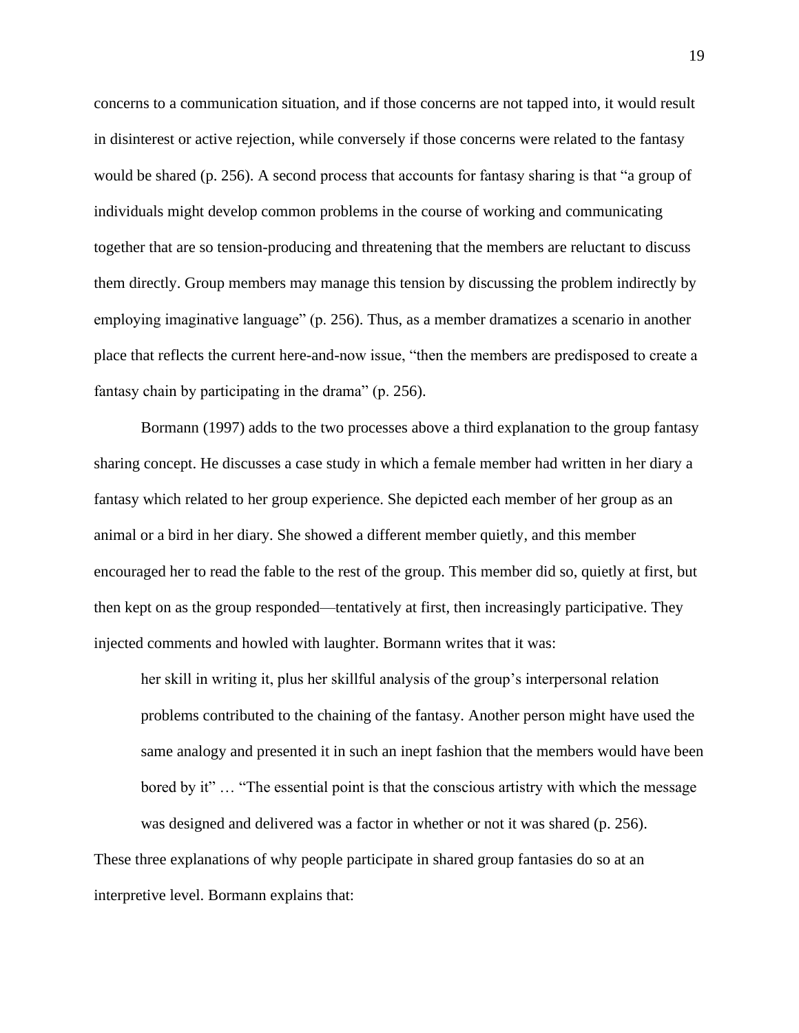concerns to a communication situation, and if those concerns are not tapped into, it would result in disinterest or active rejection, while conversely if those concerns were related to the fantasy would be shared (p. 256). A second process that accounts for fantasy sharing is that "a group of individuals might develop common problems in the course of working and communicating together that are so tension-producing and threatening that the members are reluctant to discuss them directly. Group members may manage this tension by discussing the problem indirectly by employing imaginative language" (p. 256). Thus, as a member dramatizes a scenario in another place that reflects the current here-and-now issue, "then the members are predisposed to create a fantasy chain by participating in the drama" (p. 256).

Bormann (1997) adds to the two processes above a third explanation to the group fantasy sharing concept. He discusses a case study in which a female member had written in her diary a fantasy which related to her group experience. She depicted each member of her group as an animal or a bird in her diary. She showed a different member quietly, and this member encouraged her to read the fable to the rest of the group. This member did so, quietly at first, but then kept on as the group responded—tentatively at first, then increasingly participative. They injected comments and howled with laughter. Bormann writes that it was:

> her skill in writing it, plus her skillful analysis of the group's interpersonal relation problems contributed to the chaining of the fantasy. Another person might have used the same analogy and presented it in such an inept fashion that the members would have been bored by it" … "The essential point is that the conscious artistry with which the message was designed and delivered was a factor in whether or not it was shared (p. 256).

These three explanations of why people participate in shared group fantasies do so at an interpretive level. Bormann explains that: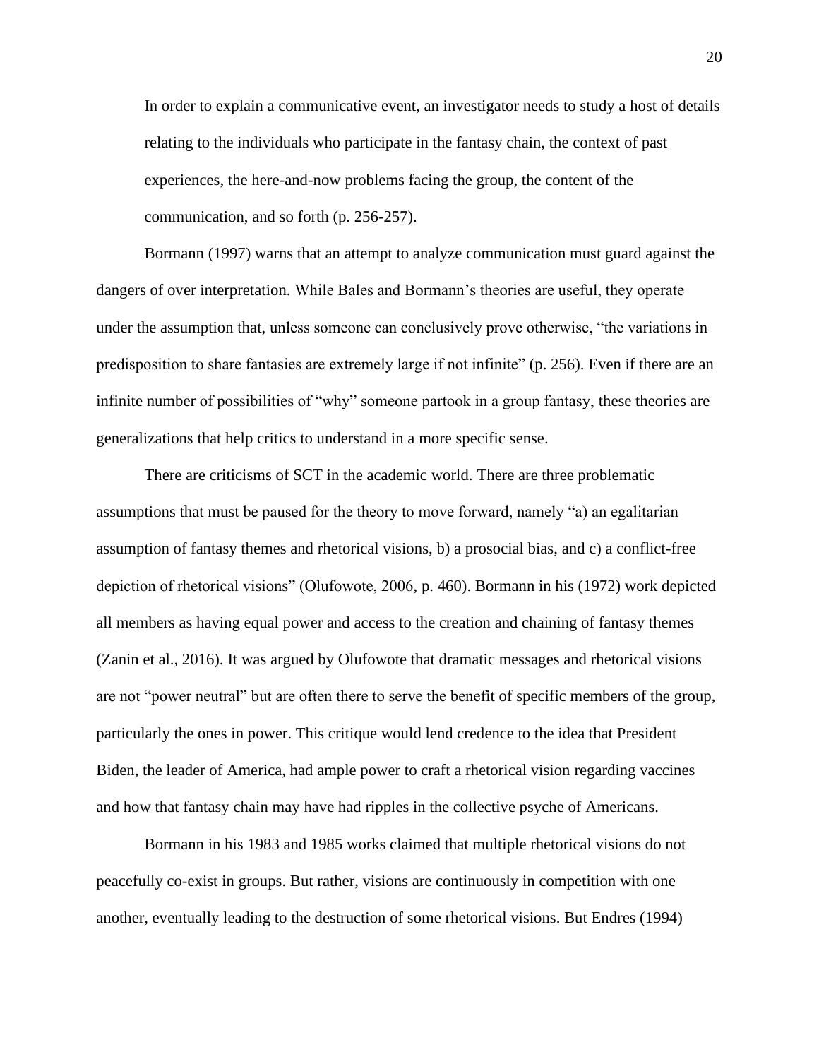> In order to explain a communicative event, an investigator needs to study a host of details relating to the individuals who participate in the fantasy chain, the context of past experiences, the here-and-now problems facing the group, the content of the communication, and so forth (p. 256-257).

Bormann (1997) warns that an attempt to analyze communication must guard against the dangers of over interpretation. While Bales and Bormann's theories are useful, they operate under the assumption that, unless someone can conclusively prove otherwise, "the variations in predisposition to share fantasies are extremely large if not infinite" (p. 256). Even if there are an infinite number of possibilities of "why" someone partook in a group fantasy, these theories are generalizations that help critics to understand in a more specific sense.

There are criticisms of SCT in the academic world. There are three problematic assumptions that must be paused for the theory to move forward, namely "a) an egalitarian assumption of fantasy themes and rhetorical visions, b) a prosocial bias, and c) a conflict-free depiction of rhetorical visions" (Olufowote, 2006, p. 460). Bormann in his (1972) work depicted all members as having equal power and access to the creation and chaining of fantasy themes (Zanin et al., 2016). It was argued by Olufowote that dramatic messages and rhetorical visions are not "power neutral" but are often there to serve the benefit of specific members of the group, particularly the ones in power. This critique would lend credence to the idea that President Biden, the leader of America, had ample power to craft a rhetorical vision regarding vaccines and how that fantasy chain may have had ripples in the collective psyche of Americans.

Bormann in his 1983 and 1985 works claimed that multiple rhetorical visions do not peacefully co-exist in groups. But rather, visions are continuously in competition with one another, eventually leading to the destruction of some rhetorical visions. But Endres (1994)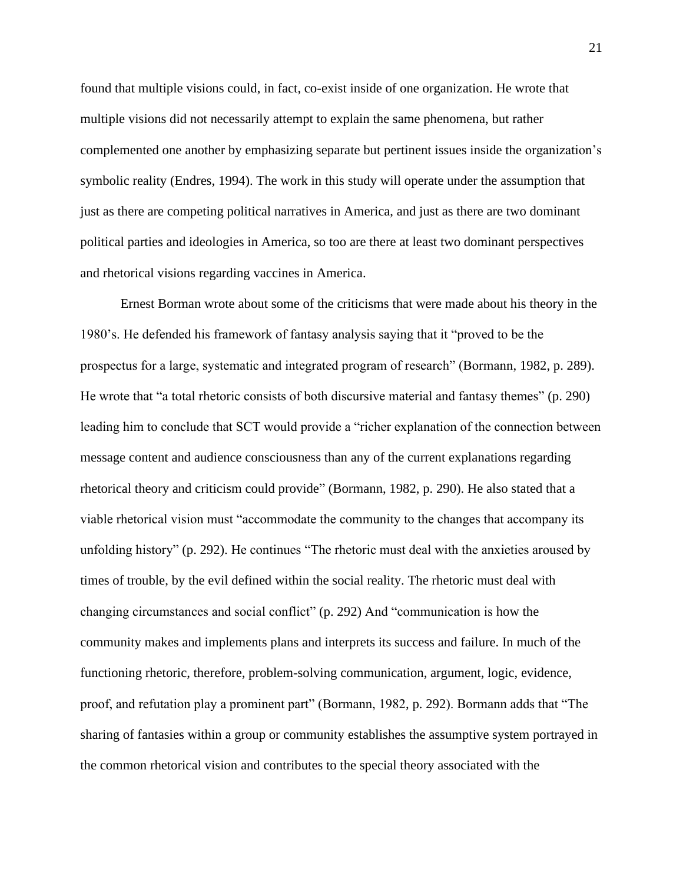found that multiple visions could, in fact, co-exist inside of one organization. He wrote that multiple visions did not necessarily attempt to explain the same phenomena, but rather complemented one another by emphasizing separate but pertinent issues inside the organization's symbolic reality (Endres, 1994). The work in this study will operate under the assumption that just as there are competing political narratives in America, and just as there are two dominant political parties and ideologies in America, so too are there at least two dominant perspectives and rhetorical visions regarding vaccines in America.

Ernest Borman wrote about some of the criticisms that were made about his theory in the 1980's. He defended his framework of fantasy analysis saying that it "proved to be the prospectus for a large, systematic and integrated program of research" (Bormann, 1982, p. 289). He wrote that "a total rhetoric consists of both discursive material and fantasy themes" (p. 290) leading him to conclude that SCT would provide a "richer explanation of the connection between message content and audience consciousness than any of the current explanations regarding rhetorical theory and criticism could provide" (Bormann, 1982, p. 290). He also stated that a viable rhetorical vision must "accommodate the community to the changes that accompany its unfolding history" (p. 292). He continues "The rhetoric must deal with the anxieties aroused by times of trouble, by the evil defined within the social reality. The rhetoric must deal with changing circumstances and social conflict" (p. 292) And "communication is how the community makes and implements plans and interprets its success and failure. In much of the functioning rhetoric, therefore, problem-solving communication, argument, logic, evidence, proof, and refutation play a prominent part" (Bormann, 1982, p. 292). Bormann adds that "The sharing of fantasies within a group or community establishes the assumptive system portrayed in the common rhetorical vision and contributes to the special theory associated with the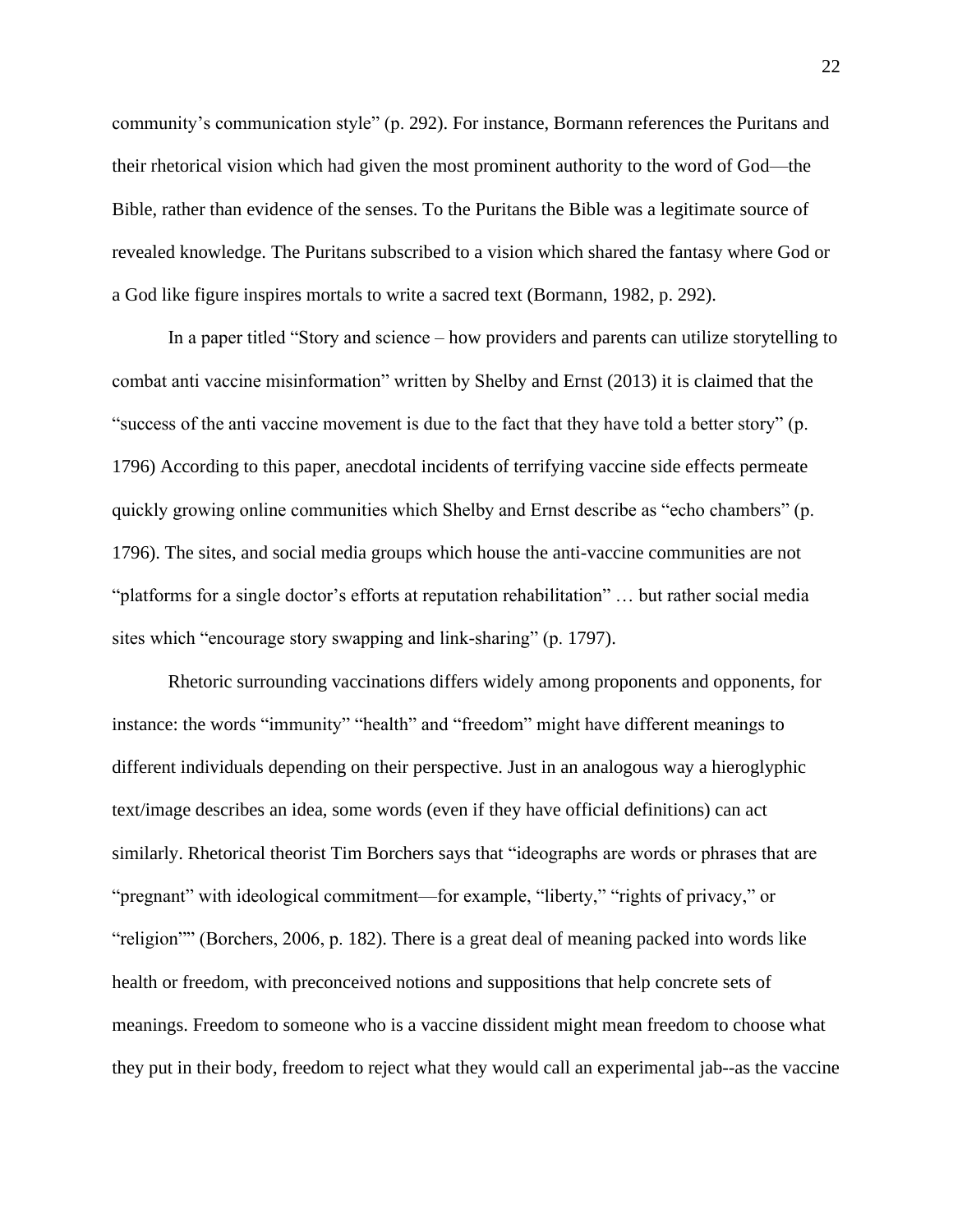community's communication style" (p. 292). For instance, Bormann references the Puritans and their rhetorical vision which had given the most prominent authority to the word of God—the Bible, rather than evidence of the senses. To the Puritans the Bible was a legitimate source of revealed knowledge. The Puritans subscribed to a vision which shared the fantasy where God or a God like figure inspires mortals to write a sacred text (Bormann, 1982, p. 292).

In a paper titled "Story and science – how providers and parents can utilize storytelling to combat anti vaccine misinformation" written by Shelby and Ernst (2013) it is claimed that the "success of the anti vaccine movement is due to the fact that they have told a better story" (p. 1796) According to this paper, anecdotal incidents of terrifying vaccine side effects permeate quickly growing online communities which Shelby and Ernst describe as "echo chambers" (p. 1796). The sites, and social media groups which house the anti-vaccine communities are not "platforms for a single doctor's efforts at reputation rehabilitation" … but rather social media sites which "encourage story swapping and link-sharing" (p. 1797).

Rhetoric surrounding vaccinations differs widely among proponents and opponents, for instance: the words "immunity" "health" and "freedom" might have different meanings to different individuals depending on their perspective. Just in an analogous way a hieroglyphic text/image describes an idea, some words (even if they have official definitions) can act similarly. Rhetorical theorist Tim Borchers says that "ideographs are words or phrases that are "pregnant" with ideological commitment—for example, "liberty," "rights of privacy," or "religion"" (Borchers, 2006, p. 182). There is a great deal of meaning packed into words like health or freedom, with preconceived notions and suppositions that help concrete sets of meanings. Freedom to someone who is a vaccine dissident might mean freedom to choose what they put in their body, freedom to reject what they would call an experimental jab--as the vaccine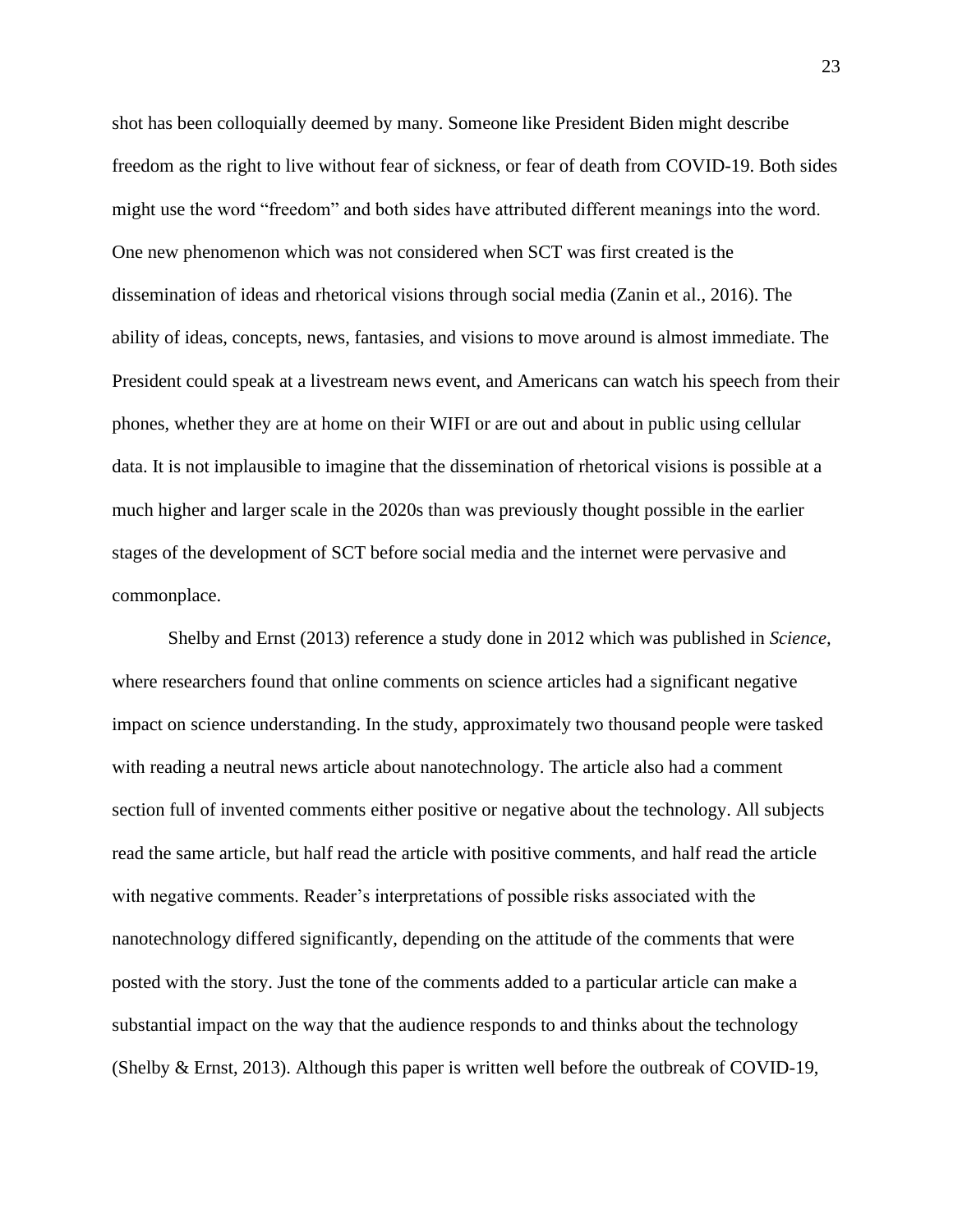shot has been colloquially deemed by many. Someone like President Biden might describe freedom as the right to live without fear of sickness, or fear of death from COVID-19. Both sides might use the word "freedom" and both sides have attributed different meanings into the word. One new phenomenon which was not considered when SCT was first created is the dissemination of ideas and rhetorical visions through social media (Zanin et al., 2016). The ability of ideas, concepts, news, fantasies, and visions to move around is almost immediate. The President could speak at a livestream news event, and Americans can watch his speech from their phones, whether they are at home on their WIFI or are out and about in public using cellular data. It is not implausible to imagine that the dissemination of rhetorical visions is possible at a much higher and larger scale in the 2020s than was previously thought possible in the earlier stages of the development of SCT before social media and the internet were pervasive and commonplace.

Shelby and Ernst (2013) reference a study done in 2012 which was published in *Science*, where researchers found that online comments on science articles had a significant negative impact on science understanding. In the study, approximately two thousand people were tasked with reading a neutral news article about nanotechnology. The article also had a comment section full of invented comments either positive or negative about the technology. All subjects read the same article, but half read the article with positive comments, and half read the article with negative comments. Reader's interpretations of possible risks associated with the nanotechnology differed significantly, depending on the attitude of the comments that were posted with the story. Just the tone of the comments added to a particular article can make a substantial impact on the way that the audience responds to and thinks about the technology (Shelby & Ernst, 2013). Although this paper is written well before the outbreak of COVID-19,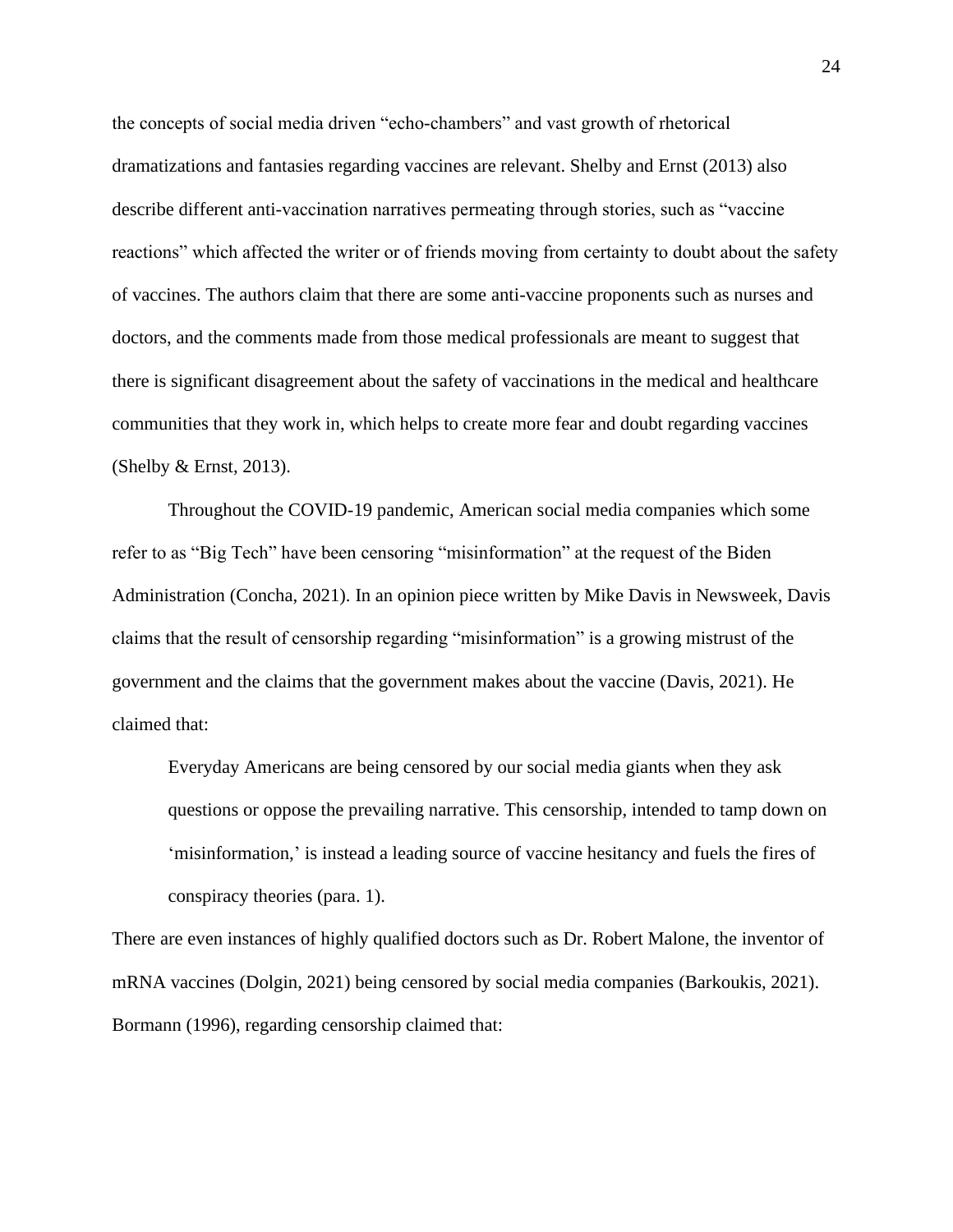the concepts of social media driven "echo-chambers" and vast growth of rhetorical dramatizations and fantasies regarding vaccines are relevant. Shelby and Ernst (2013) also describe different anti-vaccination narratives permeating through stories, such as "vaccine reactions" which affected the writer or of friends moving from certainty to doubt about the safety of vaccines. The authors claim that there are some anti-vaccine proponents such as nurses and doctors, and the comments made from those medical professionals are meant to suggest that there is significant disagreement about the safety of vaccinations in the medical and healthcare communities that they work in, which helps to create more fear and doubt regarding vaccines (Shelby & Ernst, 2013).

Throughout the COVID-19 pandemic, American social media companies which some refer to as "Big Tech" have been censoring "misinformation" at the request of the Biden Administration (Concha, 2021). In an opinion piece written by Mike Davis in Newsweek, Davis claims that the result of censorship regarding "misinformation" is a growing mistrust of the government and the claims that the government makes about the vaccine (Davis, 2021). He claimed that:

> Everyday Americans are being censored by our social media giants when they ask questions or oppose the prevailing narrative. This censorship, intended to tamp down on 'misinformation,' is instead a leading source of vaccine hesitancy and fuels the fires of conspiracy theories (para. 1).

There are even instances of highly qualified doctors such as Dr. Robert Malone, the inventor of mRNA vaccines (Dolgin, 2021) being censored by social media companies (Barkoukis, 2021). Bormann (1996), regarding censorship claimed that: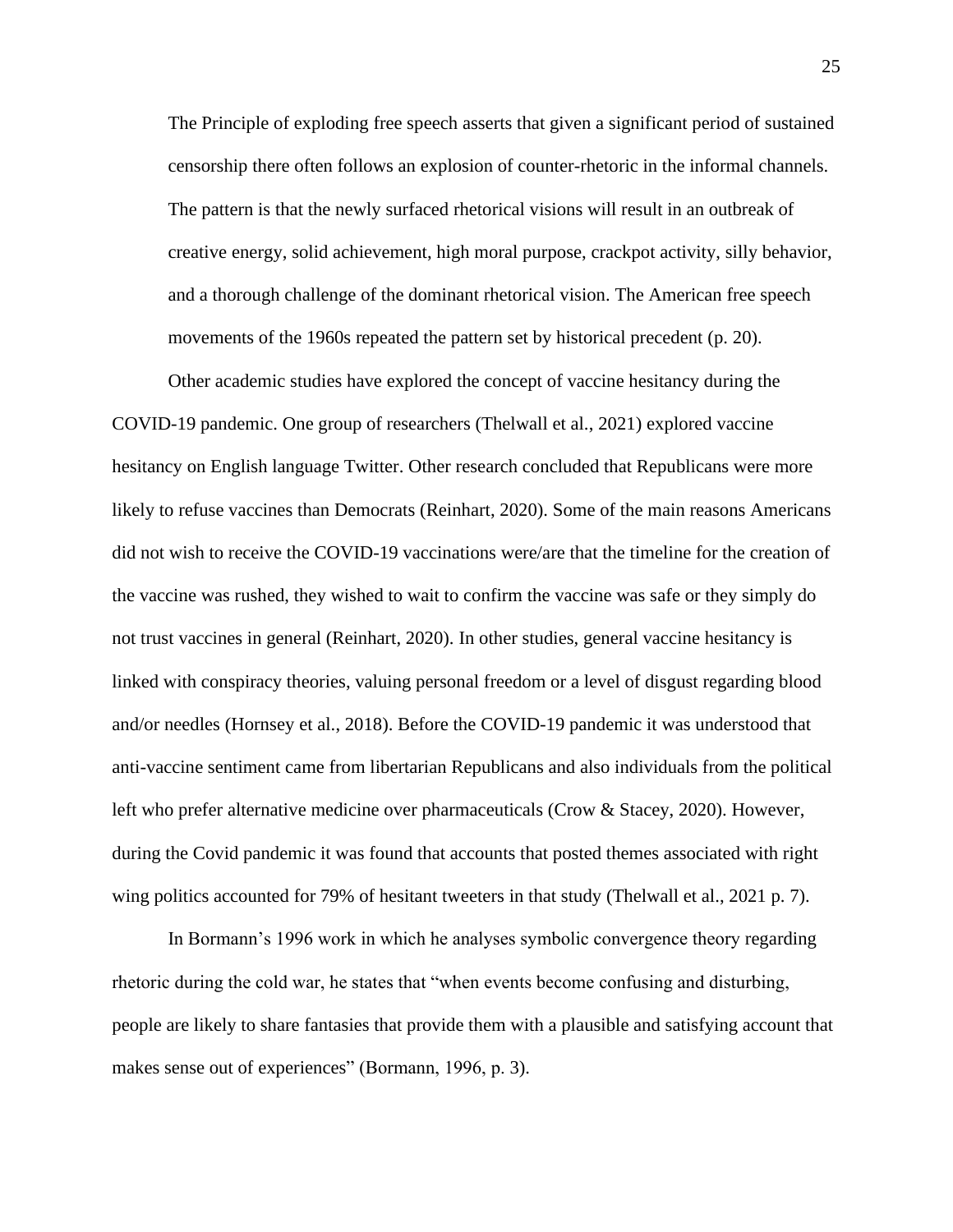> The Principle of exploding free speech asserts that given a significant period of sustained censorship there often follows an explosion of counter-rhetoric in the informal channels. The pattern is that the newly surfaced rhetorical visions will result in an outbreak of creative energy, solid achievement, high moral purpose, crackpot activity, silly behavior, and a thorough challenge of the dominant rhetorical vision. The American free speech movements of the 1960s repeated the pattern set by historical precedent (p. 20).

Other academic studies have explored the concept of vaccine hesitancy during the COVID-19 pandemic. One group of researchers (Thelwall et al., 2021) explored vaccine hesitancy on English language Twitter. Other research concluded that Republicans were more likely to refuse vaccines than Democrats (Reinhart, 2020). Some of the main reasons Americans did not wish to receive the COVID-19 vaccinations were/are that the timeline for the creation of the vaccine was rushed, they wished to wait to confirm the vaccine was safe or they simply do not trust vaccines in general (Reinhart, 2020). In other studies, general vaccine hesitancy is linked with conspiracy theories, valuing personal freedom or a level of disgust regarding blood and/or needles (Hornsey et al., 2018). Before the COVID-19 pandemic it was understood that anti-vaccine sentiment came from libertarian Republicans and also individuals from the political left who prefer alternative medicine over pharmaceuticals (Crow & Stacey, 2020). However, during the Covid pandemic it was found that accounts that posted themes associated with right wing politics accounted for 79% of hesitant tweeters in that study (Thelwall et al., 2021 p. 7).

In Bormann's 1996 work in which he analyses symbolic convergence theory regarding rhetoric during the cold war, he states that "when events become confusing and disturbing, people are likely to share fantasies that provide them with a plausible and satisfying account that makes sense out of experiences" (Bormann, 1996, p. 3).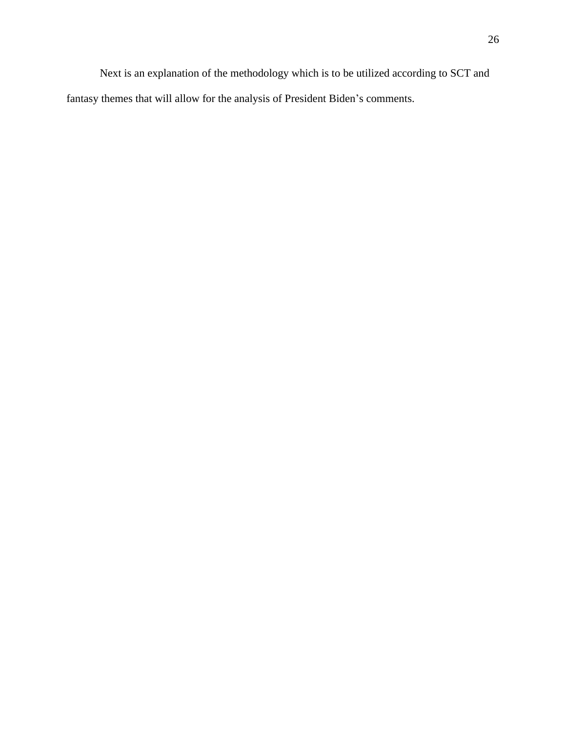Next is an explanation of the methodology which is to be utilized according to SCT and fantasy themes that will allow for the analysis of President Biden's comments.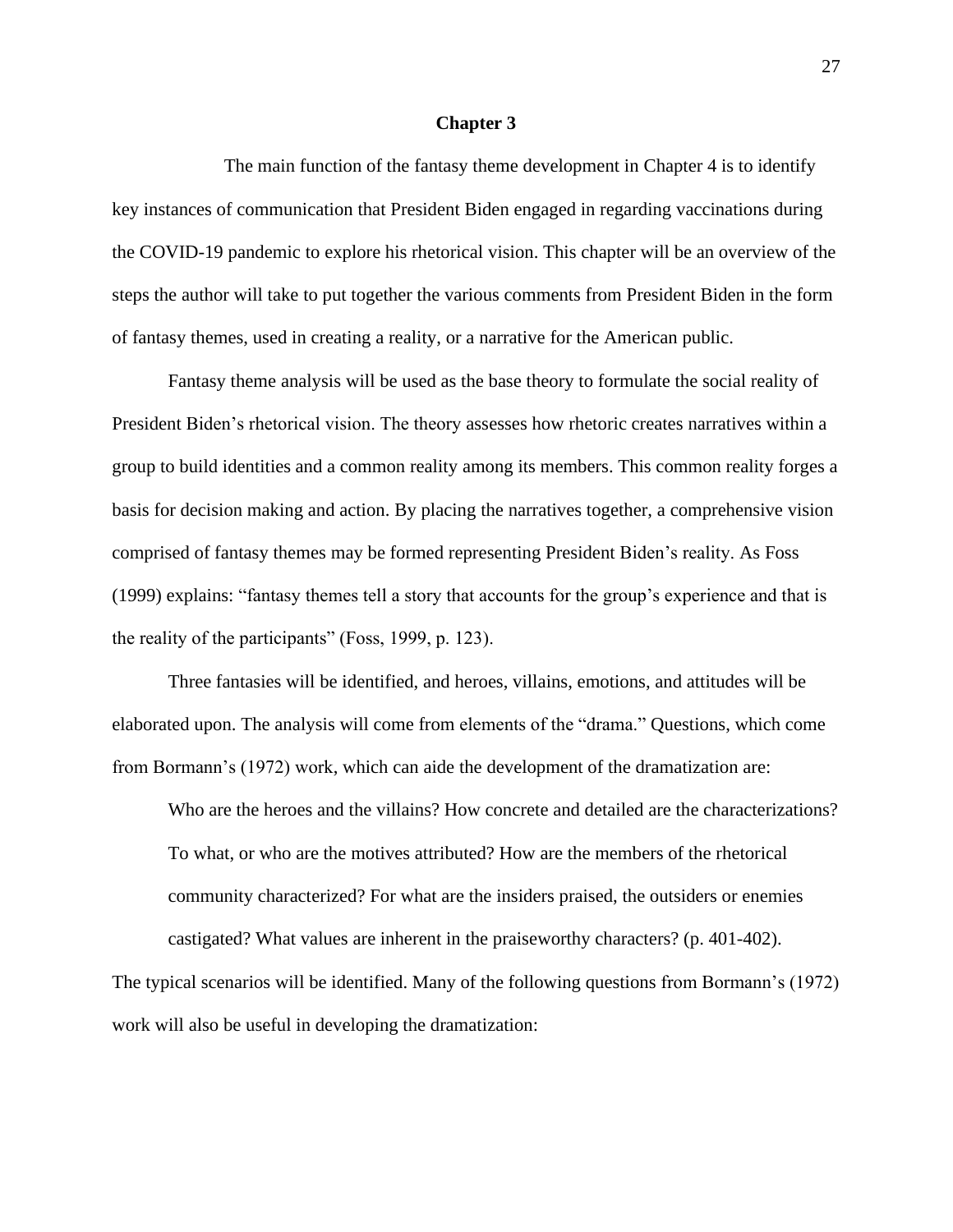# Chapter 3

The main function of the fantasy theme development in Chapter 4 is to identify key instances of communication that President Biden engaged in regarding vaccinations during the COVID-19 pandemic to explore his rhetorical vision. This chapter will be an overview of the steps the author will take to put together the various comments from President Biden in the form of fantasy themes, used in creating a reality, or a narrative for the American public.

Fantasy theme analysis will be used as the base theory to formulate the social reality of President Biden's rhetorical vision. The theory assesses how rhetoric creates narratives within a group to build identities and a common reality among its members. This common reality forges a basis for decision making and action. By placing the narratives together, a comprehensive vision comprised of fantasy themes may be formed representing President Biden's reality. As Foss (1999) explains: "fantasy themes tell a story that accounts for the group's experience and that is the reality of the participants" (Foss, 1999, p. 123).

Three fantasies will be identified, and heroes, villains, emotions, and attitudes will be elaborated upon. The analysis will come from elements of the "drama." Questions, which come from Bormann's (1972) work, which can aide the development of the dramatization are:

> Who are the heroes and the villains? How concrete and detailed are the characterizations? To what, or who are the motives attributed? How are the members of the rhetorical community characterized? For what are the insiders praised, the outsiders or enemies castigated? What values are inherent in the praiseworthy characters? (p. 401-402).

The typical scenarios will be identified. Many of the following questions from Bormann's (1972) work will also be useful in developing the dramatization: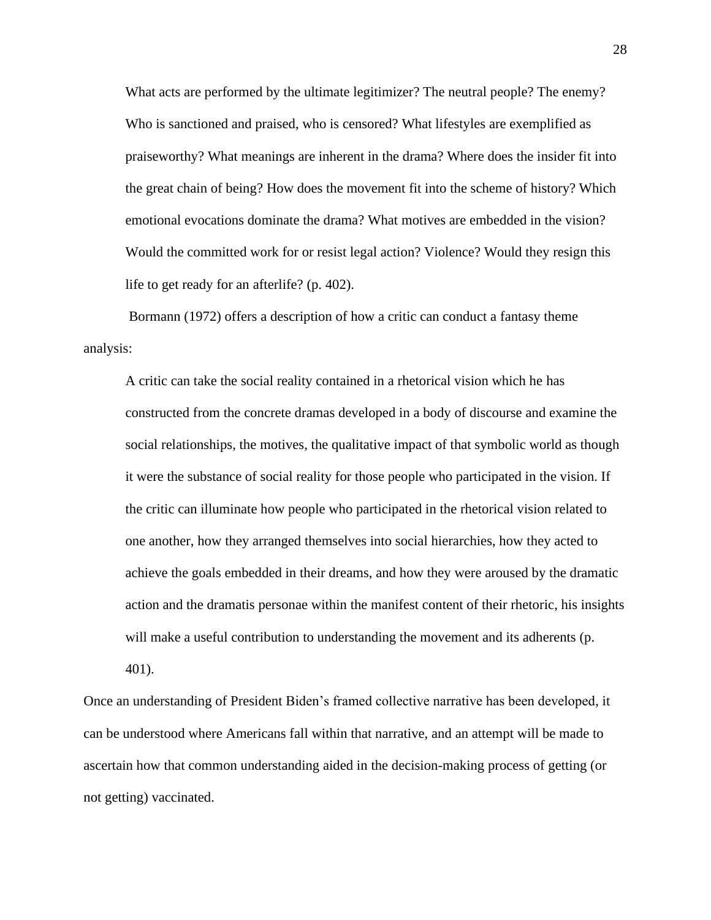> What acts are performed by the ultimate legitimizer? The neutral people? The enemy? Who is sanctioned and praised, who is censored? What lifestyles are exemplified as praiseworthy? What meanings are inherent in the drama? Where does the insider fit into the great chain of being? How does the movement fit into the scheme of history? Which emotional evocations dominate the drama? What motives are embedded in the vision? Would the committed work for or resist legal action? Violence? Would they resign this life to get ready for an afterlife? (p. 402).

Bormann (1972) offers a description of how a critic can conduct a fantasy theme analysis:

> A critic can take the social reality contained in a rhetorical vision which he has constructed from the concrete dramas developed in a body of discourse and examine the social relationships, the motives, the qualitative impact of that symbolic world as though it were the substance of social reality for those people who participated in the vision. If the critic can illuminate how people who participated in the rhetorical vision related to one another, how they arranged themselves into social hierarchies, how they acted to achieve the goals embedded in their dreams, and how they were aroused by the dramatic action and the dramatis personae within the manifest content of their rhetoric, his insights will make a useful contribution to understanding the movement and its adherents (p. 401).

Once an understanding of President Biden's framed collective narrative has been developed, it can be understood where Americans fall within that narrative, and an attempt will be made to ascertain how that common understanding aided in the decision-making process of getting (or not getting) vaccinated.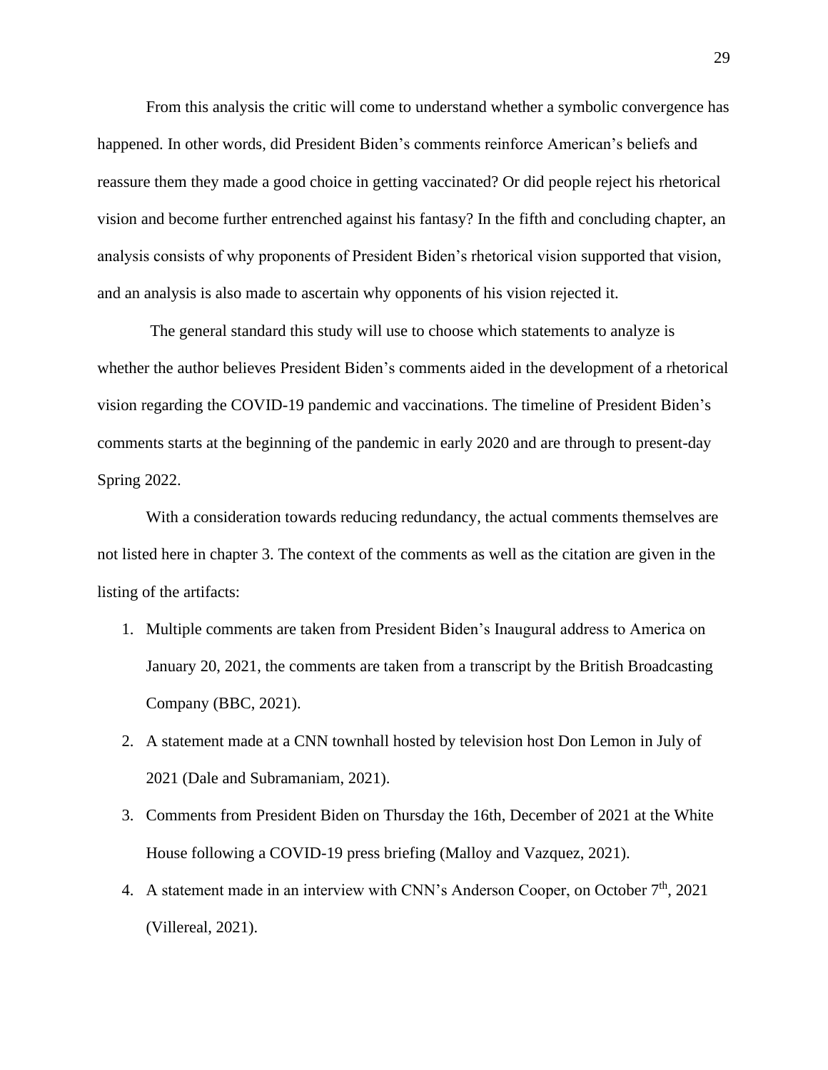From this analysis the critic will come to understand whether a symbolic convergence has happened. In other words, did President Biden's comments reinforce American's beliefs and reassure them they made a good choice in getting vaccinated? Or did people reject his rhetorical vision and become further entrenched against his fantasy? In the fifth and concluding chapter, an analysis consists of why proponents of President Biden's rhetorical vision supported that vision, and an analysis is also made to ascertain why opponents of his vision rejected it.

The general standard this study will use to choose which statements to analyze is whether the author believes President Biden's comments aided in the development of a rhetorical vision regarding the COVID-19 pandemic and vaccinations. The timeline of President Biden's comments starts at the beginning of the pandemic in early 2020 and are through to present-day Spring 2022.

With a consideration towards reducing redundancy, the actual comments themselves are not listed here in chapter 3. The context of the comments as well as the citation are given in the listing of the artifacts:

1. Multiple comments are taken from President Biden's Inaugural address to America on January 20, 2021, the comments are taken from a transcript by the British Broadcasting Company (BBC, 2021).
2. A statement made at a CNN townhall hosted by television host Don Lemon in July of 2021 (Dale and Subramaniam, 2021).
3. Comments from President Biden on Thursday the 16th, December of 2021 at the White House following a COVID-19 press briefing (Malloy and Vazquez, 2021).
4. A statement made in an interview with CNN's Anderson Cooper, on October 7th, 2021 (Villereal, 2021).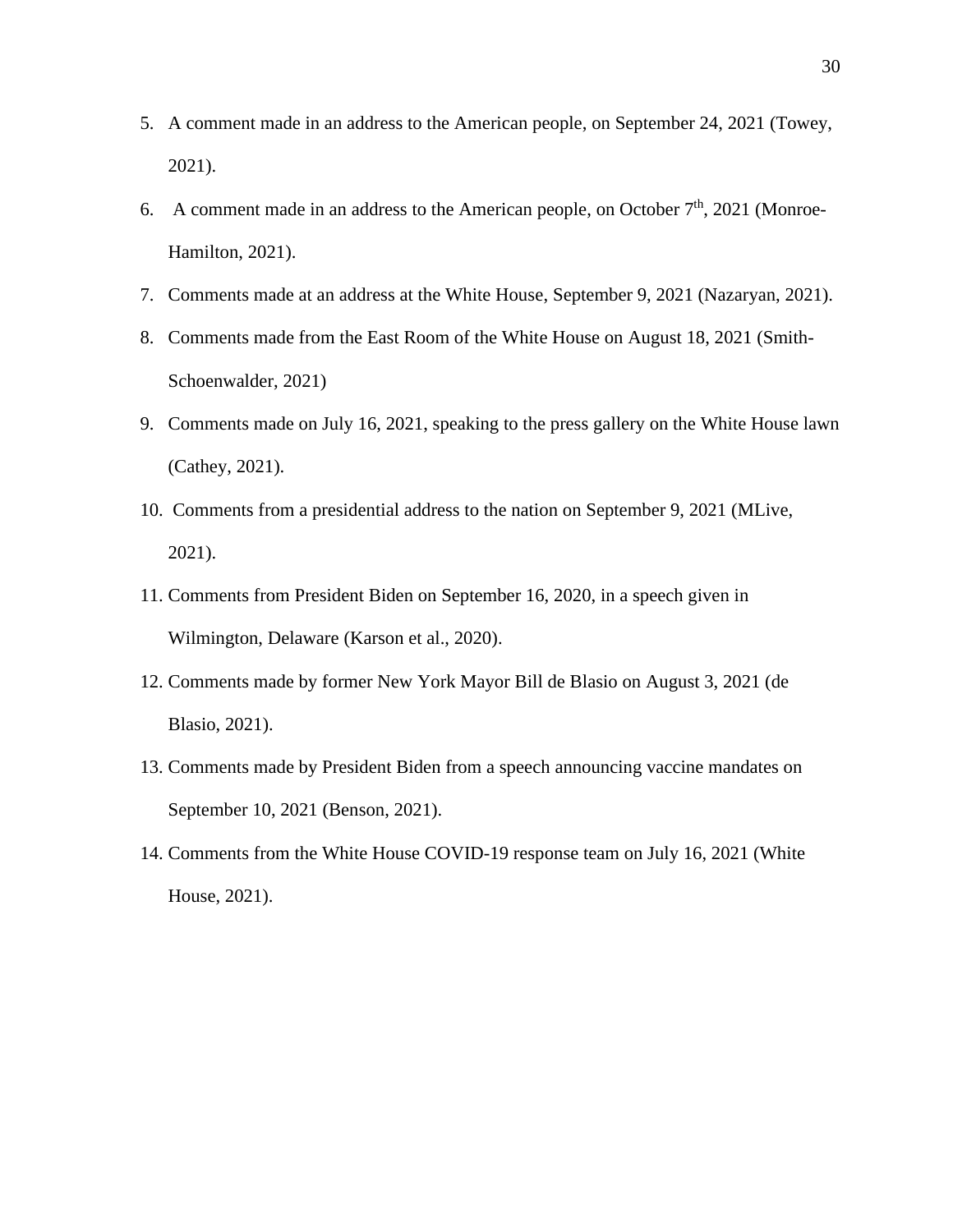5. A comment made in an address to the American people, on September 24, 2021 (Towey, 2021).
6. A comment made in an address to the American people, on October 7th, 2021 (Monroe-Hamilton, 2021).
7. Comments made at an address at the White House, September 9, 2021 (Nazaryan, 2021).
8. Comments made from the East Room of the White House on August 18, 2021 (Smith-Schoenwalder, 2021)
9. Comments made on July 16, 2021, speaking to the press gallery on the White House lawn (Cathey, 2021).
10. Comments from a presidential address to the nation on September 9, 2021 (MLive, 2021).
11. Comments from President Biden on September 16, 2020, in a speech given in Wilmington, Delaware (Karson et al., 2020).
12. Comments made by former New York Mayor Bill de Blasio on August 3, 2021 (de Blasio, 2021).
13. Comments made by President Biden from a speech announcing vaccine mandates on September 10, 2021 (Benson, 2021).
14. Comments from the White House COVID-19 response team on July 16, 2021 (White House, 2021).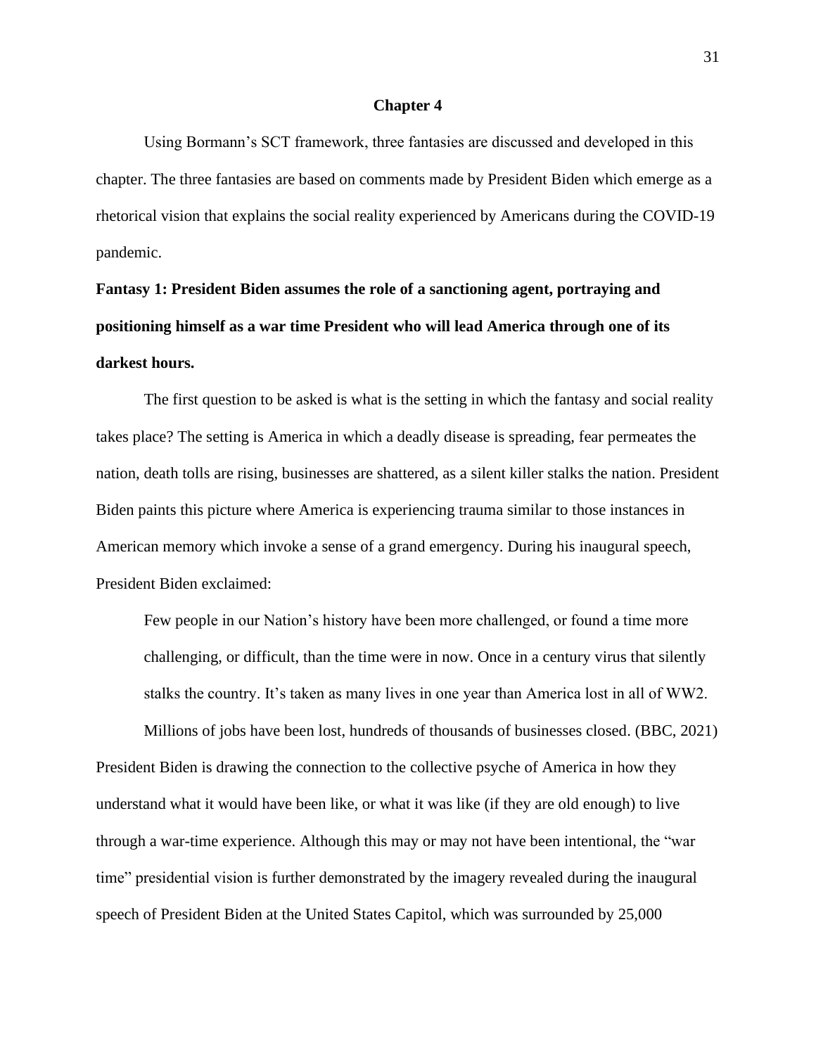# Chapter 4

Using Bormann's SCT framework, three fantasies are discussed and developed in this chapter. The three fantasies are based on comments made by President Biden which emerge as a rhetorical vision that explains the social reality experienced by Americans during the COVID-19 pandemic.

**Fantasy 1: President Biden assumes the role of a sanctioning agent, portraying and positioning himself as a war time President who will lead America through one of its darkest hours.**

The first question to be asked is what is the setting in which the fantasy and social reality takes place? The setting is America in which a deadly disease is spreading, fear permeates the nation, death tolls are rising, businesses are shattered, as a silent killer stalks the nation. President Biden paints this picture where America is experiencing trauma similar to those instances in American memory which invoke a sense of a grand emergency. During his inaugural speech, President Biden exclaimed:

> Few people in our Nation's history have been more challenged, or found a time more challenging, or difficult, than the time were in now. Once in a century virus that silently stalks the country. It's taken as many lives in one year than America lost in all of WW2.
>
> Millions of jobs have been lost, hundreds of thousands of businesses closed. (BBC, 2021)

President Biden is drawing the connection to the collective psyche of America in how they understand what it would have been like, or what it was like (if they are old enough) to live through a war-time experience. Although this may or may not have been intentional, the "war time" presidential vision is further demonstrated by the imagery revealed during the inaugural speech of President Biden at the United States Capitol, which was surrounded by 25,000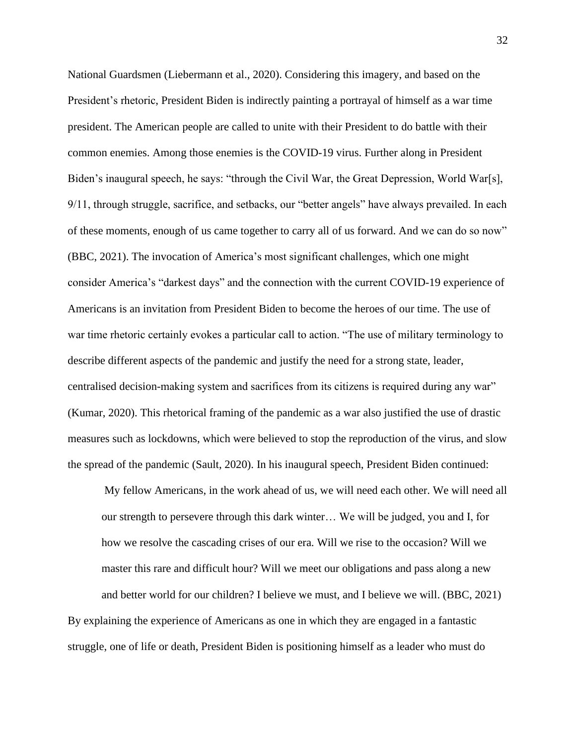National Guardsmen (Liebermann et al., 2020). Considering this imagery, and based on the President's rhetoric, President Biden is indirectly painting a portrayal of himself as a war time president. The American people are called to unite with their President to do battle with their common enemies. Among those enemies is the COVID-19 virus. Further along in President Biden's inaugural speech, he says: "through the Civil War, the Great Depression, World War[s], 9/11, through struggle, sacrifice, and setbacks, our "better angels" have always prevailed. In each of these moments, enough of us came together to carry all of us forward. And we can do so now" (BBC, 2021). The invocation of America's most significant challenges, which one might consider America's "darkest days" and the connection with the current COVID-19 experience of Americans is an invitation from President Biden to become the heroes of our time. The use of war time rhetoric certainly evokes a particular call to action. "The use of military terminology to describe different aspects of the pandemic and justify the need for a strong state, leader, centralised decision-making system and sacrifices from its citizens is required during any war" (Kumar, 2020). This rhetorical framing of the pandemic as a war also justified the use of drastic measures such as lockdowns, which were believed to stop the reproduction of the virus, and slow the spread of the pandemic (Sault, 2020). In his inaugural speech, President Biden continued:

> My fellow Americans, in the work ahead of us, we will need each other. We will need all our strength to persevere through this dark winter… We will be judged, you and I, for how we resolve the cascading crises of our era. Will we rise to the occasion? Will we master this rare and difficult hour? Will we meet our obligations and pass along a new and better world for our children? I believe we must, and I believe we will. (BBC, 2021)

By explaining the experience of Americans as one in which they are engaged in a fantastic struggle, one of life or death, President Biden is positioning himself as a leader who must do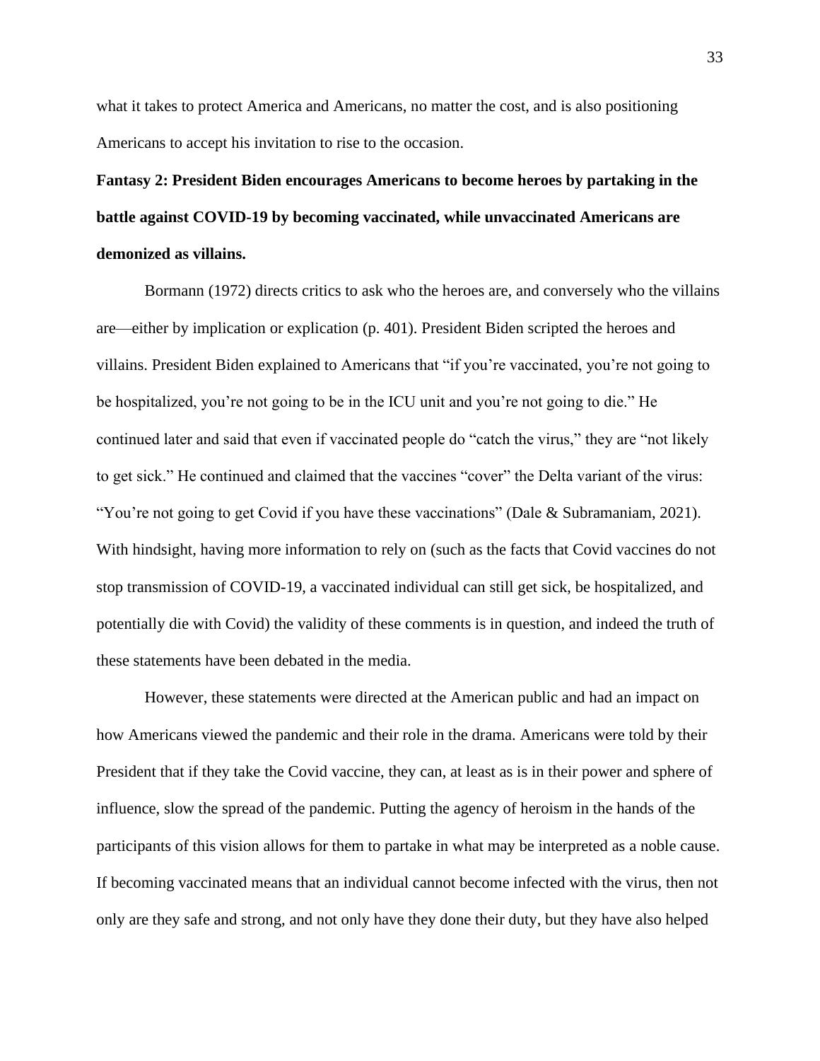what it takes to protect America and Americans, no matter the cost, and is also positioning Americans to accept his invitation to rise to the occasion.

**Fantasy 2: President Biden encourages Americans to become heroes by partaking in the battle against COVID-19 by becoming vaccinated, while unvaccinated Americans are demonized as villains.**

Bormann (1972) directs critics to ask who the heroes are, and conversely who the villains are—either by implication or explication (p. 401). President Biden scripted the heroes and villains. President Biden explained to Americans that "if you're vaccinated, you're not going to be hospitalized, you're not going to be in the ICU unit and you're not going to die." He continued later and said that even if vaccinated people do "catch the virus," they are "not likely to get sick." He continued and claimed that the vaccines "cover" the Delta variant of the virus: "You're not going to get Covid if you have these vaccinations" (Dale & Subramaniam, 2021). With hindsight, having more information to rely on (such as the facts that Covid vaccines do not stop transmission of COVID-19, a vaccinated individual can still get sick, be hospitalized, and potentially die with Covid) the validity of these comments is in question, and indeed the truth of these statements have been debated in the media.

However, these statements were directed at the American public and had an impact on how Americans viewed the pandemic and their role in the drama. Americans were told by their President that if they take the Covid vaccine, they can, at least as is in their power and sphere of influence, slow the spread of the pandemic. Putting the agency of heroism in the hands of the participants of this vision allows for them to partake in what may be interpreted as a noble cause. If becoming vaccinated means that an individual cannot become infected with the virus, then not only are they safe and strong, and not only have they done their duty, but they have also helped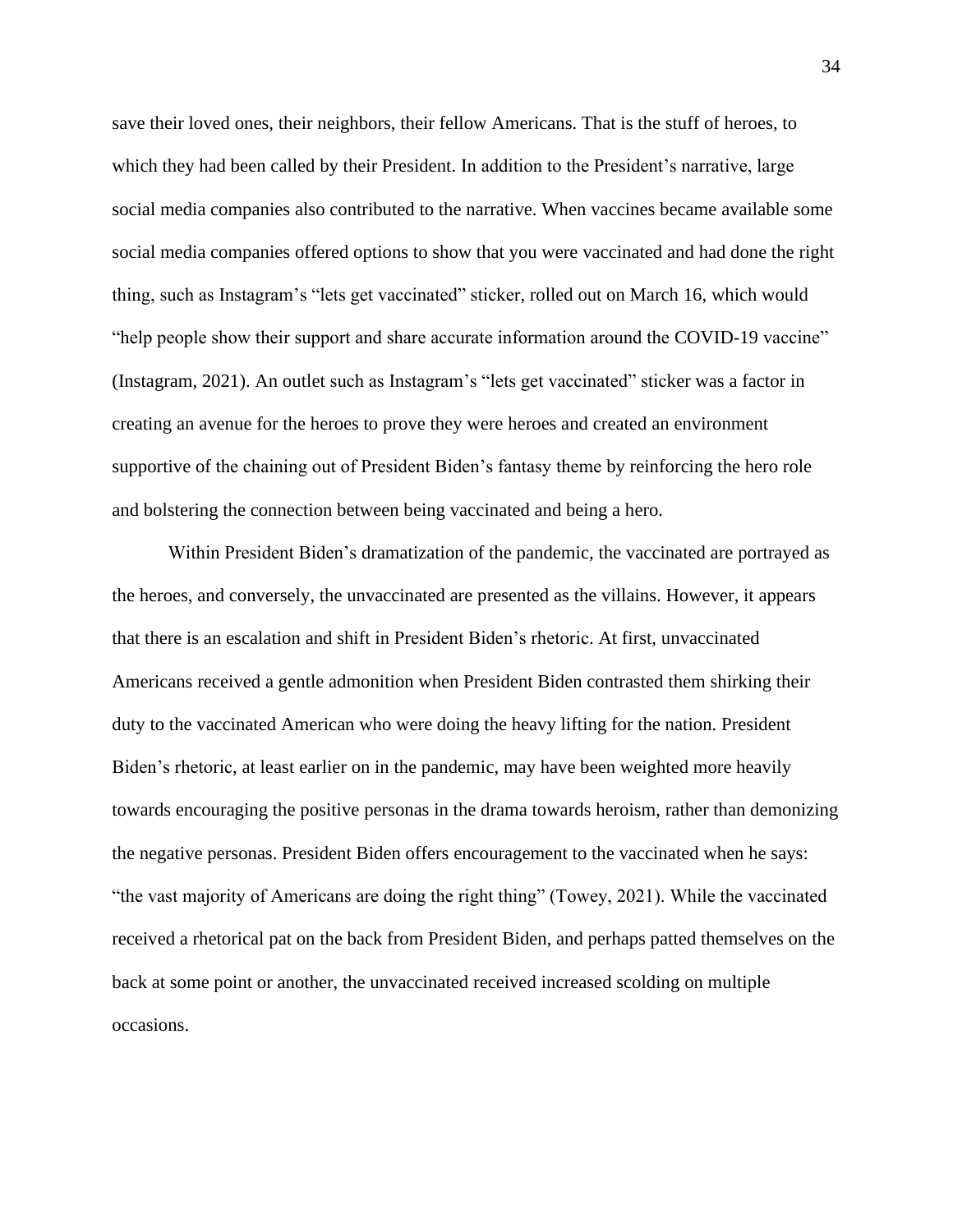save their loved ones, their neighbors, their fellow Americans. That is the stuff of heroes, to which they had been called by their President. In addition to the President's narrative, large social media companies also contributed to the narrative. When vaccines became available some social media companies offered options to show that you were vaccinated and had done the right thing, such as Instagram's "lets get vaccinated" sticker, rolled out on March 16, which would "help people show their support and share accurate information around the COVID-19 vaccine" (Instagram, 2021). An outlet such as Instagram's "lets get vaccinated" sticker was a factor in creating an avenue for the heroes to prove they were heroes and created an environment supportive of the chaining out of President Biden's fantasy theme by reinforcing the hero role and bolstering the connection between being vaccinated and being a hero.

Within President Biden's dramatization of the pandemic, the vaccinated are portrayed as the heroes, and conversely, the unvaccinated are presented as the villains. However, it appears that there is an escalation and shift in President Biden's rhetoric. At first, unvaccinated Americans received a gentle admonition when President Biden contrasted them shirking their duty to the vaccinated American who were doing the heavy lifting for the nation. President Biden's rhetoric, at least earlier on in the pandemic, may have been weighted more heavily towards encouraging the positive personas in the drama towards heroism, rather than demonizing the negative personas. President Biden offers encouragement to the vaccinated when he says: "the vast majority of Americans are doing the right thing" (Towey, 2021). While the vaccinated received a rhetorical pat on the back from President Biden, and perhaps patted themselves on the back at some point or another, the unvaccinated received increased scolding on multiple occasions.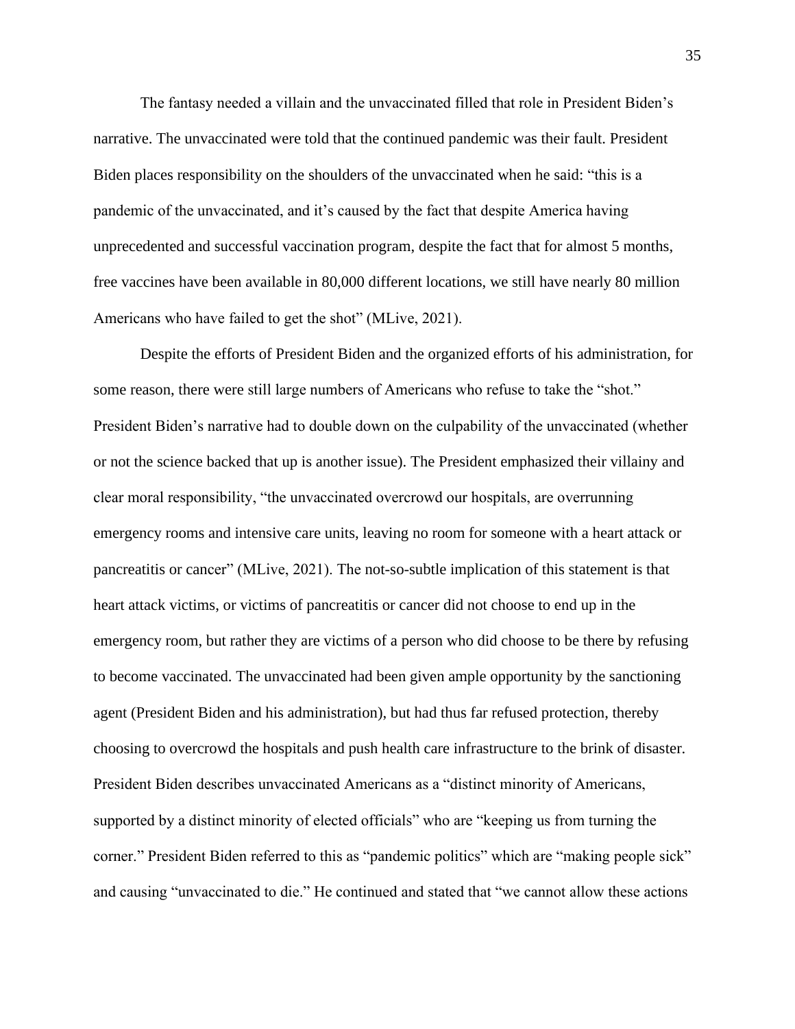The fantasy needed a villain and the unvaccinated filled that role in President Biden's narrative. The unvaccinated were told that the continued pandemic was their fault. President Biden places responsibility on the shoulders of the unvaccinated when he said: "this is a pandemic of the unvaccinated, and it's caused by the fact that despite America having unprecedented and successful vaccination program, despite the fact that for almost 5 months, free vaccines have been available in 80,000 different locations, we still have nearly 80 million Americans who have failed to get the shot" (MLive, 2021).

Despite the efforts of President Biden and the organized efforts of his administration, for some reason, there were still large numbers of Americans who refuse to take the "shot." President Biden's narrative had to double down on the culpability of the unvaccinated (whether or not the science backed that up is another issue). The President emphasized their villainy and clear moral responsibility, "the unvaccinated overcrowd our hospitals, are overrunning emergency rooms and intensive care units, leaving no room for someone with a heart attack or pancreatitis or cancer" (MLive, 2021). The not-so-subtle implication of this statement is that heart attack victims, or victims of pancreatitis or cancer did not choose to end up in the emergency room, but rather they are victims of a person who did choose to be there by refusing to become vaccinated. The unvaccinated had been given ample opportunity by the sanctioning agent (President Biden and his administration), but had thus far refused protection, thereby choosing to overcrowd the hospitals and push health care infrastructure to the brink of disaster. President Biden describes unvaccinated Americans as a "distinct minority of Americans, supported by a distinct minority of elected officials" who are "keeping us from turning the corner." President Biden referred to this as "pandemic politics" which are "making people sick" and causing "unvaccinated to die." He continued and stated that "we cannot allow these actions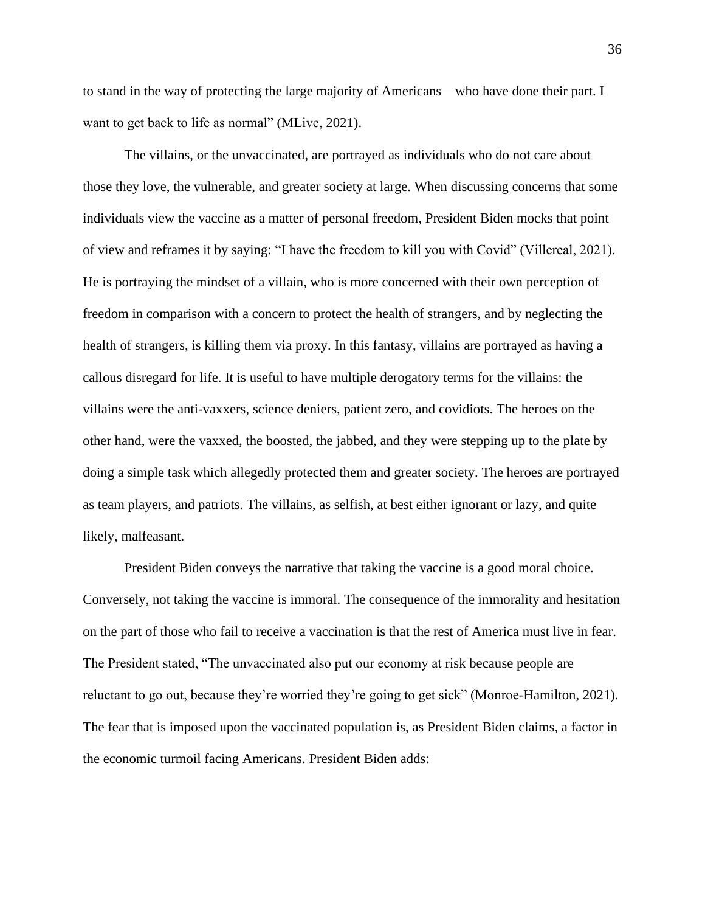to stand in the way of protecting the large majority of Americans—who have done their part. I want to get back to life as normal" (MLive, 2021).

The villains, or the unvaccinated, are portrayed as individuals who do not care about those they love, the vulnerable, and greater society at large. When discussing concerns that some individuals view the vaccine as a matter of personal freedom, President Biden mocks that point of view and reframes it by saying: "I have the freedom to kill you with Covid" (Villereal, 2021). He is portraying the mindset of a villain, who is more concerned with their own perception of freedom in comparison with a concern to protect the health of strangers, and by neglecting the health of strangers, is killing them via proxy. In this fantasy, villains are portrayed as having a callous disregard for life. It is useful to have multiple derogatory terms for the villains: the villains were the anti-vaxxers, science deniers, patient zero, and covidiots. The heroes on the other hand, were the vaxxed, the boosted, the jabbed, and they were stepping up to the plate by doing a simple task which allegedly protected them and greater society. The heroes are portrayed as team players, and patriots. The villains, as selfish, at best either ignorant or lazy, and quite likely, malfeasant.

President Biden conveys the narrative that taking the vaccine is a good moral choice. Conversely, not taking the vaccine is immoral. The consequence of the immorality and hesitation on the part of those who fail to receive a vaccination is that the rest of America must live in fear. The President stated, "The unvaccinated also put our economy at risk because people are reluctant to go out, because they're worried they're going to get sick" (Monroe-Hamilton, 2021). The fear that is imposed upon the vaccinated population is, as President Biden claims, a factor in the economic turmoil facing Americans. President Biden adds: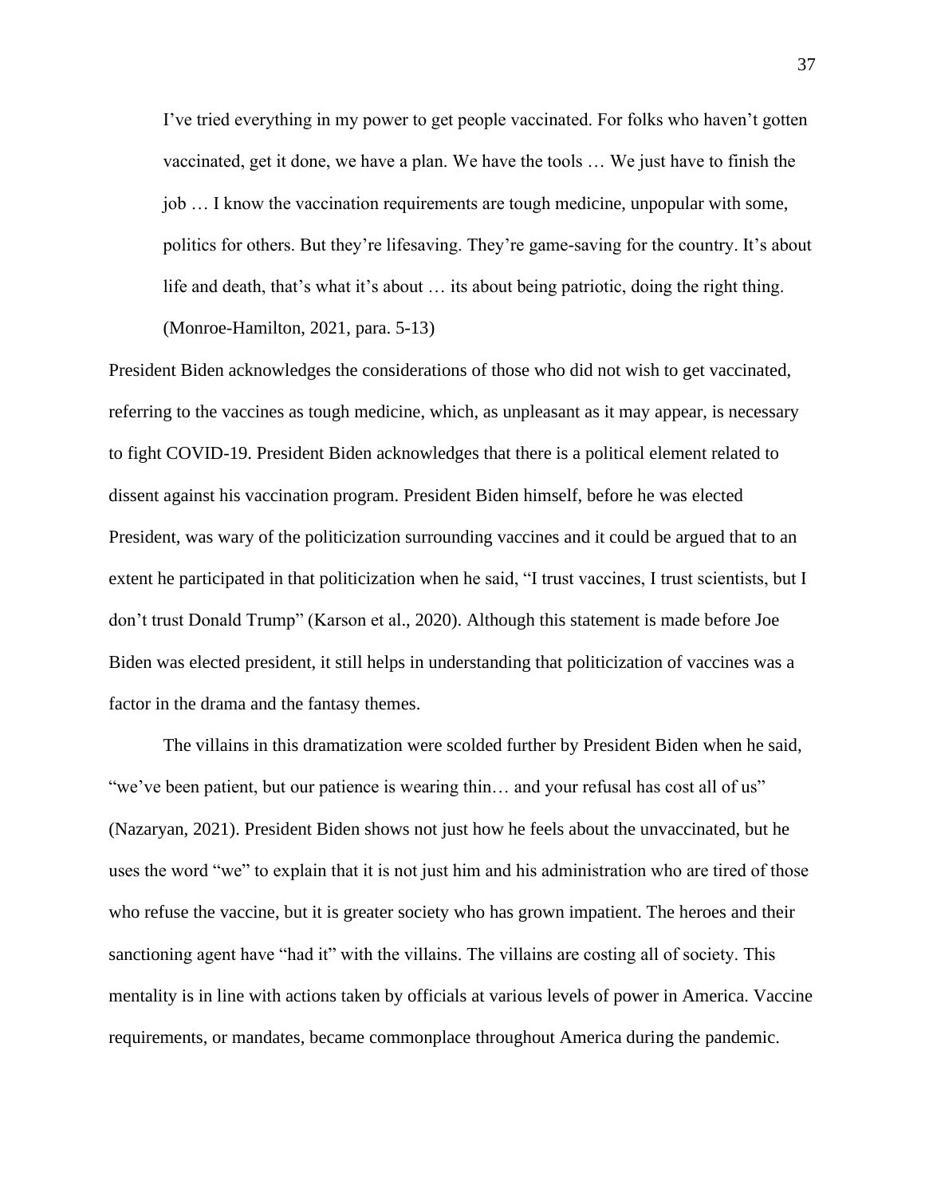> I've tried everything in my power to get people vaccinated. For folks who haven't gotten vaccinated, get it done, we have a plan. We have the tools … We just have to finish the job … I know the vaccination requirements are tough medicine, unpopular with some, politics for others. But they're lifesaving. They're game-saving for the country. It's about life and death, that's what it's about … its about being patriotic, doing the right thing. (Monroe-Hamilton, 2021, para. 5-13)

President Biden acknowledges the considerations of those who did not wish to get vaccinated, referring to the vaccines as tough medicine, which, as unpleasant as it may appear, is necessary to fight COVID-19. President Biden acknowledges that there is a political element related to dissent against his vaccination program. President Biden himself, before he was elected President, was wary of the politicization surrounding vaccines and it could be argued that to an extent he participated in that politicization when he said, "I trust vaccines, I trust scientists, but I don't trust Donald Trump" (Karson et al., 2020). Although this statement is made before Joe Biden was elected president, it still helps in understanding that politicization of vaccines was a factor in the drama and the fantasy themes.

The villains in this dramatization were scolded further by President Biden when he said, "we've been patient, but our patience is wearing thin… and your refusal has cost all of us" (Nazaryan, 2021). President Biden shows not just how he feels about the unvaccinated, but he uses the word "we" to explain that it is not just him and his administration who are tired of those who refuse the vaccine, but it is greater society who has grown impatient. The heroes and their sanctioning agent have "had it" with the villains. The villains are costing all of society. This mentality is in line with actions taken by officials at various levels of power in America. Vaccine requirements, or mandates, became commonplace throughout America during the pandemic.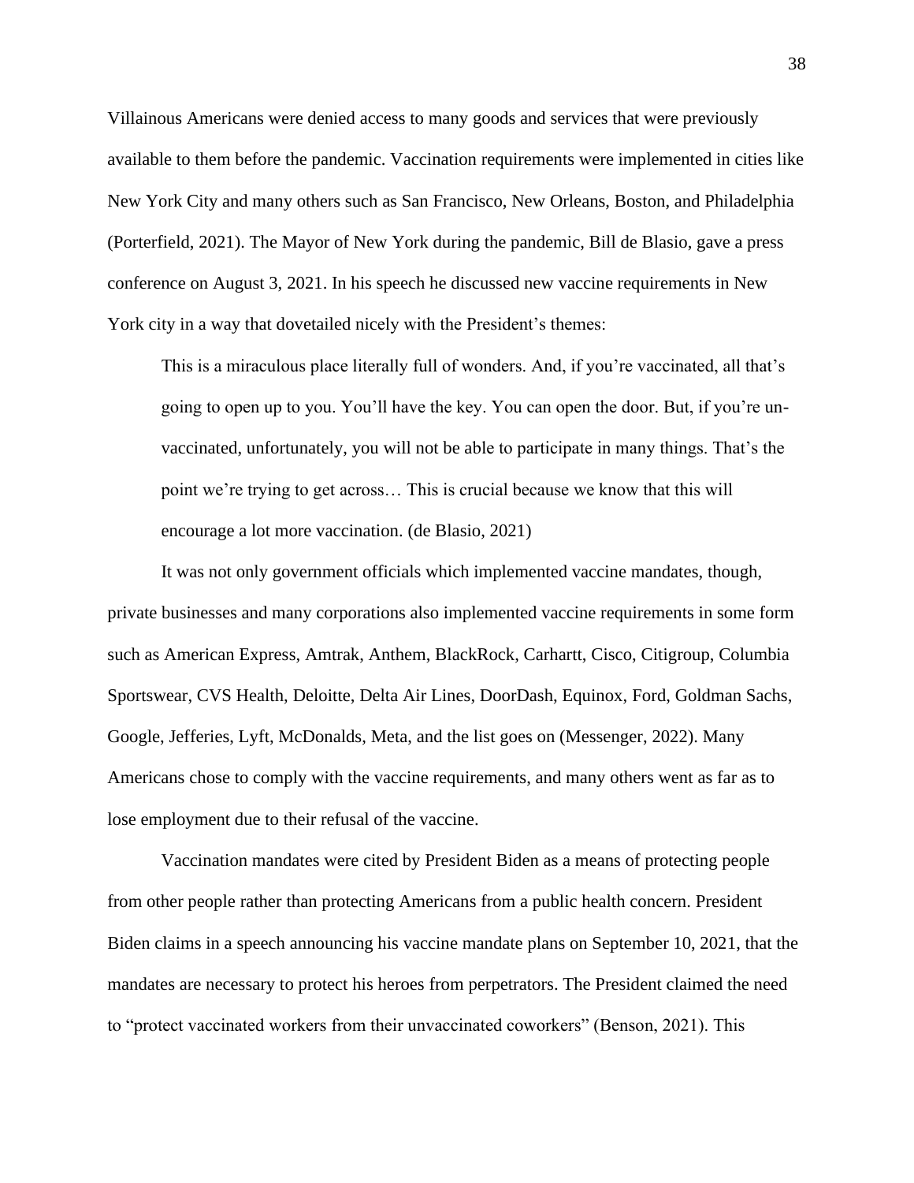Villainous Americans were denied access to many goods and services that were previously available to them before the pandemic. Vaccination requirements were implemented in cities like New York City and many others such as San Francisco, New Orleans, Boston, and Philadelphia (Porterfield, 2021). The Mayor of New York during the pandemic, Bill de Blasio, gave a press conference on August 3, 2021. In his speech he discussed new vaccine requirements in New York city in a way that dovetailed nicely with the President's themes:

> This is a miraculous place literally full of wonders. And, if you're vaccinated, all that's going to open up to you. You'll have the key. You can open the door. But, if you're un-vaccinated, unfortunately, you will not be able to participate in many things. That's the point we're trying to get across… This is crucial because we know that this will encourage a lot more vaccination. (de Blasio, 2021)

It was not only government officials which implemented vaccine mandates, though, private businesses and many corporations also implemented vaccine requirements in some form such as American Express, Amtrak, Anthem, BlackRock, Carhartt, Cisco, Citigroup, Columbia Sportswear, CVS Health, Deloitte, Delta Air Lines, DoorDash, Equinox, Ford, Goldman Sachs, Google, Jefferies, Lyft, McDonalds, Meta, and the list goes on (Messenger, 2022). Many Americans chose to comply with the vaccine requirements, and many others went as far as to lose employment due to their refusal of the vaccine.

Vaccination mandates were cited by President Biden as a means of protecting people from other people rather than protecting Americans from a public health concern. President Biden claims in a speech announcing his vaccine mandate plans on September 10, 2021, that the mandates are necessary to protect his heroes from perpetrators. The President claimed the need to "protect vaccinated workers from their unvaccinated coworkers" (Benson, 2021). This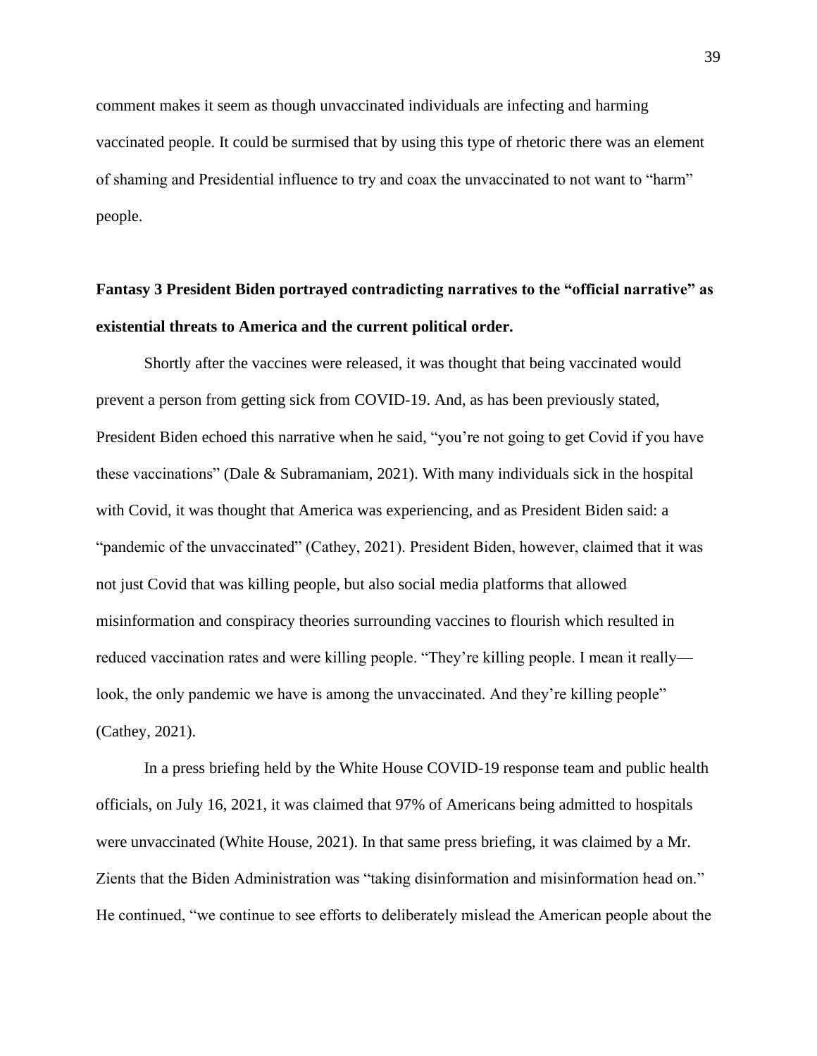comment makes it seem as though unvaccinated individuals are infecting and harming vaccinated people. It could be surmised that by using this type of rhetoric there was an element of shaming and Presidential influence to try and coax the unvaccinated to not want to "harm" people.

**Fantasy 3 President Biden portrayed contradicting narratives to the "official narrative" as existential threats to America and the current political order.**

Shortly after the vaccines were released, it was thought that being vaccinated would prevent a person from getting sick from COVID-19. And, as has been previously stated, President Biden echoed this narrative when he said, "you're not going to get Covid if you have these vaccinations" (Dale & Subramaniam, 2021). With many individuals sick in the hospital with Covid, it was thought that America was experiencing, and as President Biden said: a "pandemic of the unvaccinated" (Cathey, 2021). President Biden, however, claimed that it was not just Covid that was killing people, but also social media platforms that allowed misinformation and conspiracy theories surrounding vaccines to flourish which resulted in reduced vaccination rates and were killing people. "They're killing people. I mean it really—look, the only pandemic we have is among the unvaccinated. And they're killing people" (Cathey, 2021).

In a press briefing held by the White House COVID-19 response team and public health officials, on July 16, 2021, it was claimed that 97% of Americans being admitted to hospitals were unvaccinated (White House, 2021). In that same press briefing, it was claimed by a Mr. Zients that the Biden Administration was "taking disinformation and misinformation head on." He continued, "we continue to see efforts to deliberately mislead the American people about the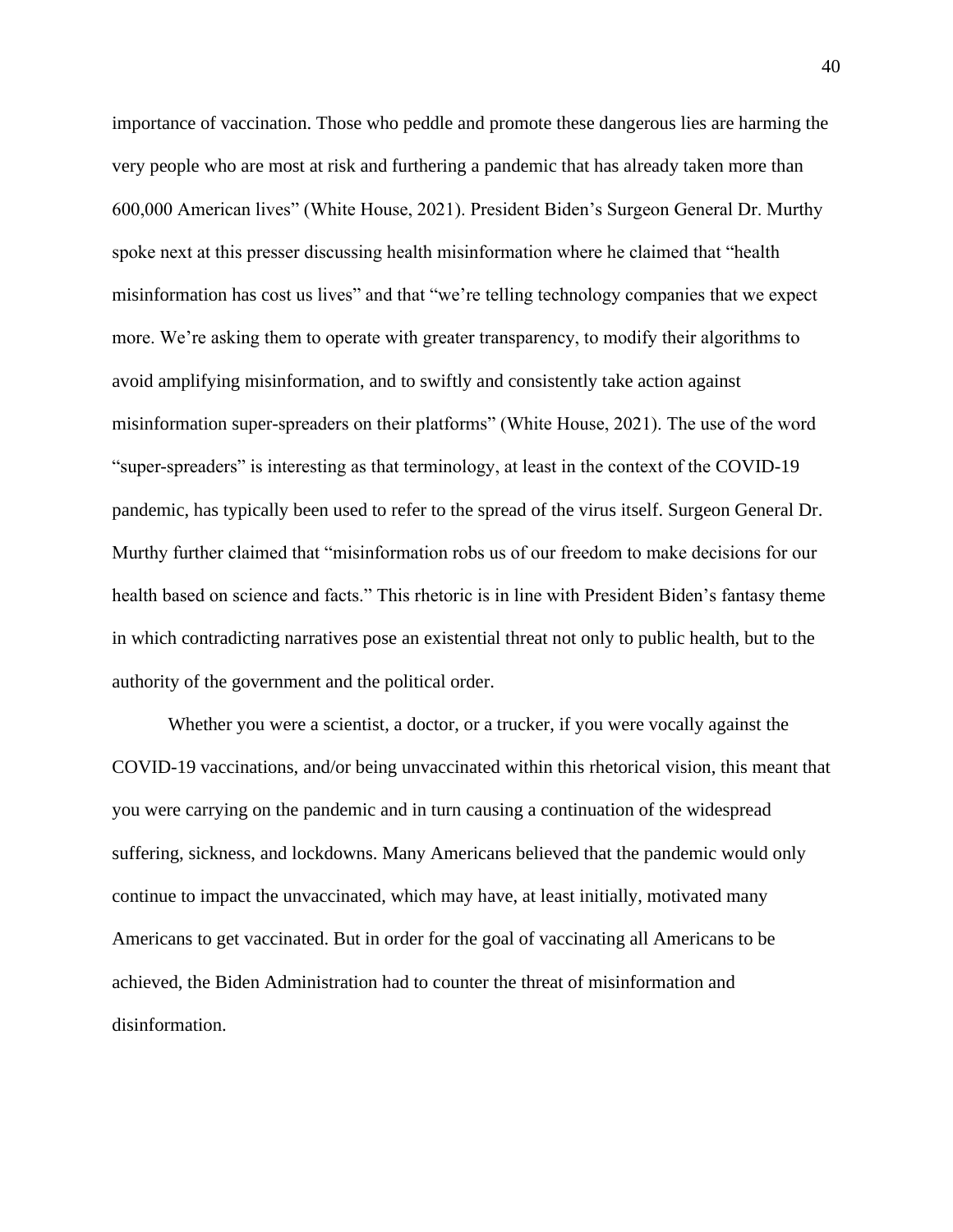importance of vaccination. Those who peddle and promote these dangerous lies are harming the very people who are most at risk and furthering a pandemic that has already taken more than 600,000 American lives" (White House, 2021). President Biden's Surgeon General Dr. Murthy spoke next at this presser discussing health misinformation where he claimed that "health misinformation has cost us lives" and that "we're telling technology companies that we expect more. We're asking them to operate with greater transparency, to modify their algorithms to avoid amplifying misinformation, and to swiftly and consistently take action against misinformation super-spreaders on their platforms" (White House, 2021). The use of the word "super-spreaders" is interesting as that terminology, at least in the context of the COVID-19 pandemic, has typically been used to refer to the spread of the virus itself. Surgeon General Dr. Murthy further claimed that "misinformation robs us of our freedom to make decisions for our health based on science and facts." This rhetoric is in line with President Biden's fantasy theme in which contradicting narratives pose an existential threat not only to public health, but to the authority of the government and the political order.

Whether you were a scientist, a doctor, or a trucker, if you were vocally against the COVID-19 vaccinations, and/or being unvaccinated within this rhetorical vision, this meant that you were carrying on the pandemic and in turn causing a continuation of the widespread suffering, sickness, and lockdowns. Many Americans believed that the pandemic would only continue to impact the unvaccinated, which may have, at least initially, motivated many Americans to get vaccinated. But in order for the goal of vaccinating all Americans to be achieved, the Biden Administration had to counter the threat of misinformation and disinformation.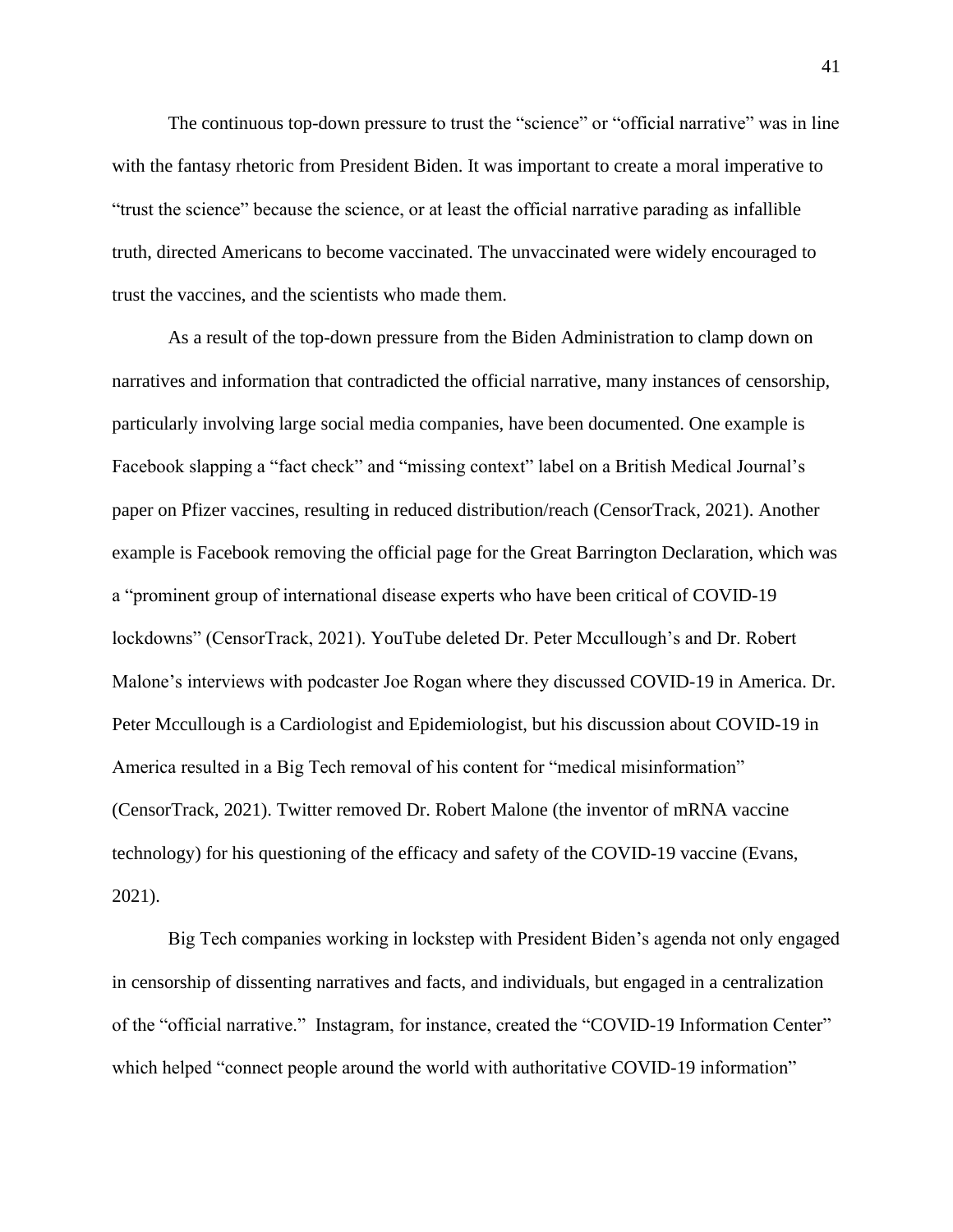The continuous top-down pressure to trust the “science” or “official narrative” was in line with the fantasy rhetoric from President Biden. It was important to create a moral imperative to “trust the science” because the science, or at least the official narrative parading as infallible truth, directed Americans to become vaccinated. The unvaccinated were widely encouraged to trust the vaccines, and the scientists who made them.

As a result of the top-down pressure from the Biden Administration to clamp down on narratives and information that contradicted the official narrative, many instances of censorship, particularly involving large social media companies, have been documented. One example is Facebook slapping a “fact check” and “missing context” label on a British Medical Journal’s paper on Pfizer vaccines, resulting in reduced distribution/reach (CensorTrack, 2021). Another example is Facebook removing the official page for the Great Barrington Declaration, which was a “prominent group of international disease experts who have been critical of COVID-19 lockdowns” (CensorTrack, 2021). YouTube deleted Dr. Peter Mccullough’s and Dr. Robert Malone’s interviews with podcaster Joe Rogan where they discussed COVID-19 in America. Dr. Peter Mccullough is a Cardiologist and Epidemiologist, but his discussion about COVID-19 in America resulted in a Big Tech removal of his content for “medical misinformation” (CensorTrack, 2021). Twitter removed Dr. Robert Malone (the inventor of mRNA vaccine technology) for his questioning of the efficacy and safety of the COVID-19 vaccine (Evans, 2021).

Big Tech companies working in lockstep with President Biden’s agenda not only engaged in censorship of dissenting narratives and facts, and individuals, but engaged in a centralization of the “official narrative.” Instagram, for instance, created the “COVID-19 Information Center” which helped “connect people around the world with authoritative COVID-19 information”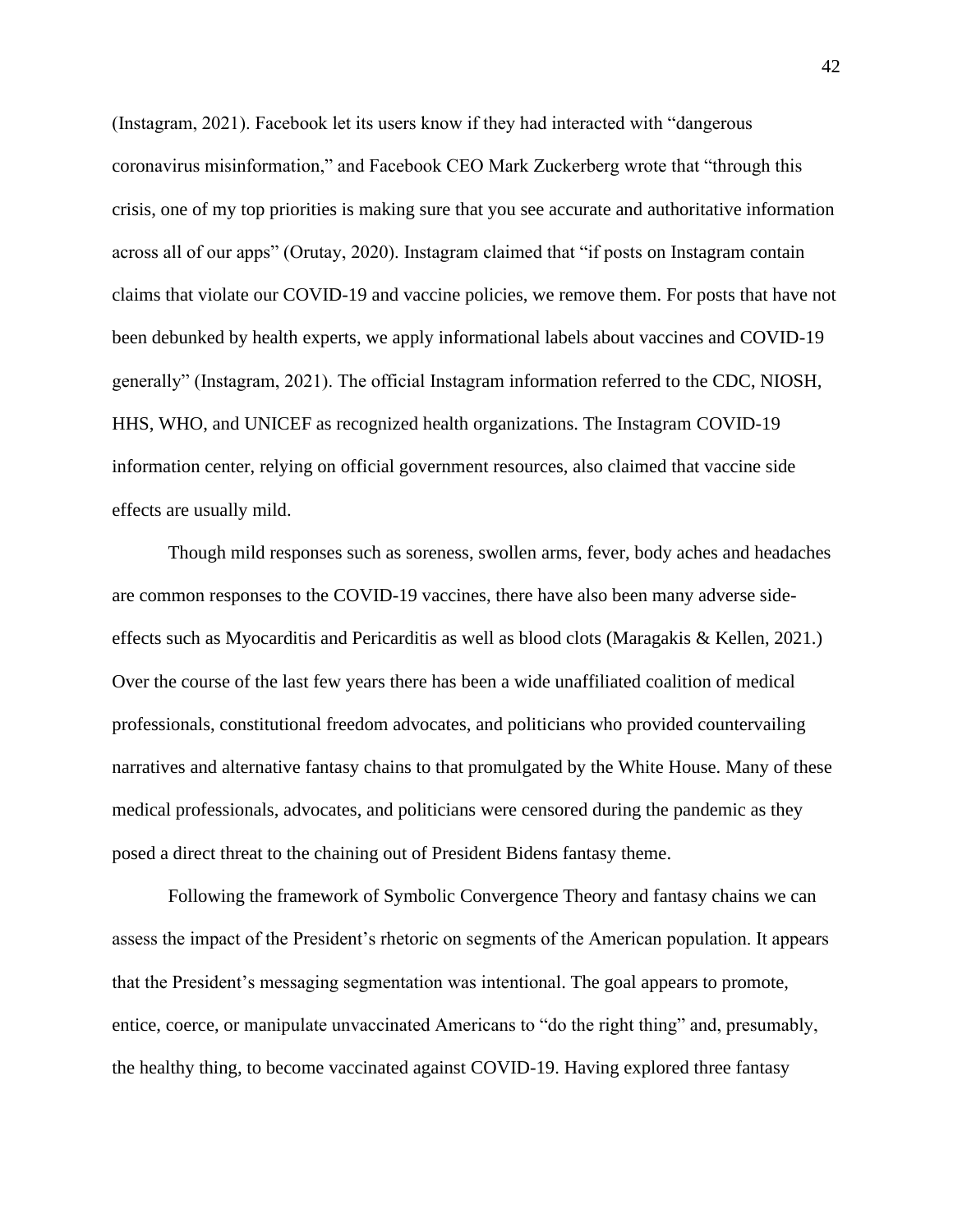(Instagram, 2021). Facebook let its users know if they had interacted with "dangerous coronavirus misinformation," and Facebook CEO Mark Zuckerberg wrote that "through this crisis, one of my top priorities is making sure that you see accurate and authoritative information across all of our apps" (Orutay, 2020). Instagram claimed that "if posts on Instagram contain claims that violate our COVID-19 and vaccine policies, we remove them. For posts that have not been debunked by health experts, we apply informational labels about vaccines and COVID-19 generally" (Instagram, 2021). The official Instagram information referred to the CDC, NIOSH, HHS, WHO, and UNICEF as recognized health organizations. The Instagram COVID-19 information center, relying on official government resources, also claimed that vaccine side effects are usually mild.

Though mild responses such as soreness, swollen arms, fever, body aches and headaches are common responses to the COVID-19 vaccines, there have also been many adverse side-effects such as Myocarditis and Pericarditis as well as blood clots (Maragakis & Kellen, 2021.) Over the course of the last few years there has been a wide unaffiliated coalition of medical professionals, constitutional freedom advocates, and politicians who provided countervailing narratives and alternative fantasy chains to that promulgated by the White House. Many of these medical professionals, advocates, and politicians were censored during the pandemic as they posed a direct threat to the chaining out of President Bidens fantasy theme.

Following the framework of Symbolic Convergence Theory and fantasy chains we can assess the impact of the President's rhetoric on segments of the American population. It appears that the President's messaging segmentation was intentional. The goal appears to promote, entice, coerce, or manipulate unvaccinated Americans to "do the right thing" and, presumably, the healthy thing, to become vaccinated against COVID-19. Having explored three fantasy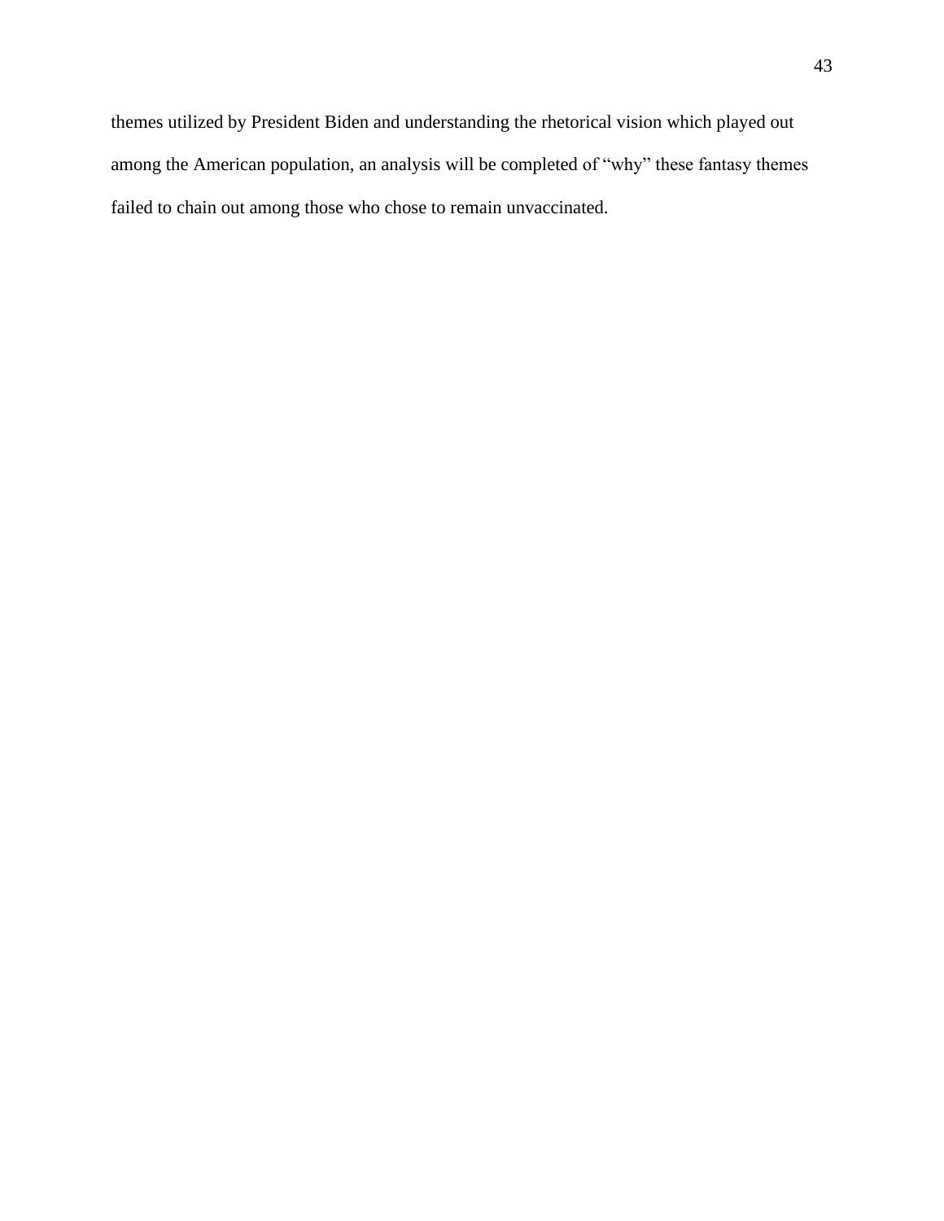themes utilized by President Biden and understanding the rhetorical vision which played out among the American population, an analysis will be completed of “why” these fantasy themes failed to chain out among those who chose to remain unvaccinated.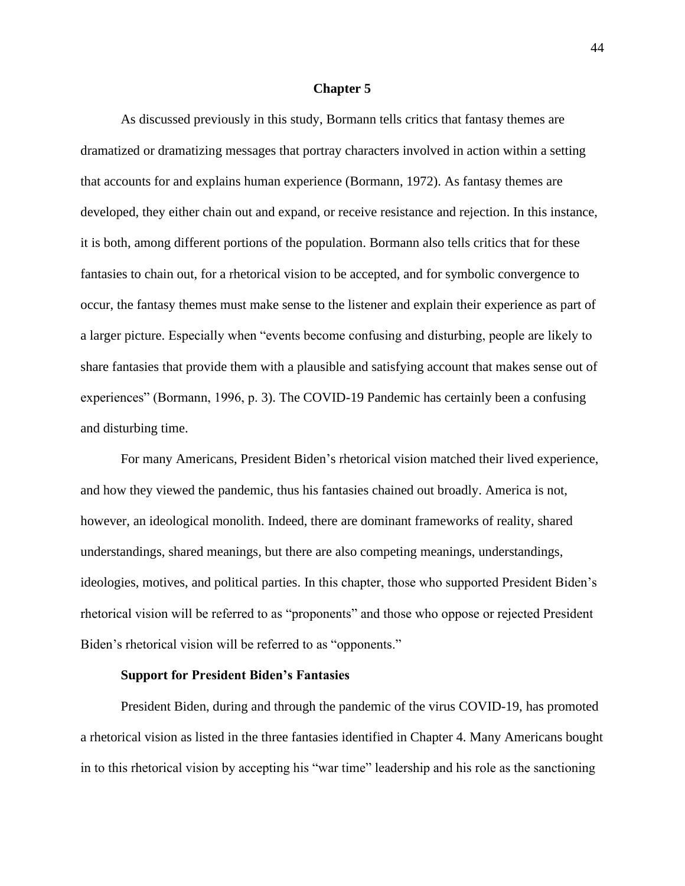# Chapter 5

As discussed previously in this study, Bormann tells critics that fantasy themes are dramatized or dramatizing messages that portray characters involved in action within a setting that accounts for and explains human experience (Bormann, 1972). As fantasy themes are developed, they either chain out and expand, or receive resistance and rejection. In this instance, it is both, among different portions of the population. Bormann also tells critics that for these fantasies to chain out, for a rhetorical vision to be accepted, and for symbolic convergence to occur, the fantasy themes must make sense to the listener and explain their experience as part of a larger picture. Especially when "events become confusing and disturbing, people are likely to share fantasies that provide them with a plausible and satisfying account that makes sense out of experiences" (Bormann, 1996, p. 3). The COVID-19 Pandemic has certainly been a confusing and disturbing time.

For many Americans, President Biden's rhetorical vision matched their lived experience, and how they viewed the pandemic, thus his fantasies chained out broadly. America is not, however, an ideological monolith. Indeed, there are dominant frameworks of reality, shared understandings, shared meanings, but there are also competing meanings, understandings, ideologies, motives, and political parties. In this chapter, those who supported President Biden's rhetorical vision will be referred to as "proponents" and those who oppose or rejected President Biden's rhetorical vision will be referred to as "opponents."

## Support for President Biden's Fantasies

President Biden, during and through the pandemic of the virus COVID-19, has promoted a rhetorical vision as listed in the three fantasies identified in Chapter 4. Many Americans bought in to this rhetorical vision by accepting his "war time" leadership and his role as the sanctioning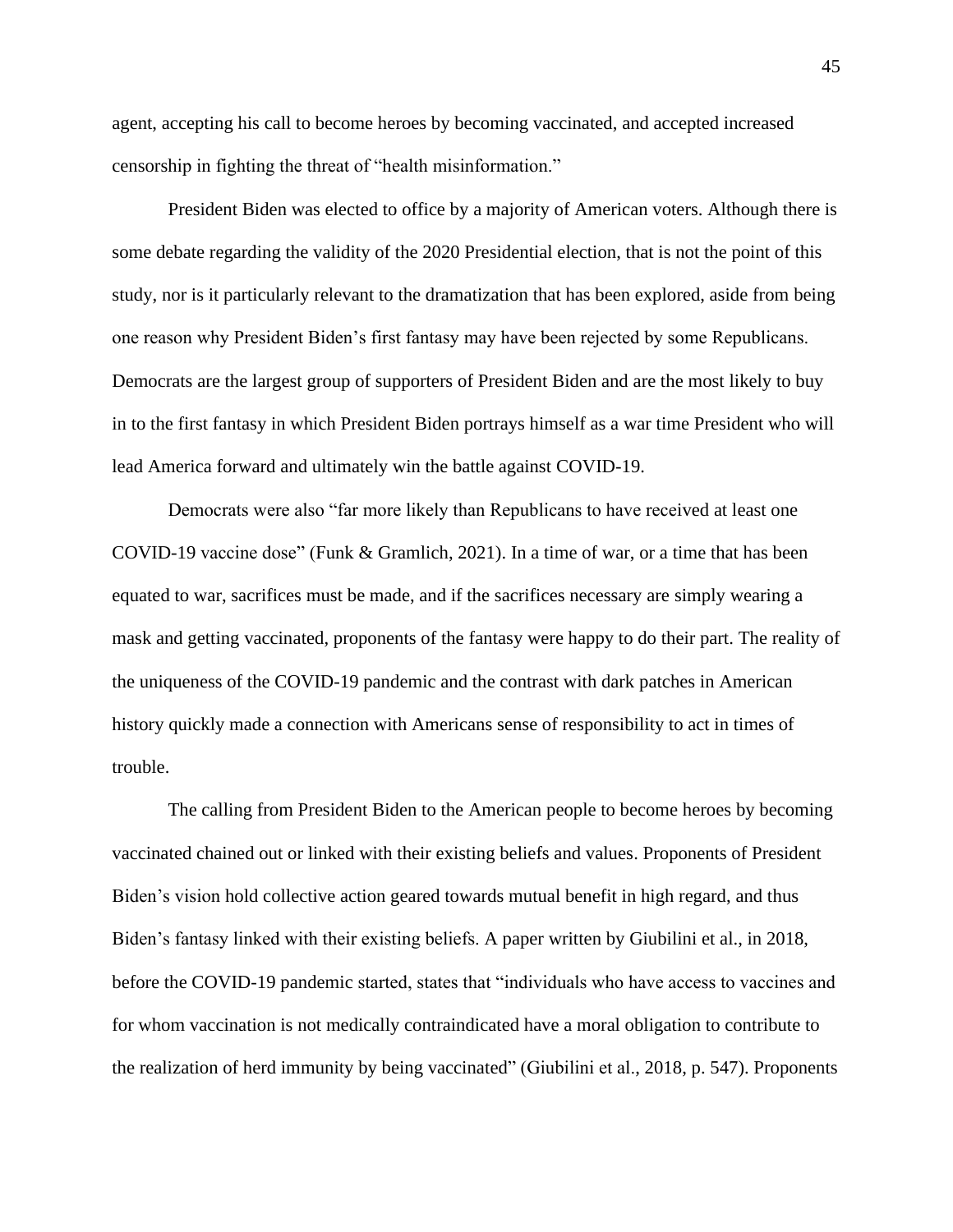agent, accepting his call to become heroes by becoming vaccinated, and accepted increased censorship in fighting the threat of "health misinformation."

President Biden was elected to office by a majority of American voters. Although there is some debate regarding the validity of the 2020 Presidential election, that is not the point of this study, nor is it particularly relevant to the dramatization that has been explored, aside from being one reason why President Biden's first fantasy may have been rejected by some Republicans. Democrats are the largest group of supporters of President Biden and are the most likely to buy in to the first fantasy in which President Biden portrays himself as a war time President who will lead America forward and ultimately win the battle against COVID-19.

Democrats were also "far more likely than Republicans to have received at least one COVID-19 vaccine dose" (Funk & Gramlich, 2021). In a time of war, or a time that has been equated to war, sacrifices must be made, and if the sacrifices necessary are simply wearing a mask and getting vaccinated, proponents of the fantasy were happy to do their part. The reality of the uniqueness of the COVID-19 pandemic and the contrast with dark patches in American history quickly made a connection with Americans sense of responsibility to act in times of trouble.

The calling from President Biden to the American people to become heroes by becoming vaccinated chained out or linked with their existing beliefs and values. Proponents of President Biden's vision hold collective action geared towards mutual benefit in high regard, and thus Biden's fantasy linked with their existing beliefs. A paper written by Giubilini et al., in 2018, before the COVID-19 pandemic started, states that "individuals who have access to vaccines and for whom vaccination is not medically contraindicated have a moral obligation to contribute to the realization of herd immunity by being vaccinated" (Giubilini et al., 2018, p. 547). Proponents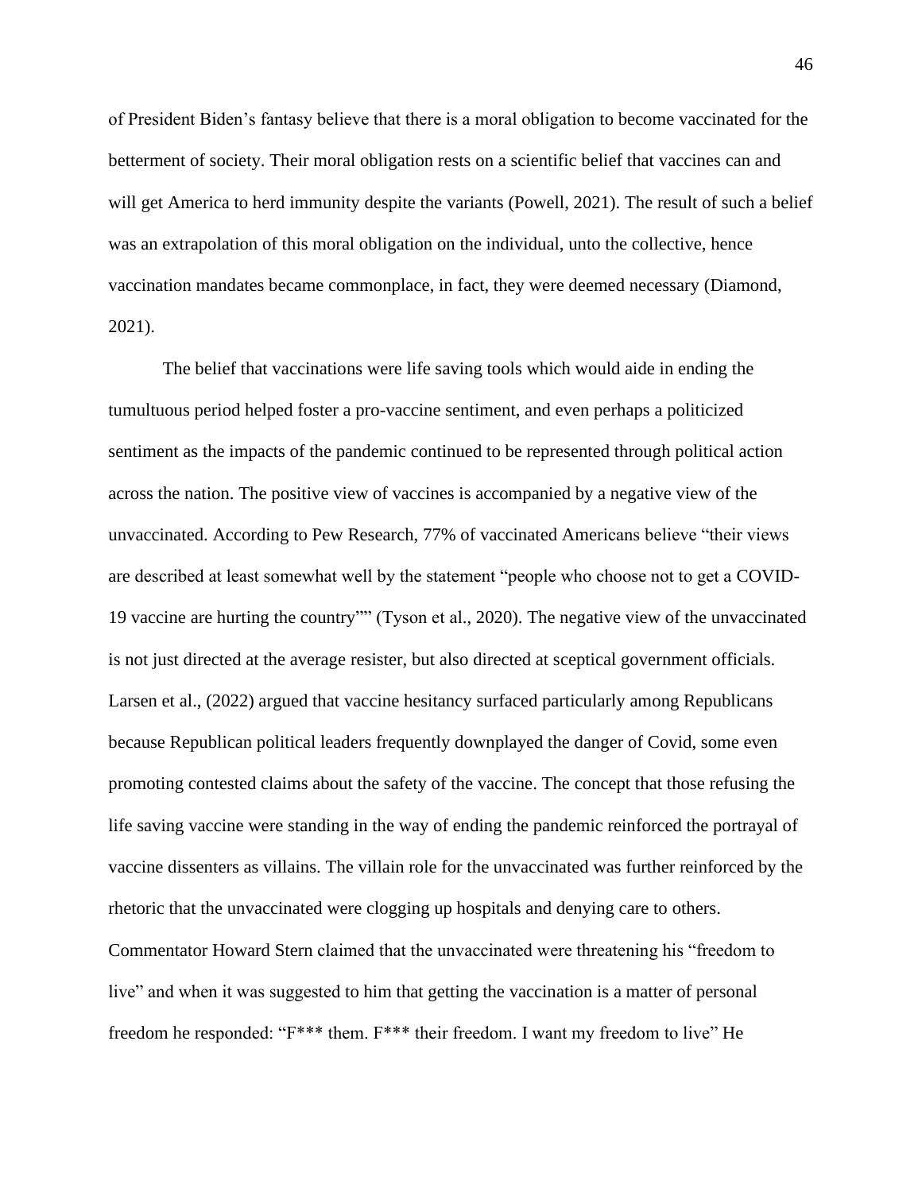of President Biden's fantasy believe that there is a moral obligation to become vaccinated for the betterment of society. Their moral obligation rests on a scientific belief that vaccines can and will get America to herd immunity despite the variants (Powell, 2021). The result of such a belief was an extrapolation of this moral obligation on the individual, unto the collective, hence vaccination mandates became commonplace, in fact, they were deemed necessary (Diamond, 2021).

The belief that vaccinations were life saving tools which would aide in ending the tumultuous period helped foster a pro-vaccine sentiment, and even perhaps a politicized sentiment as the impacts of the pandemic continued to be represented through political action across the nation. The positive view of vaccines is accompanied by a negative view of the unvaccinated. According to Pew Research, 77% of vaccinated Americans believe "their views are described at least somewhat well by the statement "people who choose not to get a COVID-19 vaccine are hurting the country"" (Tyson et al., 2020). The negative view of the unvaccinated is not just directed at the average resister, but also directed at sceptical government officials. Larsen et al., (2022) argued that vaccine hesitancy surfaced particularly among Republicans because Republican political leaders frequently downplayed the danger of Covid, some even promoting contested claims about the safety of the vaccine. The concept that those refusing the life saving vaccine were standing in the way of ending the pandemic reinforced the portrayal of vaccine dissenters as villains. The villain role for the unvaccinated was further reinforced by the rhetoric that the unvaccinated were clogging up hospitals and denying care to others. Commentator Howard Stern claimed that the unvaccinated were threatening his "freedom to live" and when it was suggested to him that getting the vaccination is a matter of personal freedom he responded: "F*** them. F*** their freedom. I want my freedom to live" He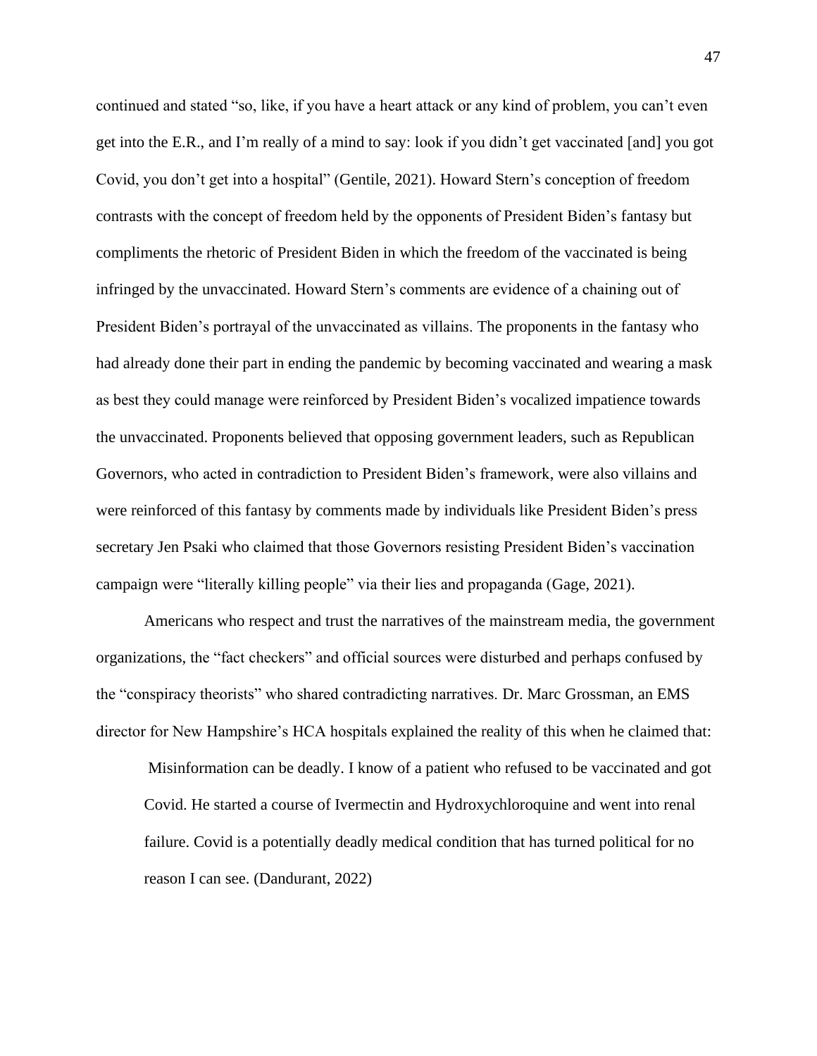continued and stated "so, like, if you have a heart attack or any kind of problem, you can't even get into the E.R., and I'm really of a mind to say: look if you didn't get vaccinated [and] you got Covid, you don't get into a hospital" (Gentile, 2021). Howard Stern's conception of freedom contrasts with the concept of freedom held by the opponents of President Biden's fantasy but compliments the rhetoric of President Biden in which the freedom of the vaccinated is being infringed by the unvaccinated. Howard Stern's comments are evidence of a chaining out of President Biden's portrayal of the unvaccinated as villains. The proponents in the fantasy who had already done their part in ending the pandemic by becoming vaccinated and wearing a mask as best they could manage were reinforced by President Biden's vocalized impatience towards the unvaccinated. Proponents believed that opposing government leaders, such as Republican Governors, who acted in contradiction to President Biden's framework, were also villains and were reinforced of this fantasy by comments made by individuals like President Biden's press secretary Jen Psaki who claimed that those Governors resisting President Biden's vaccination campaign were "literally killing people" via their lies and propaganda (Gage, 2021).

Americans who respect and trust the narratives of the mainstream media, the government organizations, the "fact checkers" and official sources were disturbed and perhaps confused by the "conspiracy theorists" who shared contradicting narratives. Dr. Marc Grossman, an EMS director for New Hampshire's HCA hospitals explained the reality of this when he claimed that:

> Misinformation can be deadly. I know of a patient who refused to be vaccinated and got Covid. He started a course of Ivermectin and Hydroxychloroquine and went into renal failure. Covid is a potentially deadly medical condition that has turned political for no reason I can see. (Dandurant, 2022)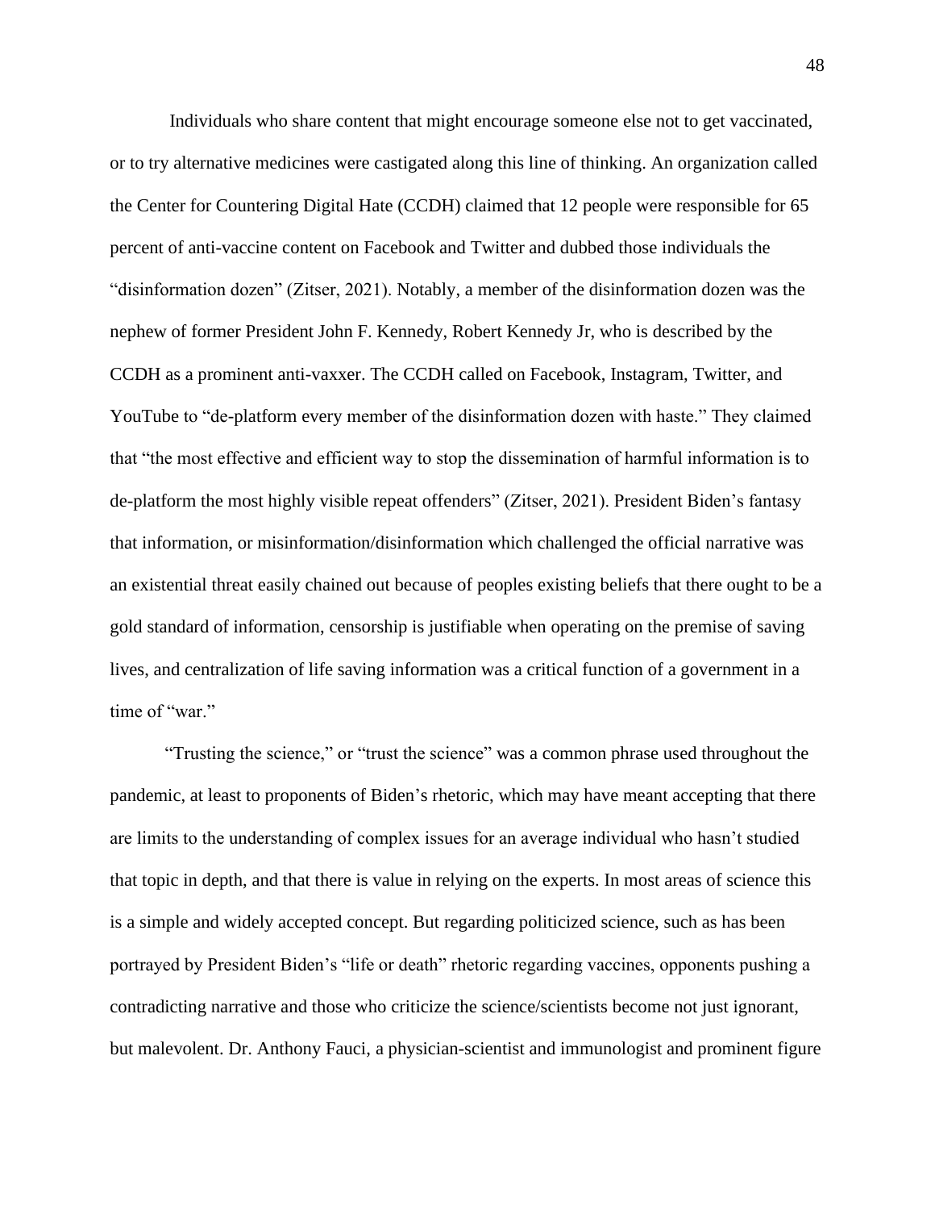Individuals who share content that might encourage someone else not to get vaccinated, or to try alternative medicines were castigated along this line of thinking. An organization called the Center for Countering Digital Hate (CCDH) claimed that 12 people were responsible for 65 percent of anti-vaccine content on Facebook and Twitter and dubbed those individuals the "disinformation dozen" (Zitser, 2021). Notably, a member of the disinformation dozen was the nephew of former President John F. Kennedy, Robert Kennedy Jr, who is described by the CCDH as a prominent anti-vaxxer. The CCDH called on Facebook, Instagram, Twitter, and YouTube to "de-platform every member of the disinformation dozen with haste." They claimed that "the most effective and efficient way to stop the dissemination of harmful information is to de-platform the most highly visible repeat offenders" (Zitser, 2021). President Biden's fantasy that information, or misinformation/disinformation which challenged the official narrative was an existential threat easily chained out because of peoples existing beliefs that there ought to be a gold standard of information, censorship is justifiable when operating on the premise of saving lives, and centralization of life saving information was a critical function of a government in a time of "war."

"Trusting the science," or "trust the science" was a common phrase used throughout the pandemic, at least to proponents of Biden's rhetoric, which may have meant accepting that there are limits to the understanding of complex issues for an average individual who hasn't studied that topic in depth, and that there is value in relying on the experts. In most areas of science this is a simple and widely accepted concept. But regarding politicized science, such as has been portrayed by President Biden's "life or death" rhetoric regarding vaccines, opponents pushing a contradicting narrative and those who criticize the science/scientists become not just ignorant, but malevolent. Dr. Anthony Fauci, a physician-scientist and immunologist and prominent figure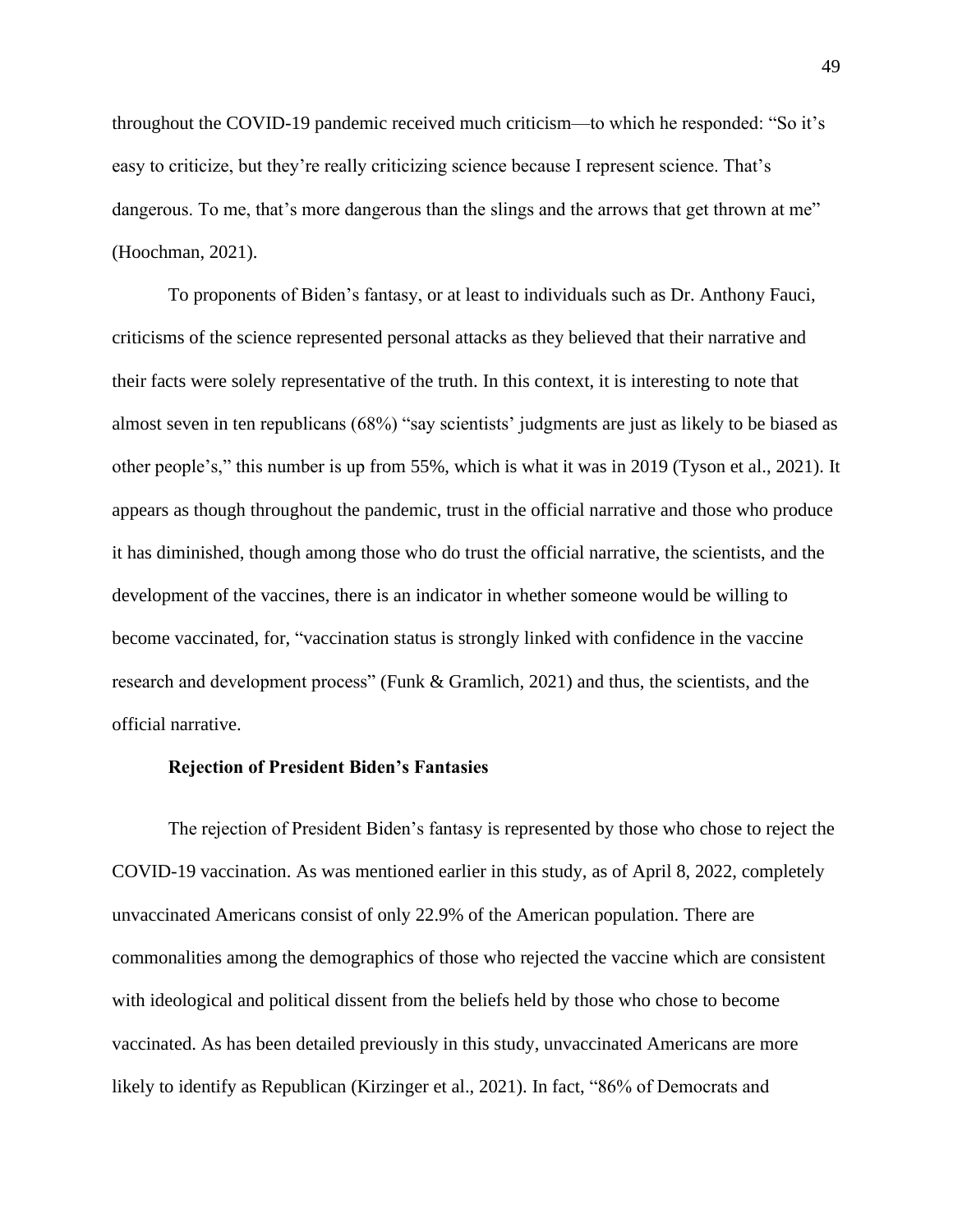throughout the COVID-19 pandemic received much criticism—to which he responded: "So it's easy to criticize, but they're really criticizing science because I represent science. That's dangerous. To me, that's more dangerous than the slings and the arrows that get thrown at me" (Hoochman, 2021).

To proponents of Biden's fantasy, or at least to individuals such as Dr. Anthony Fauci, criticisms of the science represented personal attacks as they believed that their narrative and their facts were solely representative of the truth. In this context, it is interesting to note that almost seven in ten republicans (68%) "say scientists' judgments are just as likely to be biased as other people's," this number is up from 55%, which is what it was in 2019 (Tyson et al., 2021). It appears as though throughout the pandemic, trust in the official narrative and those who produce it has diminished, though among those who do trust the official narrative, the scientists, and the development of the vaccines, there is an indicator in whether someone would be willing to become vaccinated, for, "vaccination status is strongly linked with confidence in the vaccine research and development process" (Funk & Gramlich, 2021) and thus, the scientists, and the official narrative.

**Rejection of President Biden's Fantasies**

The rejection of President Biden's fantasy is represented by those who chose to reject the COVID-19 vaccination. As was mentioned earlier in this study, as of April 8, 2022, completely unvaccinated Americans consist of only 22.9% of the American population. There are commonalities among the demographics of those who rejected the vaccine which are consistent with ideological and political dissent from the beliefs held by those who chose to become vaccinated. As has been detailed previously in this study, unvaccinated Americans are more likely to identify as Republican (Kirzinger et al., 2021). In fact, "86% of Democrats and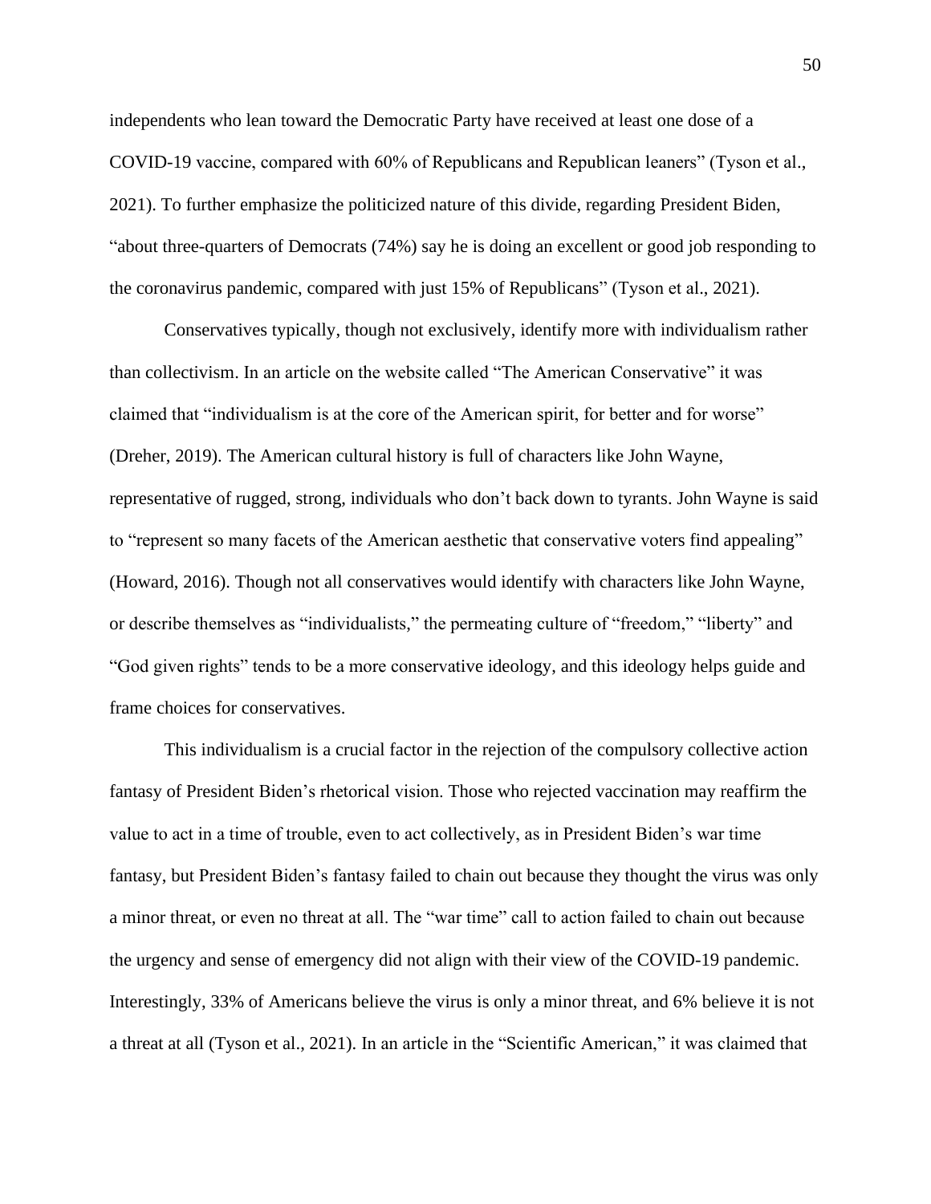independents who lean toward the Democratic Party have received at least one dose of a COVID-19 vaccine, compared with 60% of Republicans and Republican leaners" (Tyson et al., 2021). To further emphasize the politicized nature of this divide, regarding President Biden, "about three-quarters of Democrats (74%) say he is doing an excellent or good job responding to the coronavirus pandemic, compared with just 15% of Republicans" (Tyson et al., 2021).

Conservatives typically, though not exclusively, identify more with individualism rather than collectivism. In an article on the website called "The American Conservative" it was claimed that "individualism is at the core of the American spirit, for better and for worse" (Dreher, 2019). The American cultural history is full of characters like John Wayne, representative of rugged, strong, individuals who don't back down to tyrants. John Wayne is said to "represent so many facets of the American aesthetic that conservative voters find appealing" (Howard, 2016). Though not all conservatives would identify with characters like John Wayne, or describe themselves as "individualists," the permeating culture of "freedom," "liberty" and "God given rights" tends to be a more conservative ideology, and this ideology helps guide and frame choices for conservatives.

This individualism is a crucial factor in the rejection of the compulsory collective action fantasy of President Biden's rhetorical vision. Those who rejected vaccination may reaffirm the value to act in a time of trouble, even to act collectively, as in President Biden's war time fantasy, but President Biden's fantasy failed to chain out because they thought the virus was only a minor threat, or even no threat at all. The "war time" call to action failed to chain out because the urgency and sense of emergency did not align with their view of the COVID-19 pandemic. Interestingly, 33% of Americans believe the virus is only a minor threat, and 6% believe it is not a threat at all (Tyson et al., 2021). In an article in the "Scientific American," it was claimed that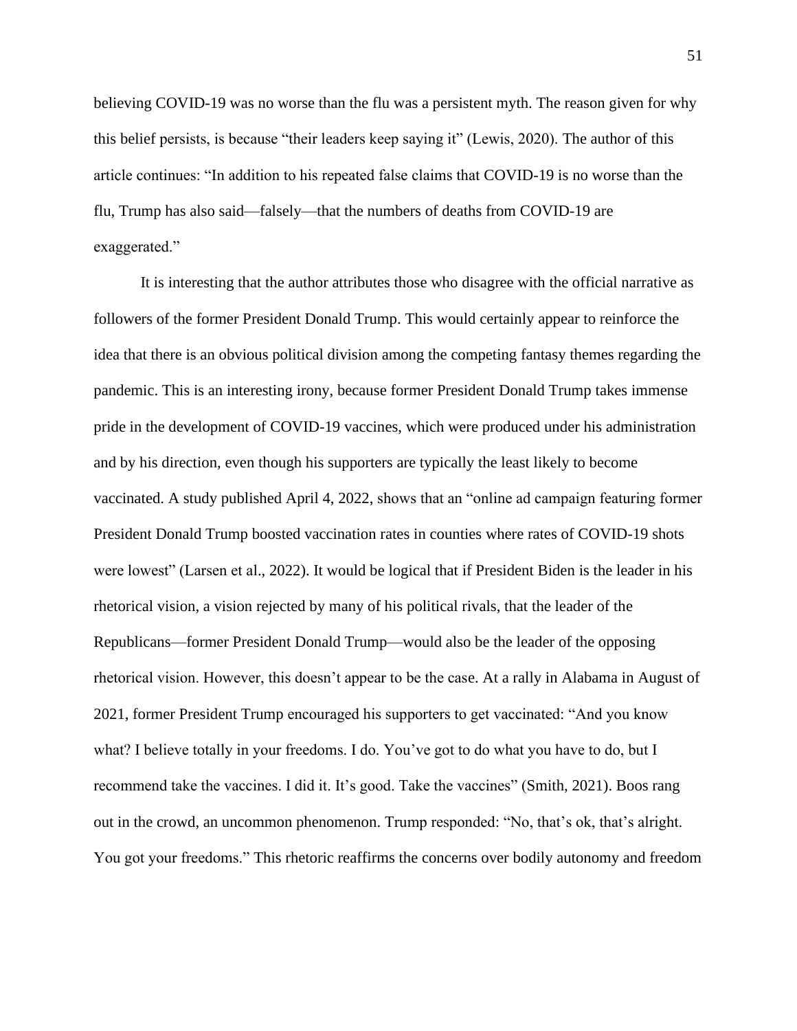believing COVID-19 was no worse than the flu was a persistent myth. The reason given for why this belief persists, is because "their leaders keep saying it" (Lewis, 2020). The author of this article continues: "In addition to his repeated false claims that COVID-19 is no worse than the flu, Trump has also said—falsely—that the numbers of deaths from COVID-19 are exaggerated."

It is interesting that the author attributes those who disagree with the official narrative as followers of the former President Donald Trump. This would certainly appear to reinforce the idea that there is an obvious political division among the competing fantasy themes regarding the pandemic. This is an interesting irony, because former President Donald Trump takes immense pride in the development of COVID-19 vaccines, which were produced under his administration and by his direction, even though his supporters are typically the least likely to become vaccinated. A study published April 4, 2022, shows that an "online ad campaign featuring former President Donald Trump boosted vaccination rates in counties where rates of COVID-19 shots were lowest" (Larsen et al., 2022). It would be logical that if President Biden is the leader in his rhetorical vision, a vision rejected by many of his political rivals, that the leader of the Republicans—former President Donald Trump—would also be the leader of the opposing rhetorical vision. However, this doesn't appear to be the case. At a rally in Alabama in August of 2021, former President Trump encouraged his supporters to get vaccinated: "And you know what? I believe totally in your freedoms. I do. You've got to do what you have to do, but I recommend take the vaccines. I did it. It's good. Take the vaccines" (Smith, 2021). Boos rang out in the crowd, an uncommon phenomenon. Trump responded: "No, that's ok, that's alright. You got your freedoms." This rhetoric reaffirms the concerns over bodily autonomy and freedom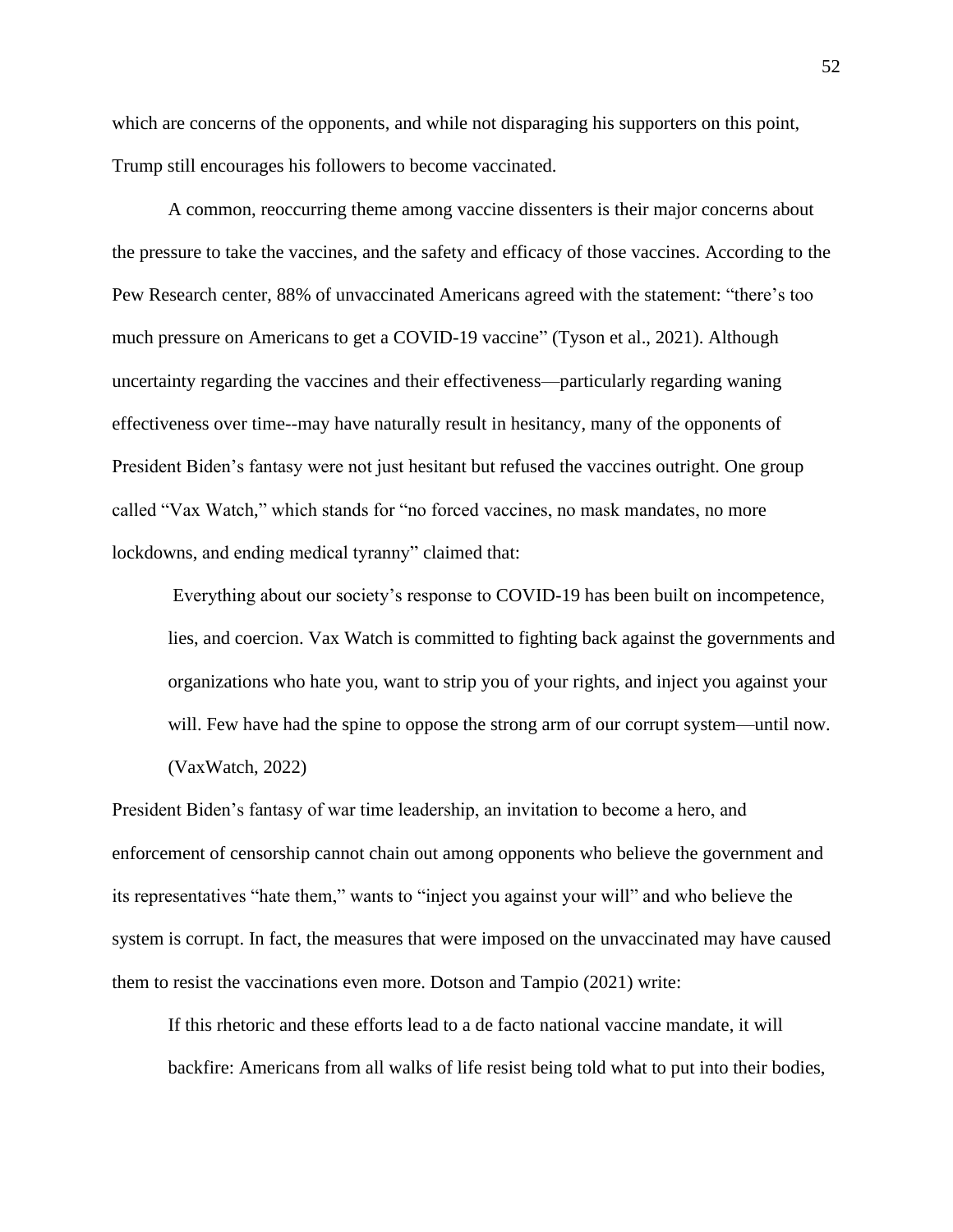which are concerns of the opponents, and while not disparaging his supporters on this point, Trump still encourages his followers to become vaccinated.

A common, reoccurring theme among vaccine dissenters is their major concerns about the pressure to take the vaccines, and the safety and efficacy of those vaccines. According to the Pew Research center, 88% of unvaccinated Americans agreed with the statement: “there’s too much pressure on Americans to get a COVID-19 vaccine” (Tyson et al., 2021). Although uncertainty regarding the vaccines and their effectiveness—particularly regarding waning effectiveness over time--may have naturally result in hesitancy, many of the opponents of President Biden’s fantasy were not just hesitant but refused the vaccines outright. One group called “Vax Watch,” which stands for “no forced vaccines, no mask mandates, no more lockdowns, and ending medical tyranny” claimed that:

> Everything about our society’s response to COVID-19 has been built on incompetence, lies, and coercion. Vax Watch is committed to fighting back against the governments and organizations who hate you, want to strip you of your rights, and inject you against your will. Few have had the spine to oppose the strong arm of our corrupt system—until now. (VaxWatch, 2022)

President Biden’s fantasy of war time leadership, an invitation to become a hero, and enforcement of censorship cannot chain out among opponents who believe the government and its representatives “hate them,” wants to “inject you against your will” and who believe the system is corrupt. In fact, the measures that were imposed on the unvaccinated may have caused them to resist the vaccinations even more. Dotson and Tampio (2021) write:

> If this rhetoric and these efforts lead to a de facto national vaccine mandate, it will backfire: Americans from all walks of life resist being told what to put into their bodies,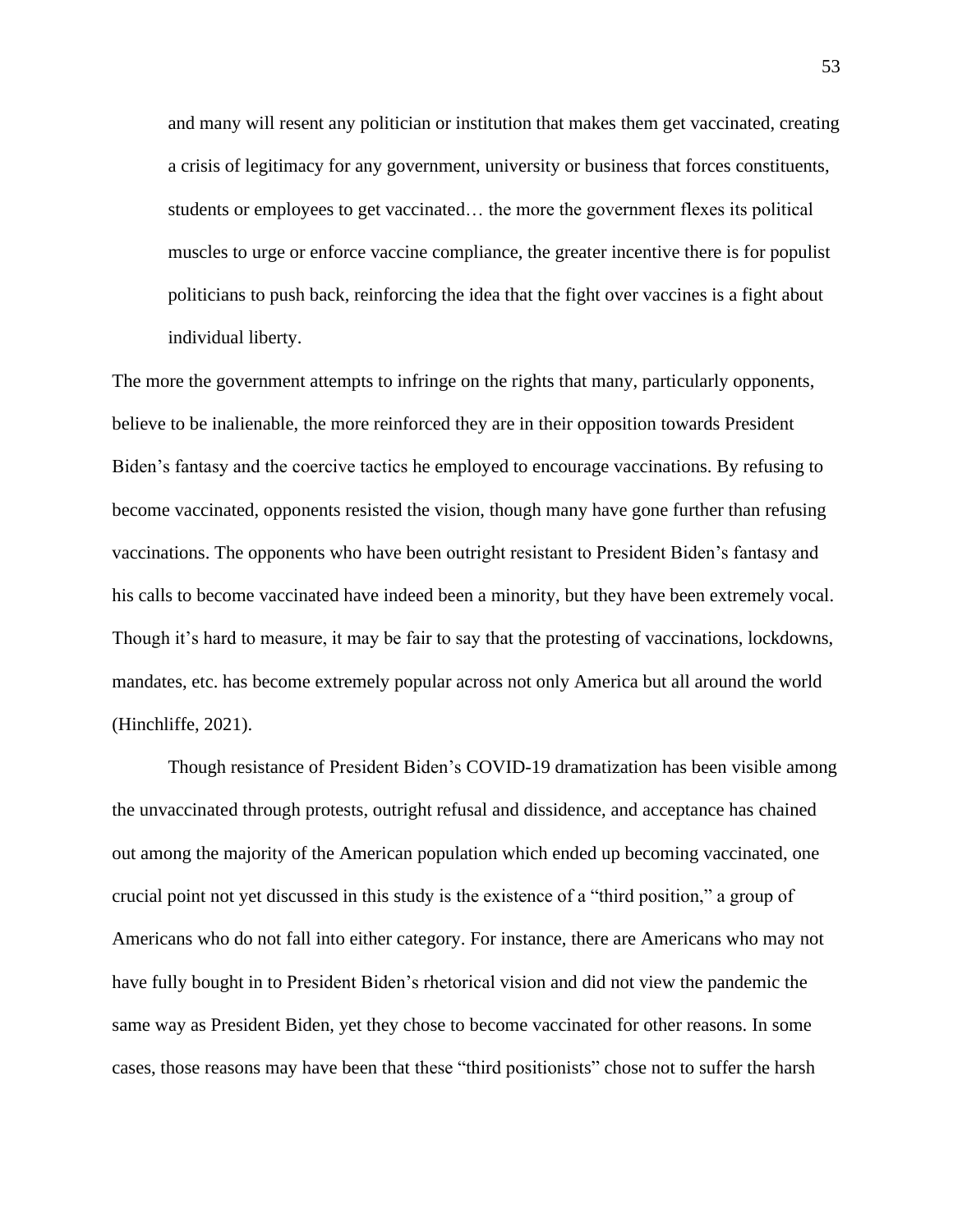> and many will resent any politician or institution that makes them get vaccinated, creating a crisis of legitimacy for any government, university or business that forces constituents, students or employees to get vaccinated… the more the government flexes its political muscles to urge or enforce vaccine compliance, the greater incentive there is for populist politicians to push back, reinforcing the idea that the fight over vaccines is a fight about individual liberty.

The more the government attempts to infringe on the rights that many, particularly opponents, believe to be inalienable, the more reinforced they are in their opposition towards President Biden's fantasy and the coercive tactics he employed to encourage vaccinations. By refusing to become vaccinated, opponents resisted the vision, though many have gone further than refusing vaccinations. The opponents who have been outright resistant to President Biden's fantasy and his calls to become vaccinated have indeed been a minority, but they have been extremely vocal. Though it's hard to measure, it may be fair to say that the protesting of vaccinations, lockdowns, mandates, etc. has become extremely popular across not only America but all around the world (Hinchliffe, 2021).

Though resistance of President Biden's COVID-19 dramatization has been visible among the unvaccinated through protests, outright refusal and dissidence, and acceptance has chained out among the majority of the American population which ended up becoming vaccinated, one crucial point not yet discussed in this study is the existence of a "third position," a group of Americans who do not fall into either category. For instance, there are Americans who may not have fully bought in to President Biden's rhetorical vision and did not view the pandemic the same way as President Biden, yet they chose to become vaccinated for other reasons. In some cases, those reasons may have been that these "third positionists" chose not to suffer the harsh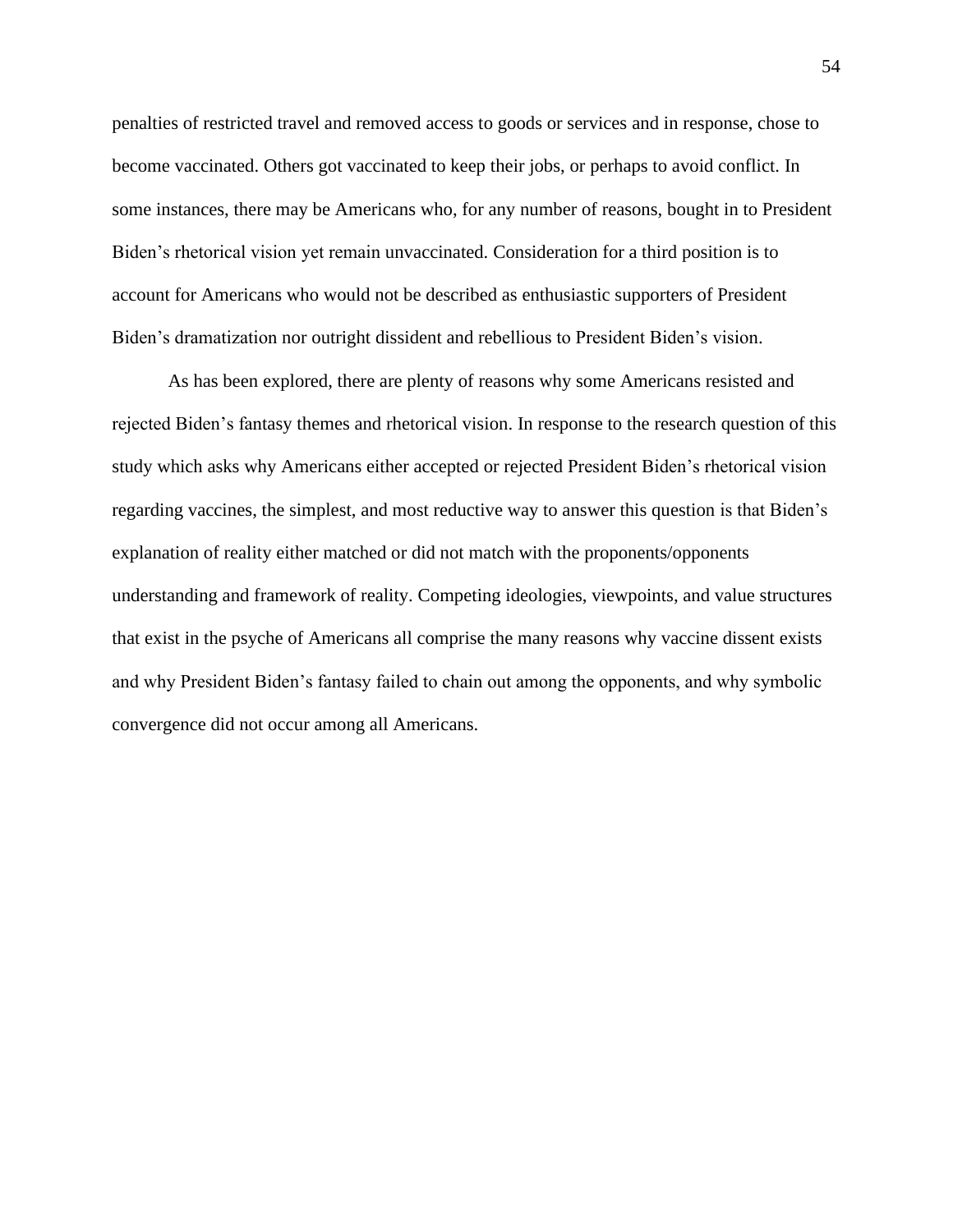penalties of restricted travel and removed access to goods or services and in response, chose to become vaccinated. Others got vaccinated to keep their jobs, or perhaps to avoid conflict. In some instances, there may be Americans who, for any number of reasons, bought in to President Biden's rhetorical vision yet remain unvaccinated. Consideration for a third position is to account for Americans who would not be described as enthusiastic supporters of President Biden's dramatization nor outright dissident and rebellious to President Biden's vision.

As has been explored, there are plenty of reasons why some Americans resisted and rejected Biden's fantasy themes and rhetorical vision. In response to the research question of this study which asks why Americans either accepted or rejected President Biden's rhetorical vision regarding vaccines, the simplest, and most reductive way to answer this question is that Biden's explanation of reality either matched or did not match with the proponents/opponents understanding and framework of reality. Competing ideologies, viewpoints, and value structures that exist in the psyche of Americans all comprise the many reasons why vaccine dissent exists and why President Biden's fantasy failed to chain out among the opponents, and why symbolic convergence did not occur among all Americans.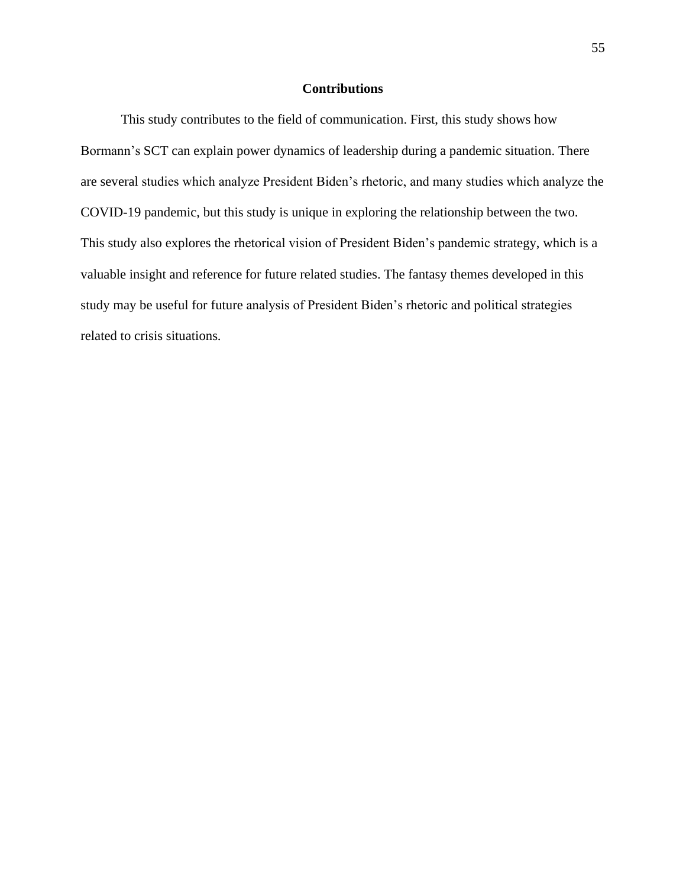## Contributions

This study contributes to the field of communication. First, this study shows how Bormann's SCT can explain power dynamics of leadership during a pandemic situation. There are several studies which analyze President Biden's rhetoric, and many studies which analyze the COVID-19 pandemic, but this study is unique in exploring the relationship between the two. This study also explores the rhetorical vision of President Biden's pandemic strategy, which is a valuable insight and reference for future related studies. The fantasy themes developed in this study may be useful for future analysis of President Biden's rhetoric and political strategies related to crisis situations.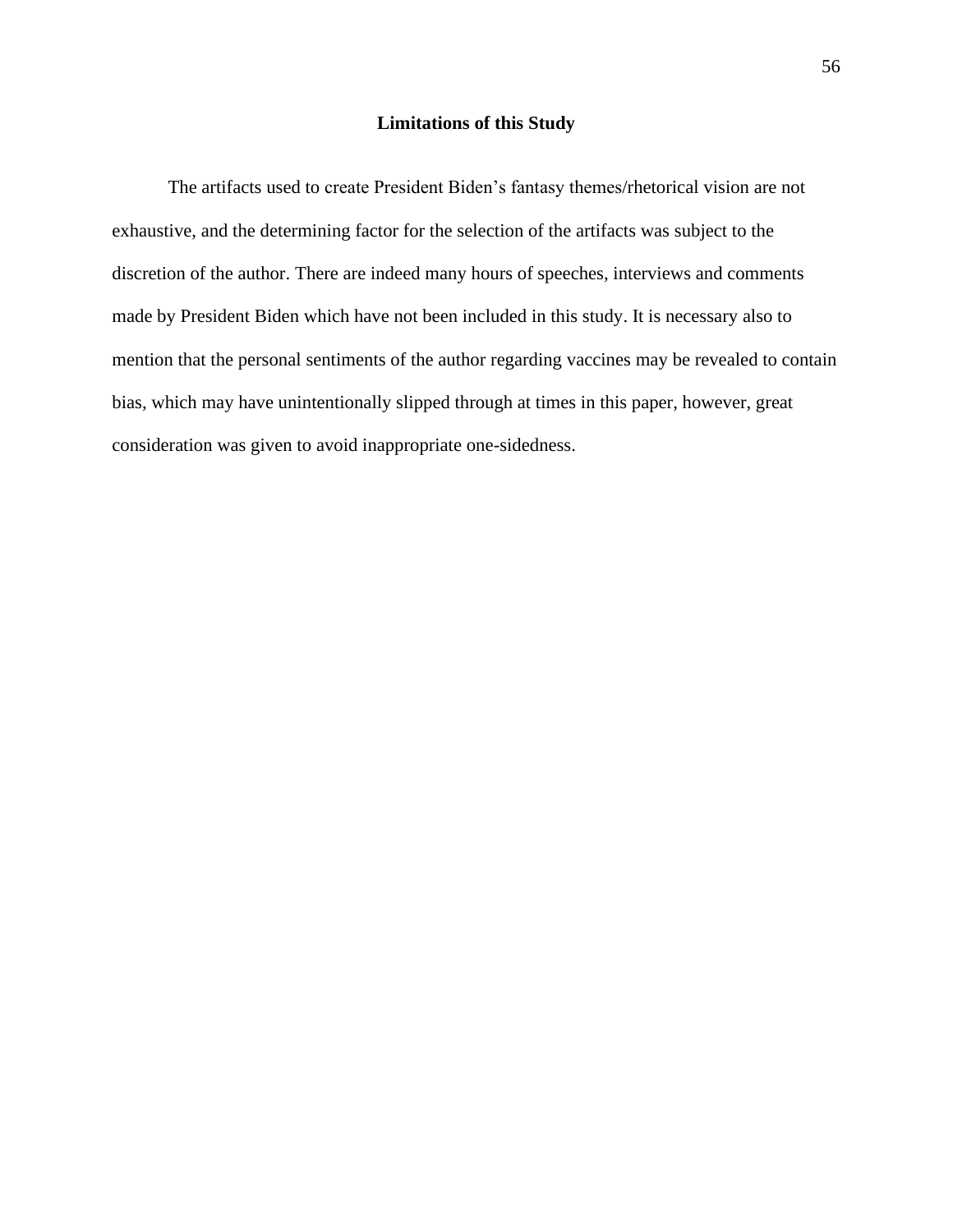## Limitations of this Study

The artifacts used to create President Biden's fantasy themes/rhetorical vision are not exhaustive, and the determining factor for the selection of the artifacts was subject to the discretion of the author. There are indeed many hours of speeches, interviews and comments made by President Biden which have not been included in this study. It is necessary also to mention that the personal sentiments of the author regarding vaccines may be revealed to contain bias, which may have unintentionally slipped through at times in this paper, however, great consideration was given to avoid inappropriate one-sidedness.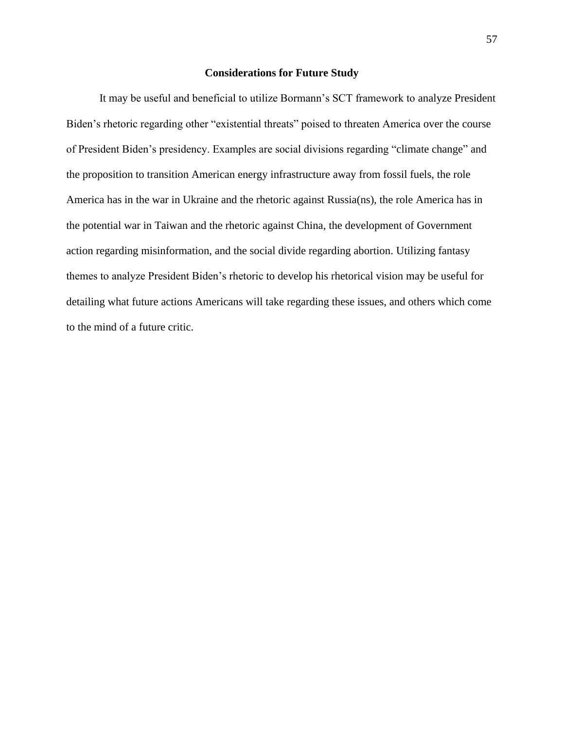## Considerations for Future Study

It may be useful and beneficial to utilize Bormann's SCT framework to analyze President Biden's rhetoric regarding other "existential threats" poised to threaten America over the course of President Biden's presidency. Examples are social divisions regarding "climate change" and the proposition to transition American energy infrastructure away from fossil fuels, the role America has in the war in Ukraine and the rhetoric against Russia(ns), the role America has in the potential war in Taiwan and the rhetoric against China, the development of Government action regarding misinformation, and the social divide regarding abortion. Utilizing fantasy themes to analyze President Biden's rhetoric to develop his rhetorical vision may be useful for detailing what future actions Americans will take regarding these issues, and others which come to the mind of a future critic.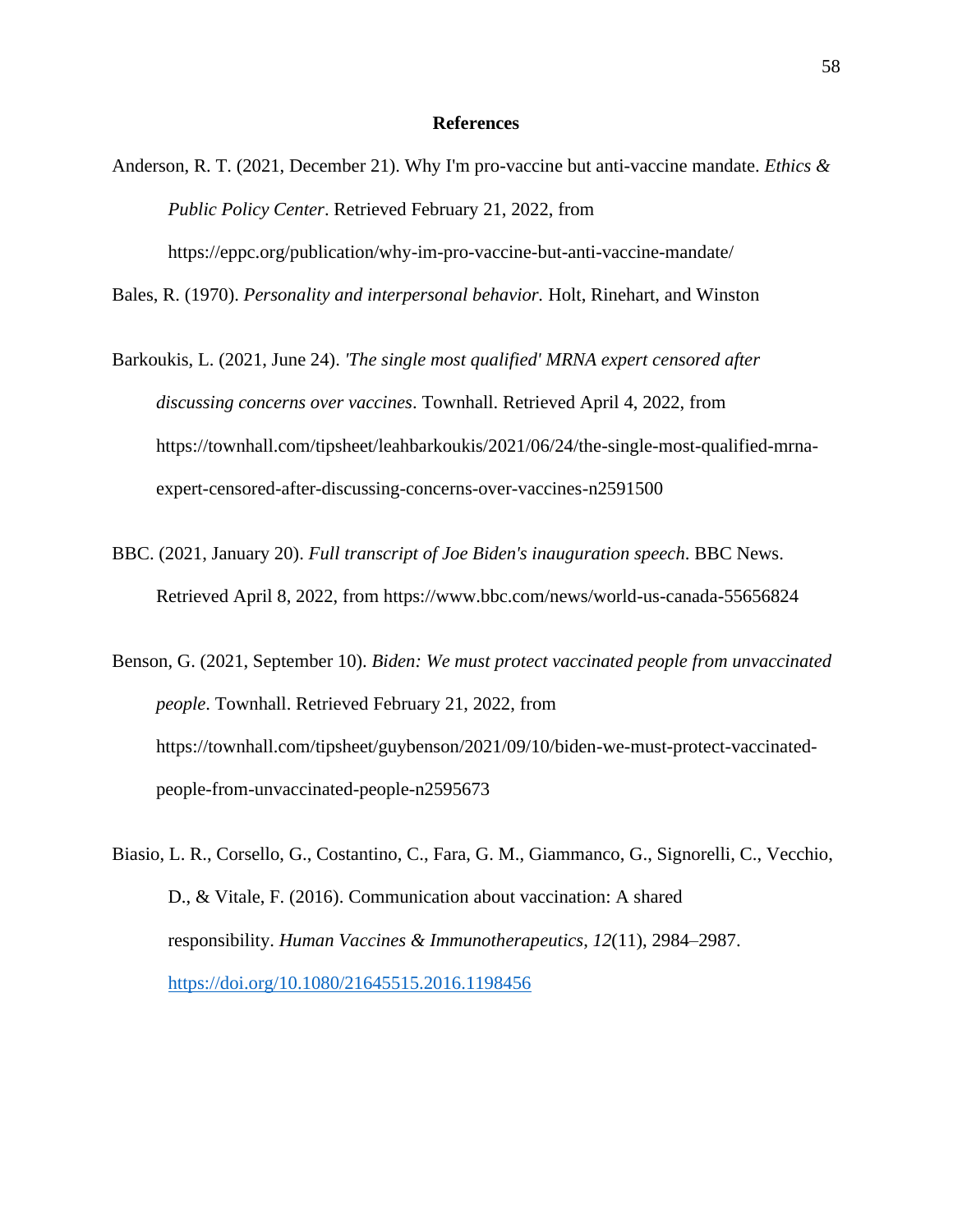# References

Anderson, R. T. (2021, December 21). Why I'm pro-vaccine but anti-vaccine mandate. *Ethics & Public Policy Center*. Retrieved February 21, 2022, from https://eppc.org/publication/why-im-pro-vaccine-but-anti-vaccine-mandate/

Bales, R. (1970). *Personality and interpersonal behavior.* Holt, Rinehart, and Winston

Barkoukis, L. (2021, June 24). *'The single most qualified' MRNA expert censored after discussing concerns over vaccines*. Townhall. Retrieved April 4, 2022, from https://townhall.com/tipsheet/leahbarkoukis/2021/06/24/the-single-most-qualified-mrna-expert-censored-after-discussing-concerns-over-vaccines-n2591500

BBC. (2021, January 20). *Full transcript of Joe Biden's inauguration speech*. BBC News. Retrieved April 8, 2022, from https://www.bbc.com/news/world-us-canada-55656824

Benson, G. (2021, September 10). *Biden: We must protect vaccinated people from unvaccinated people*. Townhall. Retrieved February 21, 2022, from https://townhall.com/tipsheet/guybenson/2021/09/10/biden-we-must-protect-vaccinated-people-from-unvaccinated-people-n2595673

Biasio, L. R., Corsello, G., Costantino, C., Fara, G. M., Giammanco, G., Signorelli, C., Vecchio, D., & Vitale, F. (2016). Communication about vaccination: A shared responsibility. *Human Vaccines & Immunotherapeutics*, *12*(11), 2984–2987. https://doi.org/10.1080/21645515.2016.1198456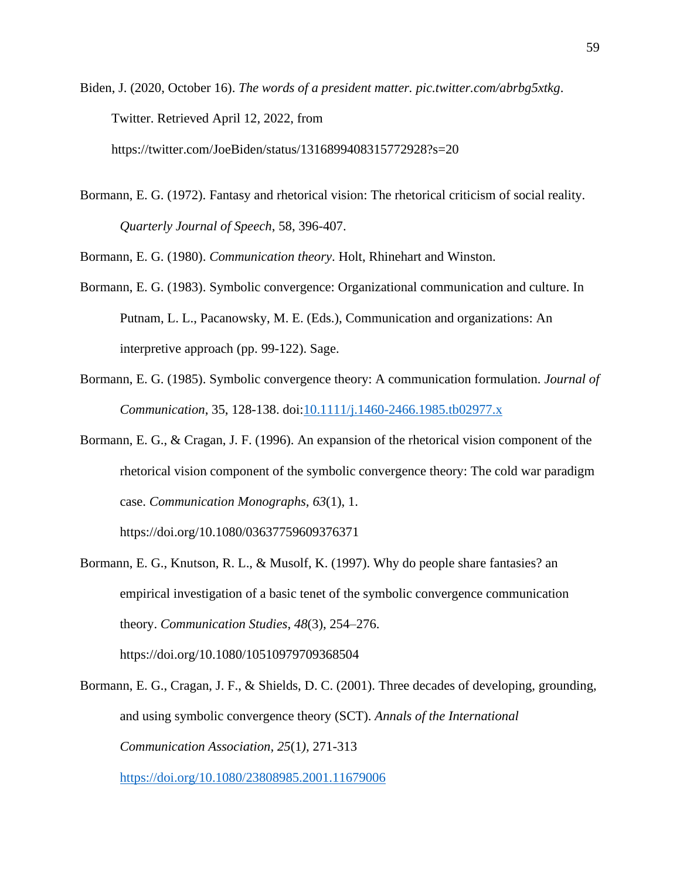Biden, J. (2020, October 16). *The words of a president matter. pic.twitter.com/abrbg5xtkg*. Twitter. Retrieved April 12, 2022, from https://twitter.com/JoeBiden/status/1316899408315772928?s=20

Bormann, E. G. (1972). Fantasy and rhetorical vision: The rhetorical criticism of social reality. *Quarterly Journal of Speech*, 58, 396-407.

Bormann, E. G. (1980). *Communication theory*. Holt, Rhinehart and Winston.

Bormann, E. G. (1983). Symbolic convergence: Organizational communication and culture. In Putnam, L. L., Pacanowsky, M. E. (Eds.), Communication and organizations: An interpretive approach (pp. 99-122). Sage.

Bormann, E. G. (1985). Symbolic convergence theory: A communication formulation. *Journal of Communication*, 35, 128-138. doi:10.1111/j.1460-2466.1985.tb02977.x

Bormann, E. G., & Cragan, J. F. (1996). An expansion of the rhetorical vision component of the rhetorical vision component of the symbolic convergence theory: The cold war paradigm case. *Communication Monographs, 63*(1), 1. https://doi.org/10.1080/03637759609376371

Bormann, E. G., Knutson, R. L., & Musolf, K. (1997). Why do people share fantasies? an empirical investigation of a basic tenet of the symbolic convergence communication theory. *Communication Studies*, *48*(3), 254–276. https://doi.org/10.1080/10510979709368504

Bormann, E. G., Cragan, J. F., & Shields, D. C. (2001). Three decades of developing, grounding, and using symbolic convergence theory (SCT). *Annals of the International Communication Association, 25*(1*)*, 271-313 https://doi.org/10.1080/23808985.2001.11679006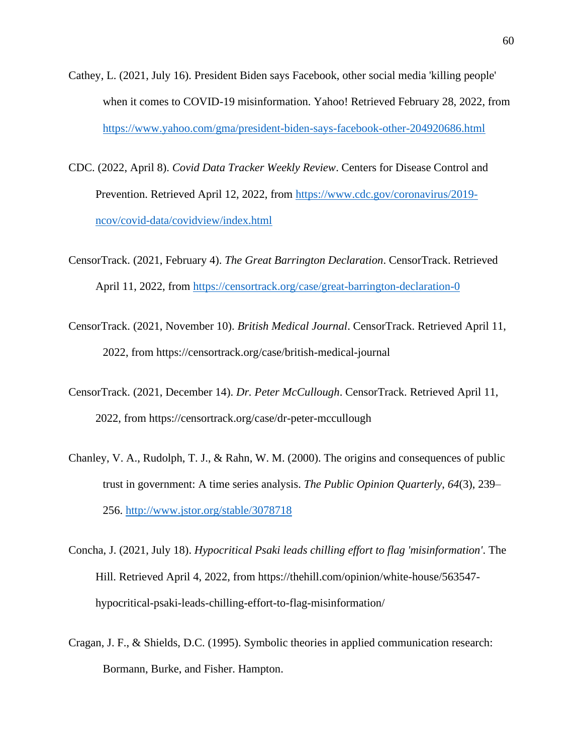Cathey, L. (2021, July 16). President Biden says Facebook, other social media 'killing people' when it comes to COVID-19 misinformation. Yahoo! Retrieved February 28, 2022, from https://www.yahoo.com/gma/president-biden-says-facebook-other-204920686.html

CDC. (2022, April 8). *Covid Data Tracker Weekly Review*. Centers for Disease Control and Prevention. Retrieved April 12, 2022, from https://www.cdc.gov/coronavirus/2019-ncov/covid-data/covidview/index.html

CensorTrack. (2021, February 4). *The Great Barrington Declaration*. CensorTrack. Retrieved April 11, 2022, from https://censortrack.org/case/great-barrington-declaration-0

CensorTrack. (2021, November 10). *British Medical Journal*. CensorTrack. Retrieved April 11, 2022, from https://censortrack.org/case/british-medical-journal

CensorTrack. (2021, December 14). *Dr. Peter McCullough*. CensorTrack. Retrieved April 11, 2022, from https://censortrack.org/case/dr-peter-mccullough

Chanley, V. A., Rudolph, T. J., & Rahn, W. M. (2000). The origins and consequences of public trust in government: A time series analysis. *The Public Opinion Quarterly*, *64*(3), 239–256. http://www.jstor.org/stable/3078718

Concha, J. (2021, July 18). *Hypocritical Psaki leads chilling effort to flag 'misinformation'*. The Hill. Retrieved April 4, 2022, from https://thehill.com/opinion/white-house/563547-hypocritical-psaki-leads-chilling-effort-to-flag-misinformation/

Cragan, J. F., & Shields, D.C. (1995). Symbolic theories in applied communication research: Bormann, Burke, and Fisher. Hampton.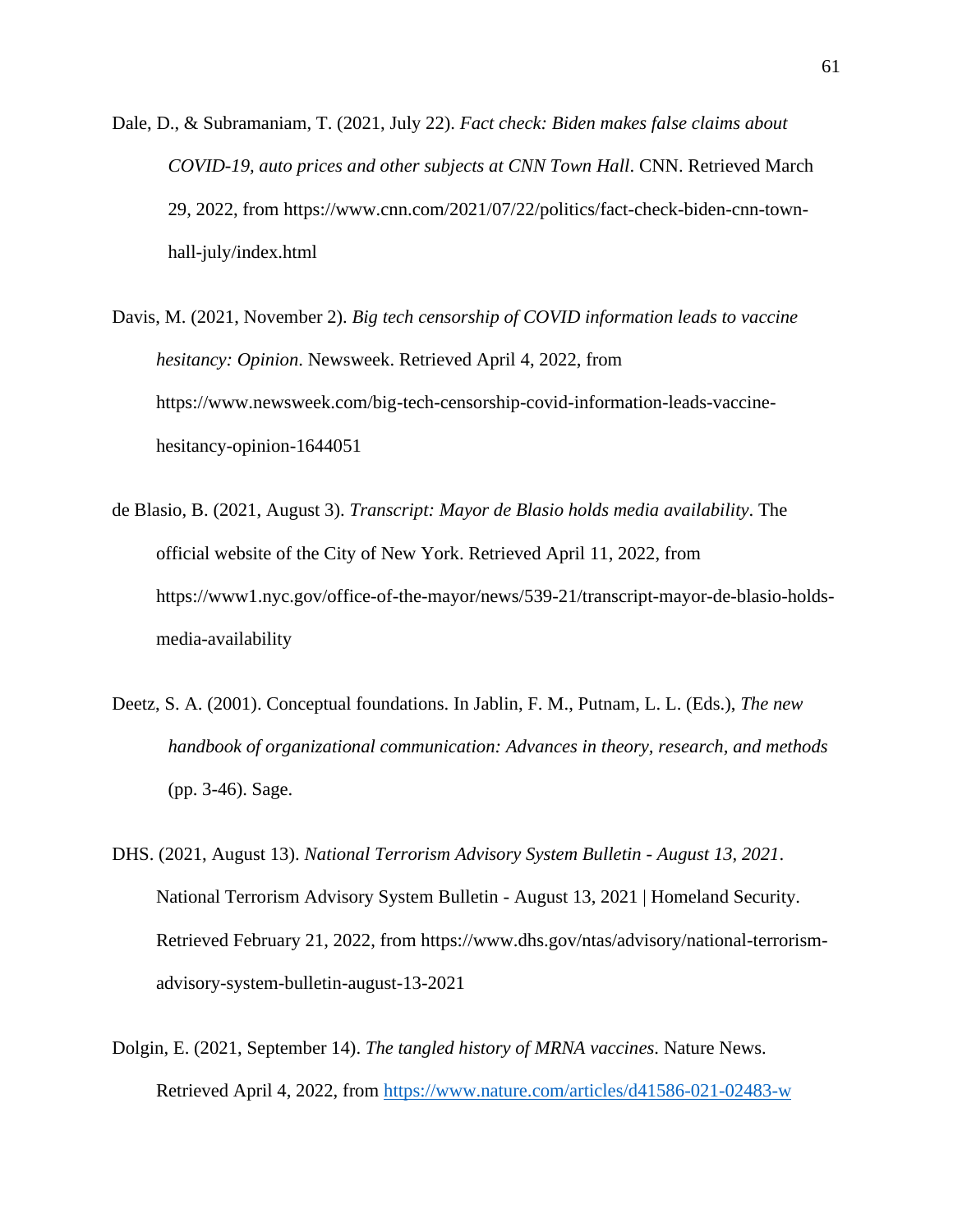Dale, D., & Subramaniam, T. (2021, July 22). *Fact check: Biden makes false claims about COVID-19, auto prices and other subjects at CNN Town Hall*. CNN. Retrieved March 29, 2022, from https://www.cnn.com/2021/07/22/politics/fact-check-biden-cnn-town-hall-july/index.html

Davis, M. (2021, November 2). *Big tech censorship of COVID information leads to vaccine hesitancy: Opinion*. Newsweek. Retrieved April 4, 2022, from https://www.newsweek.com/big-tech-censorship-covid-information-leads-vaccine-hesitancy-opinion-1644051

de Blasio, B. (2021, August 3). *Transcript: Mayor de Blasio holds media availability*. The official website of the City of New York. Retrieved April 11, 2022, from https://www1.nyc.gov/office-of-the-mayor/news/539-21/transcript-mayor-de-blasio-holds-media-availability

Deetz, S. A. (2001). Conceptual foundations. In Jablin, F. M., Putnam, L. L. (Eds.), *The new handbook of organizational communication: Advances in theory, research, and methods* (pp. 3-46). Sage.

DHS. (2021, August 13). *National Terrorism Advisory System Bulletin - August 13, 2021*. National Terrorism Advisory System Bulletin - August 13, 2021 | Homeland Security. Retrieved February 21, 2022, from https://www.dhs.gov/ntas/advisory/national-terrorism-advisory-system-bulletin-august-13-2021

Dolgin, E. (2021, September 14). *The tangled history of MRNA vaccines*. Nature News. Retrieved April 4, 2022, from https://www.nature.com/articles/d41586-021-02483-w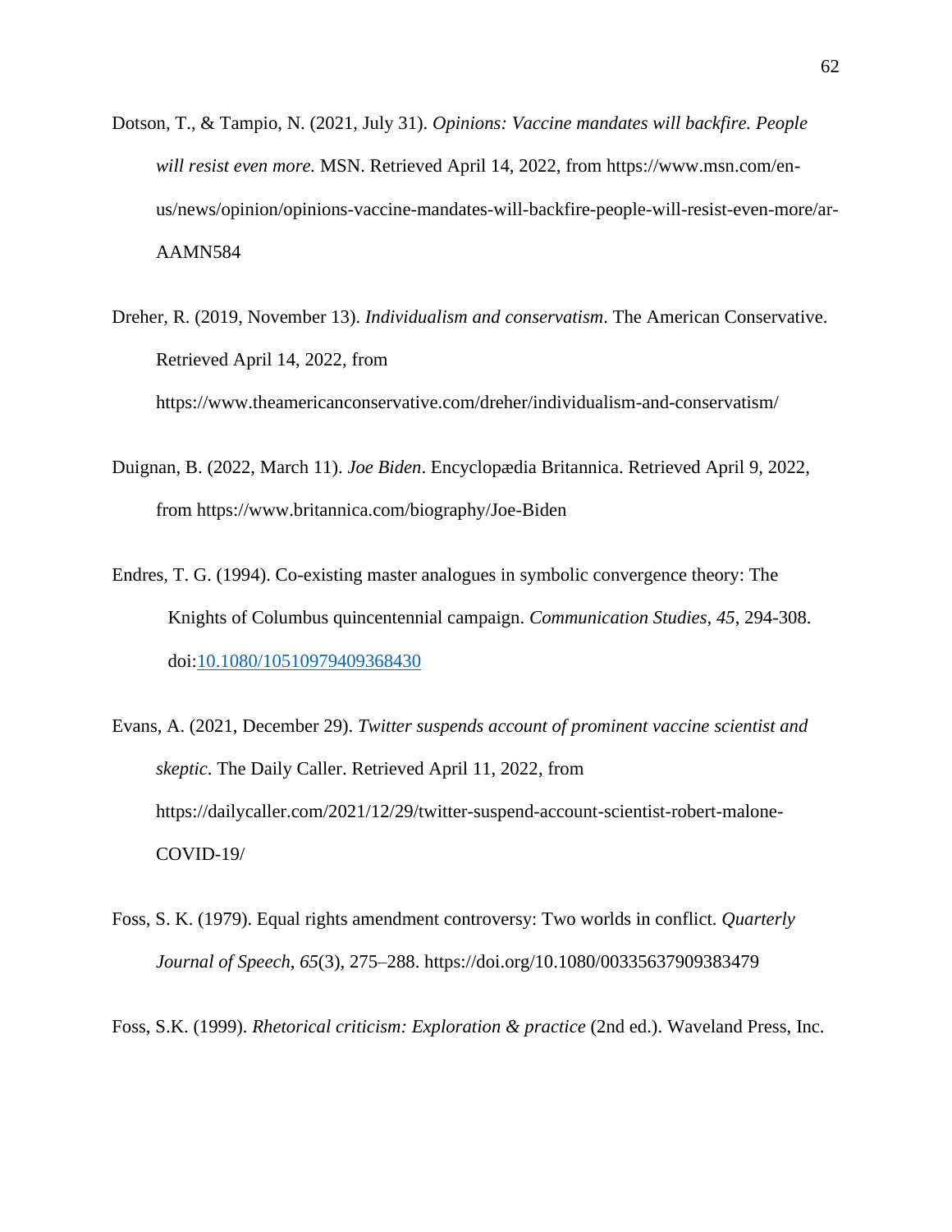Dotson, T., & Tampio, N. (2021, July 31). *Opinions: Vaccine mandates will backfire. People will resist even more.* MSN. Retrieved April 14, 2022, from https://www.msn.com/en-us/news/opinion/opinions-vaccine-mandates-will-backfire-people-will-resist-even-more/ar-AAMN584

Dreher, R. (2019, November 13). *Individualism and conservatism*. The American Conservative. Retrieved April 14, 2022, from https://www.theamericanconservative.com/dreher/individualism-and-conservatism/

Duignan, B. (2022, March 11). *Joe Biden*. Encyclopædia Britannica. Retrieved April 9, 2022, from https://www.britannica.com/biography/Joe-Biden

Endres, T. G. (1994). Co-existing master analogues in symbolic convergence theory: The Knights of Columbus quincentennial campaign. *Communication Studies, 45*, 294-308. doi:10.1080/10510979409368430

Evans, A. (2021, December 29). *Twitter suspends account of prominent vaccine scientist and skeptic*. The Daily Caller. Retrieved April 11, 2022, from https://dailycaller.com/2021/12/29/twitter-suspend-account-scientist-robert-malone-COVID-19/

Foss, S. K. (1979). Equal rights amendment controversy: Two worlds in conflict. *Quarterly Journal of Speech*, *65*(3), 275–288. https://doi.org/10.1080/00335637909383479

Foss, S.K. (1999). *Rhetorical criticism: Exploration & practice* (2nd ed.). Waveland Press, Inc.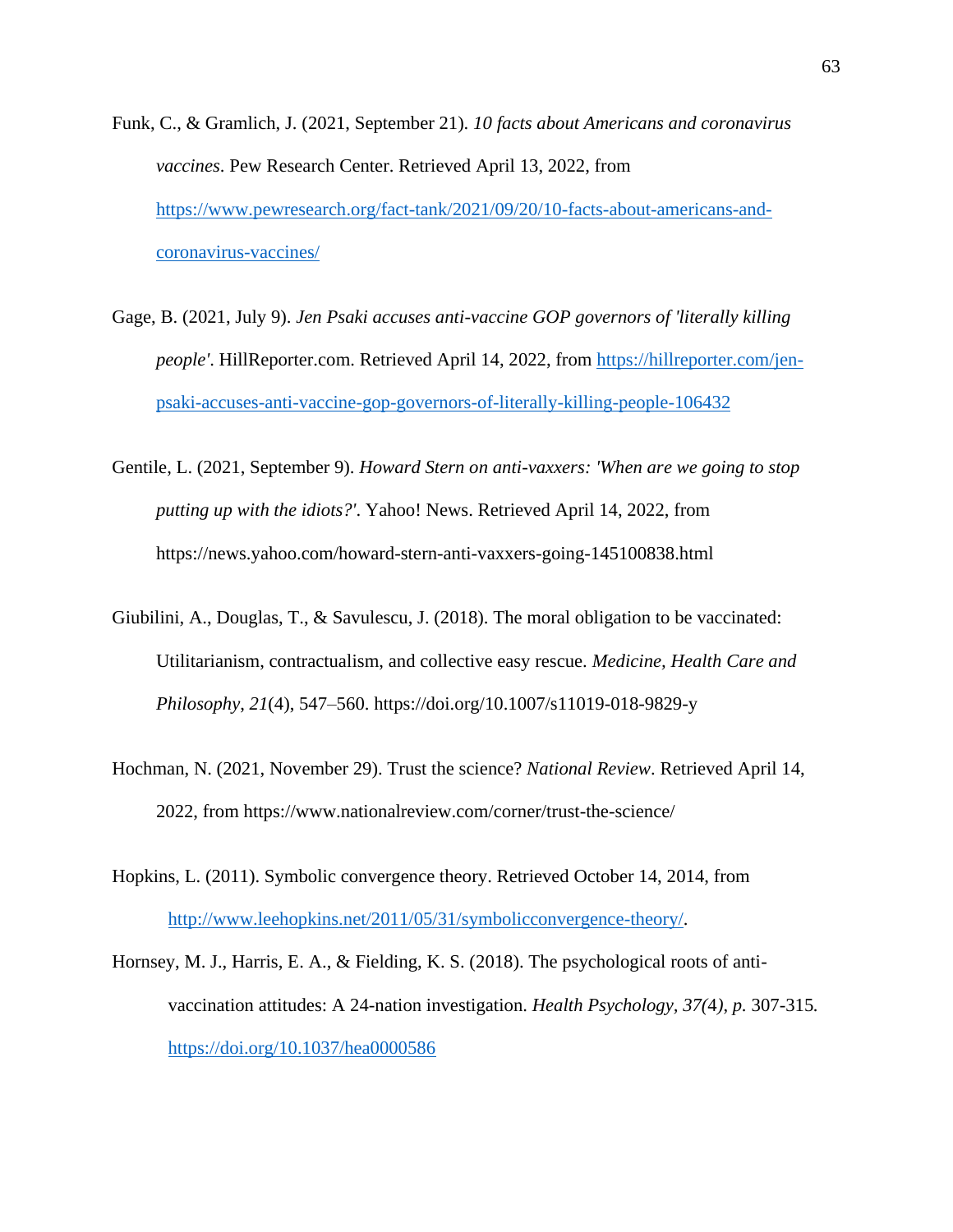Funk, C., & Gramlich, J. (2021, September 21). *10 facts about Americans and coronavirus vaccines*. Pew Research Center. Retrieved April 13, 2022, from https://www.pewresearch.org/fact-tank/2021/09/20/10-facts-about-americans-and-coronavirus-vaccines/

Gage, B. (2021, July 9). *Jen Psaki accuses anti-vaccine GOP governors of 'literally killing people'*. HillReporter.com. Retrieved April 14, 2022, from https://hillreporter.com/jen-psaki-accuses-anti-vaccine-gop-governors-of-literally-killing-people-106432

Gentile, L. (2021, September 9). *Howard Stern on anti-vaxxers: 'When are we going to stop putting up with the idiots?'*. Yahoo! News. Retrieved April 14, 2022, from https://news.yahoo.com/howard-stern-anti-vaxxers-going-145100838.html

Giubilini, A., Douglas, T., & Savulescu, J. (2018). The moral obligation to be vaccinated: Utilitarianism, contractualism, and collective easy rescue. *Medicine, Health Care and Philosophy*, *21*(4), 547–560. https://doi.org/10.1007/s11019-018-9829-y

Hochman, N. (2021, November 29). Trust the science? *National Review*. Retrieved April 14, 2022, from https://www.nationalreview.com/corner/trust-the-science/

Hopkins, L. (2011). Symbolic convergence theory. Retrieved October 14, 2014, from http://www.leehopkins.net/2011/05/31/symbolicconvergence-theory/.

Hornsey, M. J., Harris, E. A., & Fielding, K. S. (2018). The psychological roots of anti-vaccination attitudes: A 24-nation investigation. *Health Psychology, 37(4), p.* 307-315. https://doi.org/10.1037/hea0000586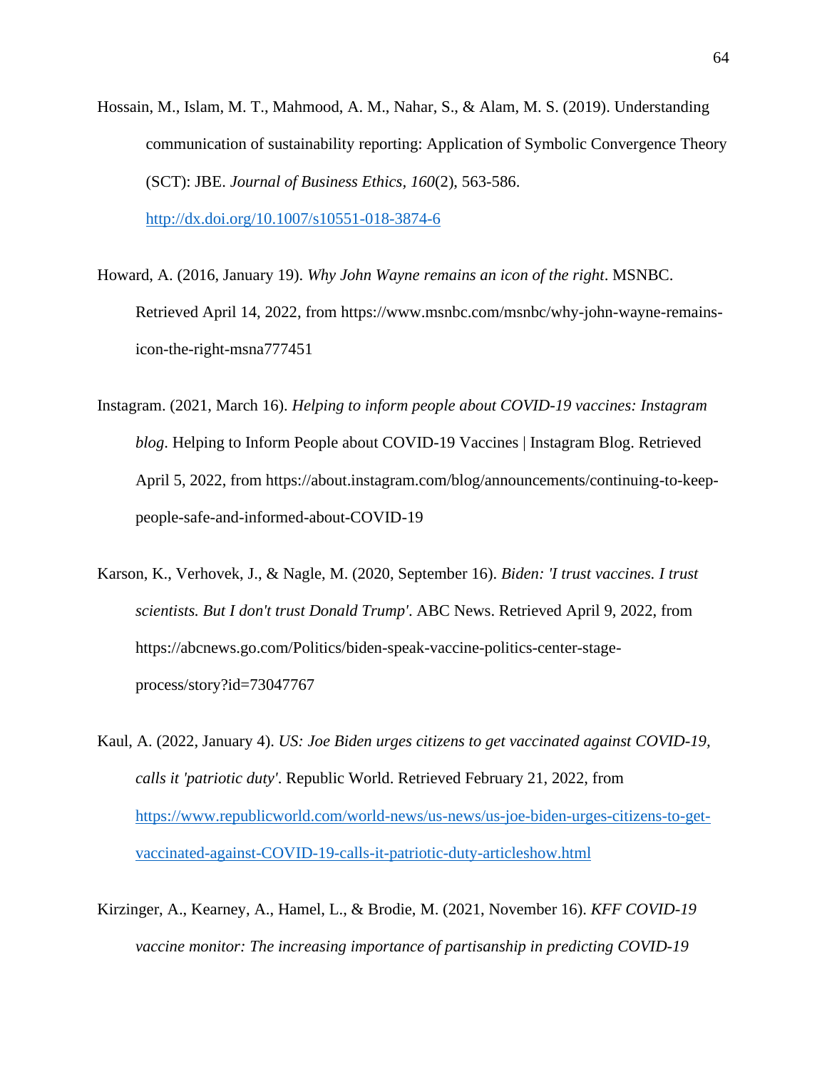Hossain, M., Islam, M. T., Mahmood, A. M., Nahar, S., & Alam, M. S. (2019). Understanding communication of sustainability reporting: Application of Symbolic Convergence Theory (SCT): JBE. *Journal of Business Ethics*, *160*(2), 563-586. http://dx.doi.org/10.1007/s10551-018-3874-6

Howard, A. (2016, January 19). *Why John Wayne remains an icon of the right*. MSNBC. Retrieved April 14, 2022, from https://www.msnbc.com/msnbc/why-john-wayne-remains-icon-the-right-msna777451

Instagram. (2021, March 16). *Helping to inform people about COVID-19 vaccines: Instagram blog*. Helping to Inform People about COVID-19 Vaccines | Instagram Blog. Retrieved April 5, 2022, from https://about.instagram.com/blog/announcements/continuing-to-keep-people-safe-and-informed-about-COVID-19

Karson, K., Verhovek, J., & Nagle, M. (2020, September 16). *Biden: 'I trust vaccines. I trust scientists. But I don't trust Donald Trump'*. ABC News. Retrieved April 9, 2022, from https://abcnews.go.com/Politics/biden-speak-vaccine-politics-center-stage-process/story?id=73047767

Kaul, A. (2022, January 4). *US: Joe Biden urges citizens to get vaccinated against COVID-19, calls it 'patriotic duty'*. Republic World. Retrieved February 21, 2022, from https://www.republicworld.com/world-news/us-news/us-joe-biden-urges-citizens-to-get-vaccinated-against-COVID-19-calls-it-patriotic-duty-articleshow.html

Kirzinger, A., Kearney, A., Hamel, L., & Brodie, M. (2021, November 16). *KFF COVID-19 vaccine monitor: The increasing importance of partisanship in predicting COVID-19*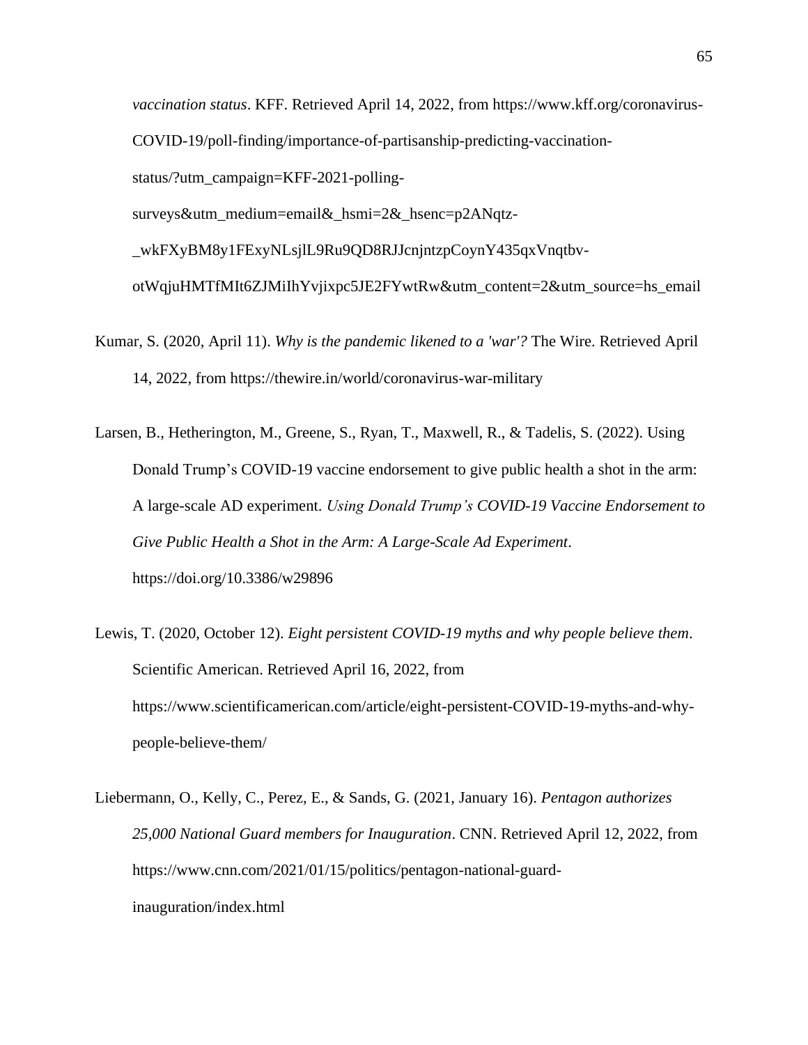*vaccination status*. KFF. Retrieved April 14, 2022, from https://www.kff.org/coronavirus-COVID-19/poll-finding/importance-of-partisanship-predicting-vaccination-status/?utm_campaign=KFF-2021-polling-surveys&utm_medium=email&_hsmi=2&_hsenc=p2ANqtz-_wkFXyBM8y1FExyNLsjlL9Ru9QD8RJJcnjntzpCoynY435qxVnqtbv-otWqjuHMTfMIt6ZJMiIhYvjixpc5JE2FYwtRw&utm_content=2&utm_source=hs_email

Kumar, S. (2020, April 11). *Why is the pandemic likened to a 'war'?* The Wire. Retrieved April 14, 2022, from https://thewire.in/world/coronavirus-war-military

Larsen, B., Hetherington, M., Greene, S., Ryan, T., Maxwell, R., & Tadelis, S. (2022). Using Donald Trump's COVID-19 vaccine endorsement to give public health a shot in the arm: A large-scale AD experiment. *Using Donald Trump's COVID-19 Vaccine Endorsement to Give Public Health a Shot in the Arm: A Large-Scale Ad Experiment*. https://doi.org/10.3386/w29896

Lewis, T. (2020, October 12). *Eight persistent COVID-19 myths and why people believe them*. Scientific American. Retrieved April 16, 2022, from https://www.scientificamerican.com/article/eight-persistent-COVID-19-myths-and-why-people-believe-them/

Liebermann, O., Kelly, C., Perez, E., & Sands, G. (2021, January 16). *Pentagon authorizes 25,000 National Guard members for Inauguration*. CNN. Retrieved April 12, 2022, from https://www.cnn.com/2021/01/15/politics/pentagon-national-guard-inauguration/index.html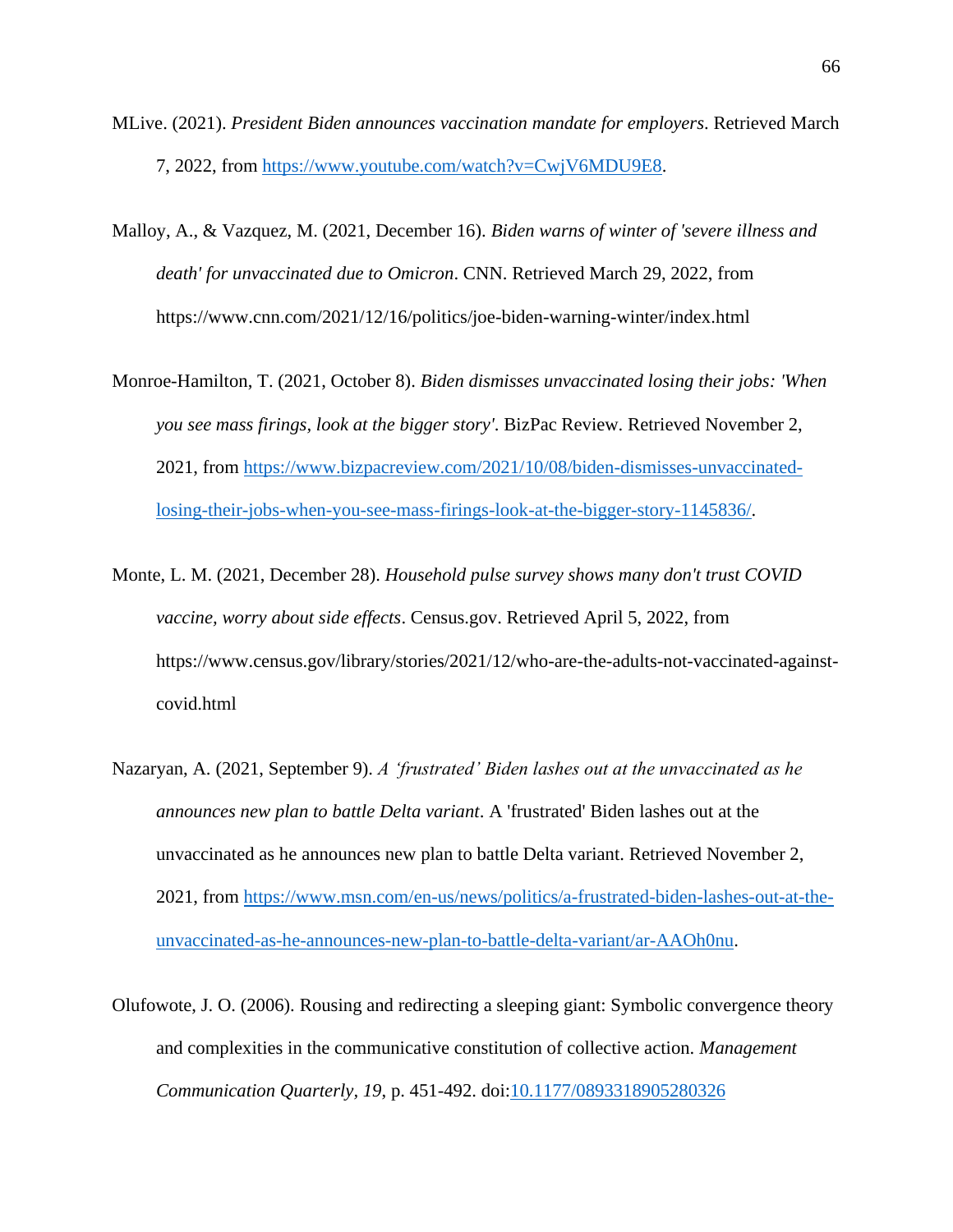MLive. (2021). *President Biden announces vaccination mandate for employers*. Retrieved March 7, 2022, from https://www.youtube.com/watch?v=CwjV6MDU9E8.

Malloy, A., & Vazquez, M. (2021, December 16). *Biden warns of winter of 'severe illness and death' for unvaccinated due to Omicron*. CNN. Retrieved March 29, 2022, from https://www.cnn.com/2021/12/16/politics/joe-biden-warning-winter/index.html

Monroe-Hamilton, T. (2021, October 8). *Biden dismisses unvaccinated losing their jobs: 'When you see mass firings, look at the bigger story'*. BizPac Review. Retrieved November 2, 2021, from https://www.bizpacreview.com/2021/10/08/biden-dismisses-unvaccinated-losing-their-jobs-when-you-see-mass-firings-look-at-the-bigger-story-1145836/.

Monte, L. M. (2021, December 28). *Household pulse survey shows many don't trust COVID vaccine, worry about side effects*. Census.gov. Retrieved April 5, 2022, from https://www.census.gov/library/stories/2021/12/who-are-the-adults-not-vaccinated-against-covid.html

Nazaryan, A. (2021, September 9). *A 'frustrated' Biden lashes out at the unvaccinated as he announces new plan to battle Delta variant*. A 'frustrated' Biden lashes out at the unvaccinated as he announces new plan to battle Delta variant. Retrieved November 2, 2021, from https://www.msn.com/en-us/news/politics/a-frustrated-biden-lashes-out-at-the-unvaccinated-as-he-announces-new-plan-to-battle-delta-variant/ar-AAOh0nu.

Olufowote, J. O. (2006). Rousing and redirecting a sleeping giant: Symbolic convergence theory and complexities in the communicative constitution of collective action. *Management Communication Quarterly*, *19*, p. 451-492. doi:10.1177/0893318905280326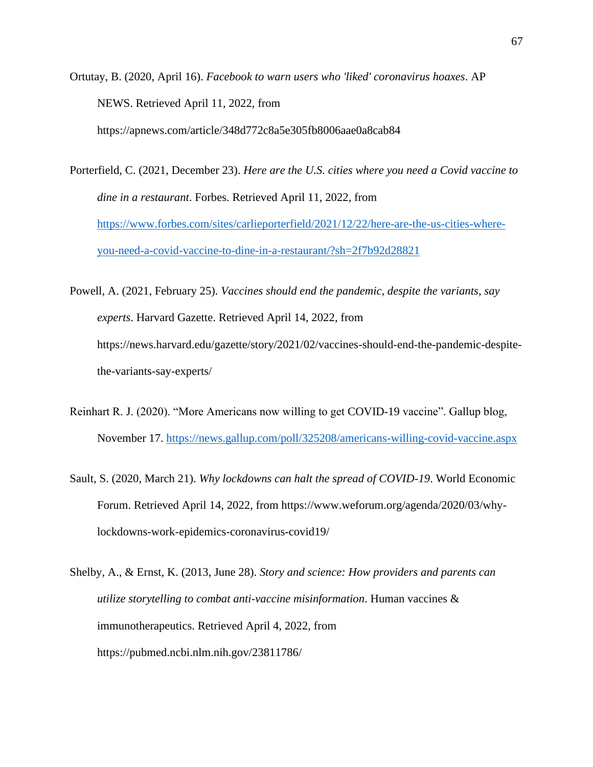Ortutay, B. (2020, April 16). *Facebook to warn users who 'liked' coronavirus hoaxes*. AP NEWS. Retrieved April 11, 2022, from https://apnews.com/article/348d772c8a5e305fb8006aae0a8cab84

Porterfield, C. (2021, December 23). *Here are the U.S. cities where you need a Covid vaccine to dine in a restaurant*. Forbes. Retrieved April 11, 2022, from https://www.forbes.com/sites/carlieporterfield/2021/12/22/here-are-the-us-cities-where-you-need-a-covid-vaccine-to-dine-in-a-restaurant/?sh=2f7b92d28821

Powell, A. (2021, February 25). *Vaccines should end the pandemic, despite the variants, say experts*. Harvard Gazette. Retrieved April 14, 2022, from https://news.harvard.edu/gazette/story/2021/02/vaccines-should-end-the-pandemic-despite-the-variants-say-experts/

Reinhart R. J. (2020). "More Americans now willing to get COVID-19 vaccine". Gallup blog, November 17. https://news.gallup.com/poll/325208/americans-willing-covid-vaccine.aspx

Sault, S. (2020, March 21). *Why lockdowns can halt the spread of COVID-19*. World Economic Forum. Retrieved April 14, 2022, from https://www.weforum.org/agenda/2020/03/why-lockdowns-work-epidemics-coronavirus-covid19/

Shelby, A., & Ernst, K. (2013, June 28). *Story and science: How providers and parents can utilize storytelling to combat anti-vaccine misinformation*. Human vaccines & immunotherapeutics. Retrieved April 4, 2022, from https://pubmed.ncbi.nlm.nih.gov/23811786/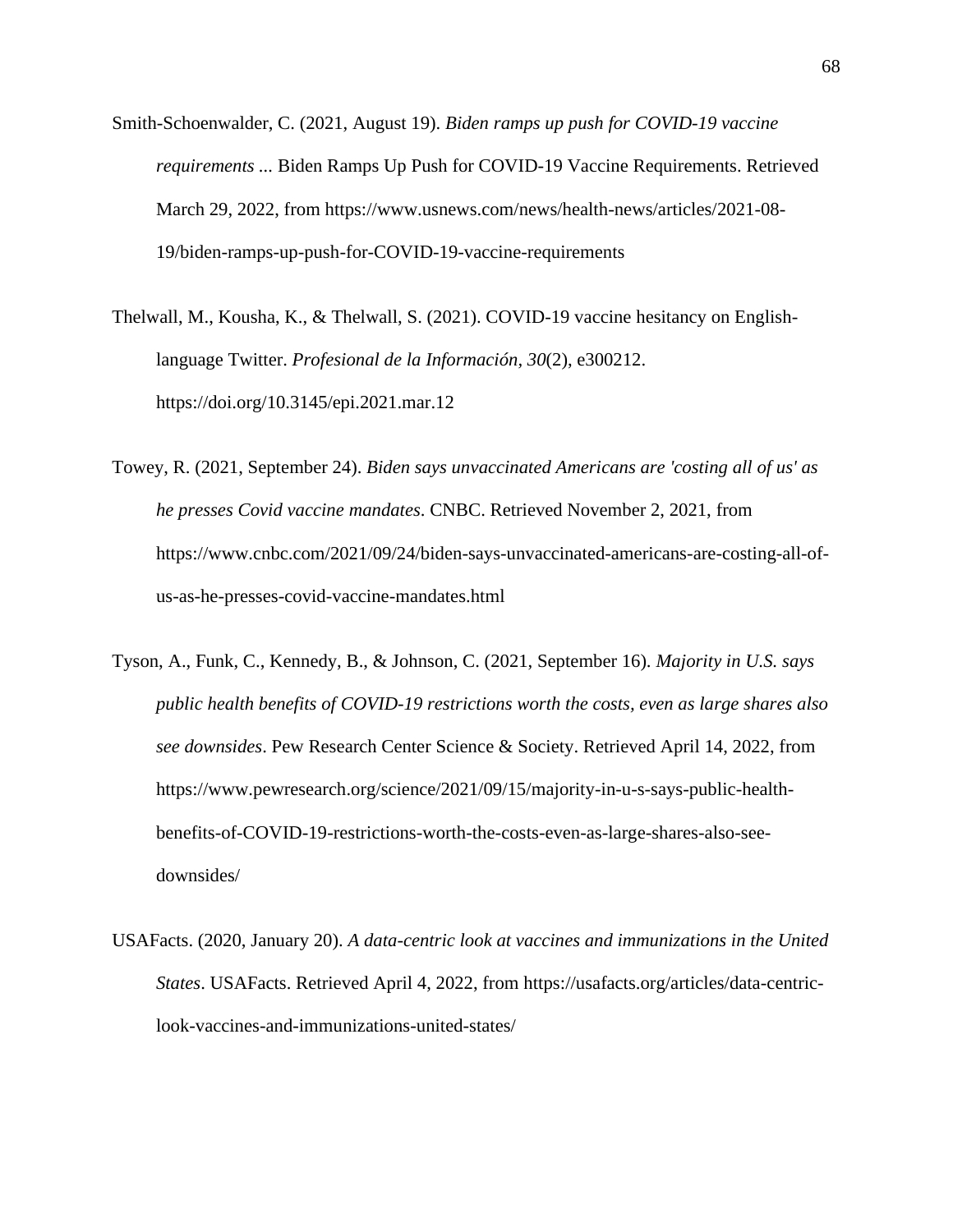Smith-Schoenwalder, C. (2021, August 19). *Biden ramps up push for COVID-19 vaccine requirements* ... Biden Ramps Up Push for COVID-19 Vaccine Requirements. Retrieved March 29, 2022, from https://www.usnews.com/news/health-news/articles/2021-08-19/biden-ramps-up-push-for-COVID-19-vaccine-requirements

Thelwall, M., Kousha, K., & Thelwall, S. (2021). COVID-19 vaccine hesitancy on English-language Twitter. *Profesional de la Información*, *30*(2), e300212. https://doi.org/10.3145/epi.2021.mar.12

Towey, R. (2021, September 24). *Biden says unvaccinated Americans are 'costing all of us' as he presses Covid vaccine mandates*. CNBC. Retrieved November 2, 2021, from https://www.cnbc.com/2021/09/24/biden-says-unvaccinated-americans-are-costing-all-of-us-as-he-presses-covid-vaccine-mandates.html

Tyson, A., Funk, C., Kennedy, B., & Johnson, C. (2021, September 16). *Majority in U.S. says public health benefits of COVID-19 restrictions worth the costs, even as large shares also see downsides*. Pew Research Center Science & Society. Retrieved April 14, 2022, from https://www.pewresearch.org/science/2021/09/15/majority-in-u-s-says-public-health-benefits-of-COVID-19-restrictions-worth-the-costs-even-as-large-shares-also-see-downsides/

USAFacts. (2020, January 20). *A data-centric look at vaccines and immunizations in the United States*. USAFacts. Retrieved April 4, 2022, from https://usafacts.org/articles/data-centric-look-vaccines-and-immunizations-united-states/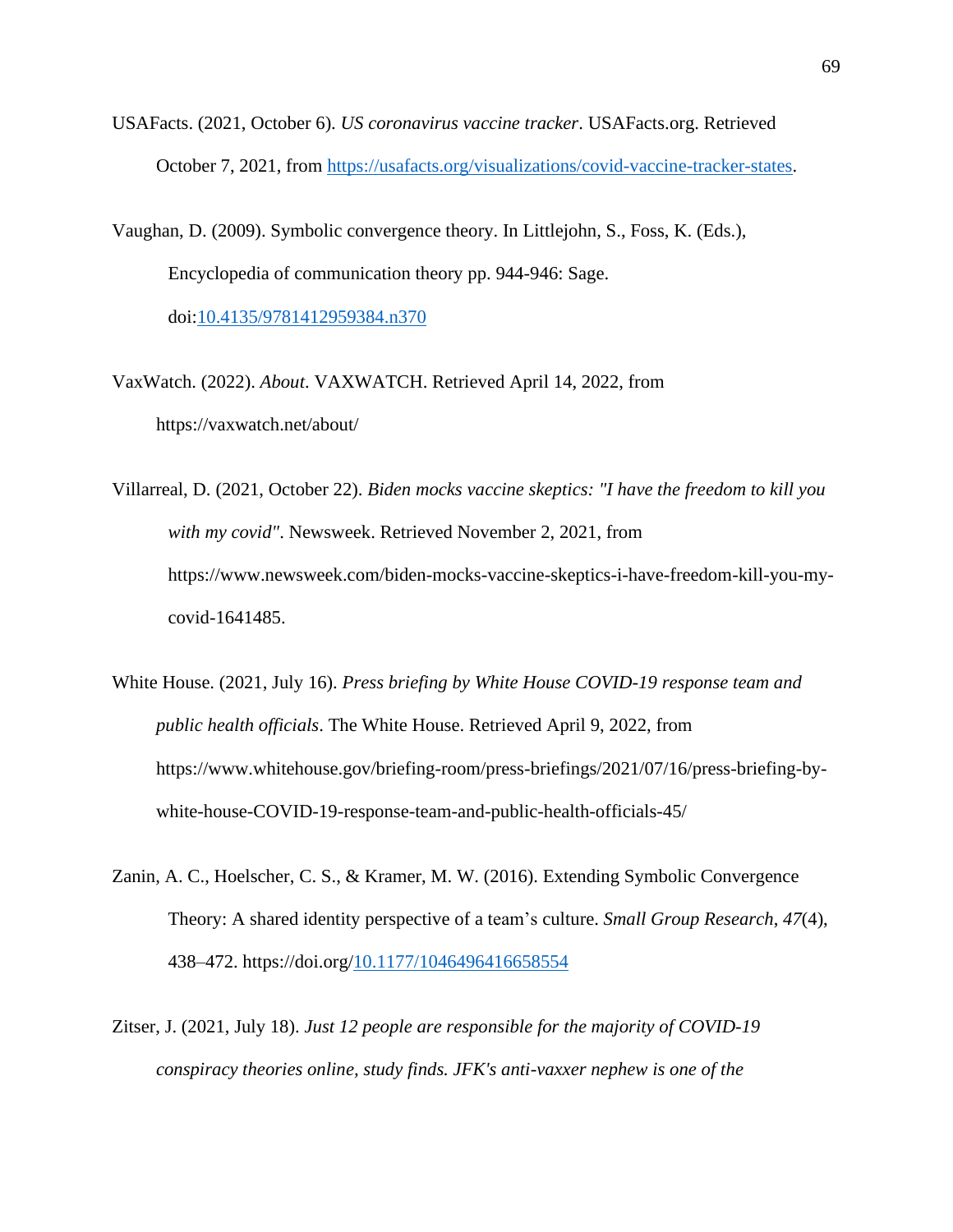USAFacts. (2021, October 6). *US coronavirus vaccine tracker*. USAFacts.org. Retrieved October 7, 2021, from https://usafacts.org/visualizations/covid-vaccine-tracker-states.

Vaughan, D. (2009). Symbolic convergence theory. In Littlejohn, S., Foss, K. (Eds.), Encyclopedia of communication theory pp. 944-946: Sage. doi:10.4135/9781412959384.n370

VaxWatch. (2022). *About*. VAXWATCH. Retrieved April 14, 2022, from https://vaxwatch.net/about/

Villarreal, D. (2021, October 22). *Biden mocks vaccine skeptics: "I have the freedom to kill you with my covid"*. Newsweek. Retrieved November 2, 2021, from https://www.newsweek.com/biden-mocks-vaccine-skeptics-i-have-freedom-kill-you-my-covid-1641485.

White House. (2021, July 16). *Press briefing by White House COVID-19 response team and public health officials*. The White House. Retrieved April 9, 2022, from https://www.whitehouse.gov/briefing-room/press-briefings/2021/07/16/press-briefing-by-white-house-COVID-19-response-team-and-public-health-officials-45/

Zanin, A. C., Hoelscher, C. S., & Kramer, M. W. (2016). Extending Symbolic Convergence Theory: A shared identity perspective of a team's culture. *Small Group Research*, *47*(4), 438–472. https://doi.org/10.1177/1046496416658554

Zitser, J. (2021, July 18). *Just 12 people are responsible for the majority of COVID-19 conspiracy theories online, study finds. JFK's anti-vaxxer nephew is one of the*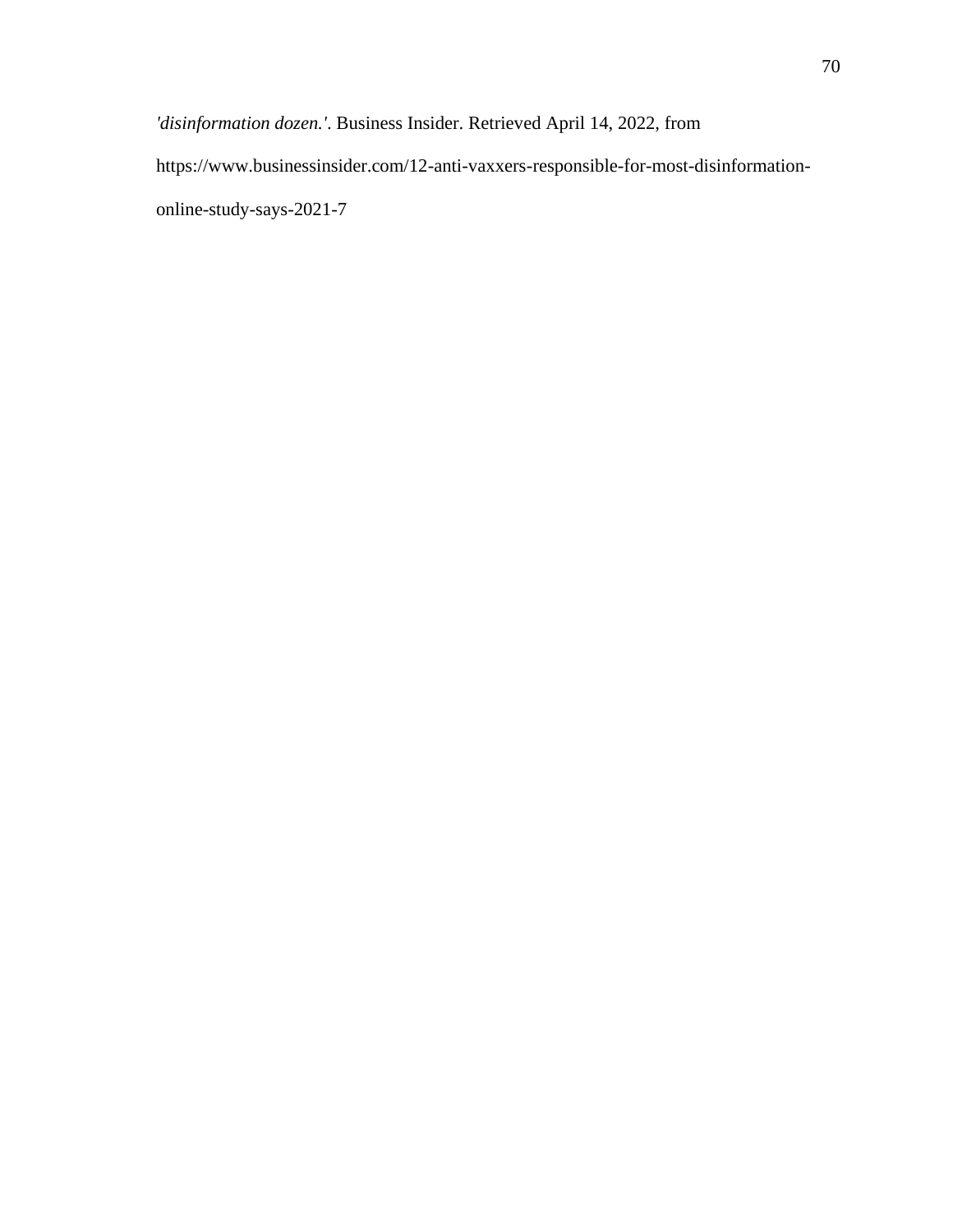*'disinformation dozen.'*. Business Insider. Retrieved April 14, 2022, from https://www.businessinsider.com/12-anti-vaxxers-responsible-for-most-disinformation-online-study-says-2021-7